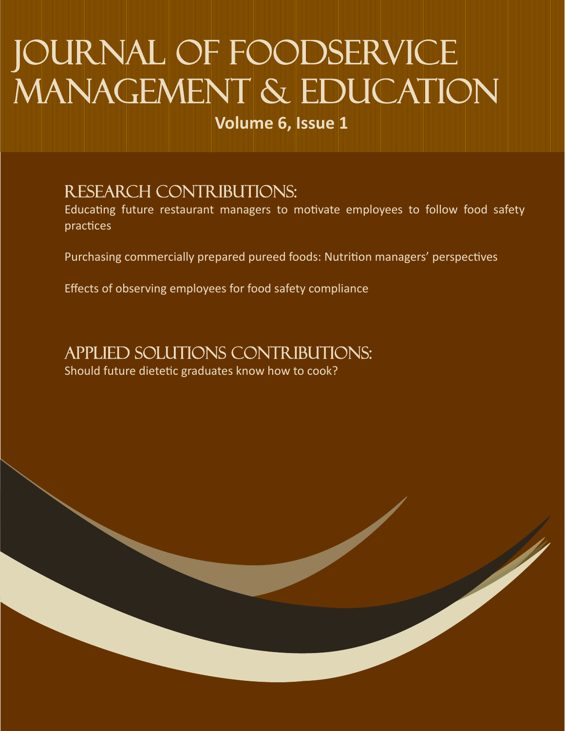# Journal of Foodservice Management & Education

**Volume 6, Issue 1**

## Research Contributions:

Educating future restaurant managers to motivate employees to follow food safety practices

Purchasing commercially prepared pureed foods: Nutrition managers' perspectives

Effects of observing employees for food safety compliance

## Applied Solutions Contributions:

Should future dietetic graduates know how to cook?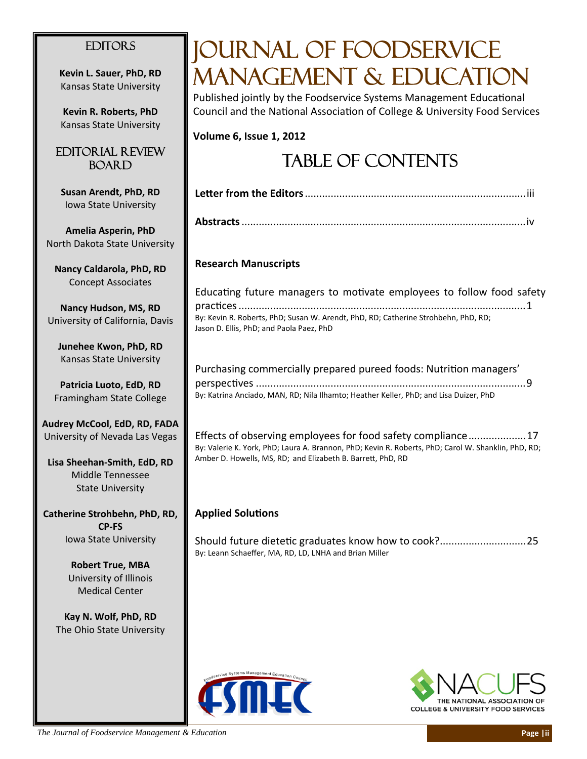# Journal of Foodservice Management & Education

Published jointly by the Foodservice Systems Management Educational Council and the National Association of College & University Food Services

**Volume 6, Issue 1, 2012**

## Table of Contents

**Letter from the Editors** ........................................................................... iii

**Abstracts** ................................................................................................. iv

### Research Manuscripts

Educating future managers to motivate employees to follow food safety practices ................................................................................................. 1
By: Kevin R. Roberts, PhD; Susan W. Arendt, PhD, RD; Catherine Strohbehn, PhD, RD; Jason D. Ellis, PhD; and Paola Paez, PhD

Purchasing commercially prepared pureed foods: Nutrition managers' perspectives ........................................................................................... 9
By: Katrina Anciado, MAN, RD; Nila Ilhamto; Heather Keller, PhD; and Lisa Duizer, PhD

Effects of observing employees for food safety compliance .................... 17
By: Valerie K. York, PhD; Laura A. Brannon, PhD; Kevin R. Roberts, PhD; Carol W. Shanklin, PhD, RD; Amber D. Howells, MS, RD; and Elizabeth B. Barrett, PhD, RD

### Applied Solutions

Should future dietetic graduates know how to cook? .............................. 25
By: Leann Schaeffer, MA, RD, LD, LNHA and Brian Miller

## Editors

**Kevin L. Sauer, PhD, RD**
Kansas State University

**Kevin R. Roberts, PhD**
Kansas State University

## Editorial Review Board

**Susan Arendt, PhD, RD**
Iowa State University

**Amelia Asperin, PhD**
North Dakota State University

**Nancy Caldarola, PhD, RD**
Concept Associates

**Nancy Hudson, MS, RD**
University of California, Davis

**Junehee Kwon, PhD, RD**
Kansas State University

**Patricia Luoto, EdD, RD**
Framingham State College

**Audrey McCool, EdD, RD, FADA**
University of Nevada Las Vegas

**Lisa Sheehan-Smith, EdD, RD**
Middle Tennessee State University

**Catherine Strohbehn, PhD, RD, CP-FS**
Iowa State University

**Robert True, MBA**
University of Illinois Medical Center

**Kay N. Wolf, PhD, RD**
The Ohio State University

Foodservice Systems Management Education Council — FSMEC

NACUFS — The National Association of College & University Food Services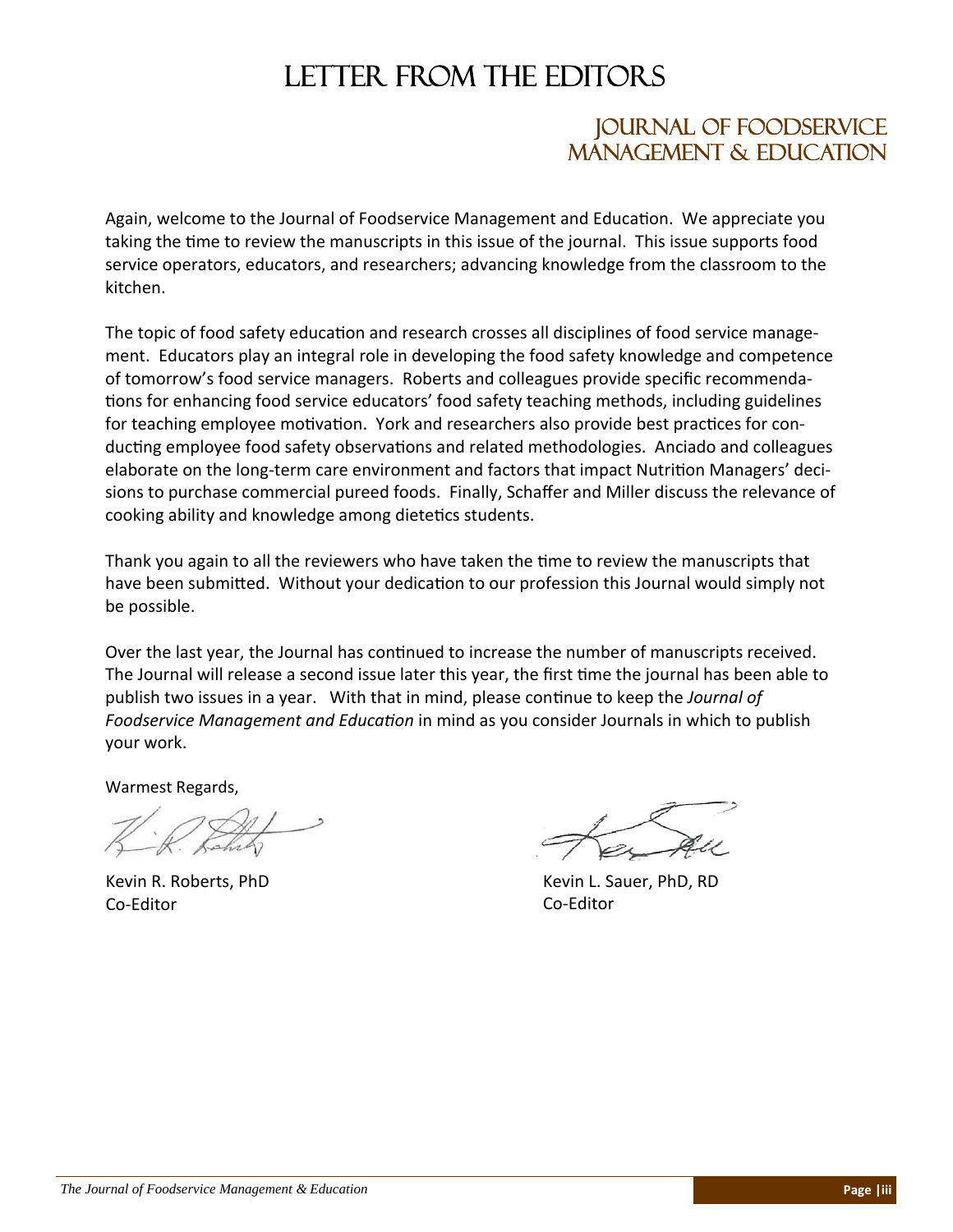# Letter from the Editors

## Journal of Foodservice Management & Education

Again, welcome to the Journal of Foodservice Management and Education. We appreciate you taking the time to review the manuscripts in this issue of the journal. This issue supports food service operators, educators, and researchers; advancing knowledge from the classroom to the kitchen.

The topic of food safety education and research crosses all disciplines of food service management. Educators play an integral role in developing the food safety knowledge and competence of tomorrow's food service managers. Roberts and colleagues provide specific recommendations for enhancing food service educators' food safety teaching methods, including guidelines for teaching employee motivation. York and researchers also provide best practices for conducting employee food safety observations and related methodologies. Anciado and colleagues elaborate on the long-term care environment and factors that impact Nutrition Managers' decisions to purchase commercial pureed foods. Finally, Schaffer and Miller discuss the relevance of cooking ability and knowledge among dietetics students.

Thank you again to all the reviewers who have taken the time to review the manuscripts that have been submitted. Without your dedication to our profession this Journal would simply not be possible.

Over the last year, the Journal has continued to increase the number of manuscripts received. The Journal will release a second issue later this year, the first time the journal has been able to publish two issues in a year. With that in mind, please continue to keep the *Journal of Foodservice Management and Education* in mind as you consider Journals in which to publish your work.

Warmest Regards,

Kevin R. Roberts, PhD
Co-Editor

Kevin L. Sauer, PhD, RD
Co-Editor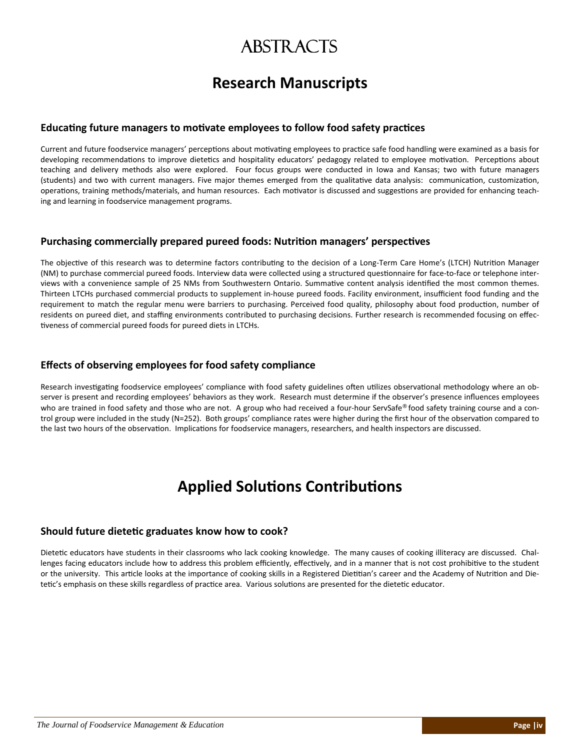# ABSTRACTS

## Research Manuscripts

### Educating future managers to motivate employees to follow food safety practices

Current and future foodservice managers' perceptions about motivating employees to practice safe food handling were examined as a basis for developing recommendations to improve dietetics and hospitality educators' pedagogy related to employee motivation. Perceptions about teaching and delivery methods also were explored. Four focus groups were conducted in Iowa and Kansas; two with future managers (students) and two with current managers. Five major themes emerged from the qualitative data analysis: communication, customization, operations, training methods/materials, and human resources. Each motivator is discussed and suggestions are provided for enhancing teaching and learning in foodservice management programs.

### Purchasing commercially prepared pureed foods: Nutrition managers' perspectives

The objective of this research was to determine factors contributing to the decision of a Long-Term Care Home's (LTCH) Nutrition Manager (NM) to purchase commercial pureed foods. Interview data were collected using a structured questionnaire for face-to-face or telephone interviews with a convenience sample of 25 NMs from Southwestern Ontario. Summative content analysis identified the most common themes. Thirteen LTCHs purchased commercial products to supplement in-house pureed foods. Facility environment, insufficient food funding and the requirement to match the regular menu were barriers to purchasing. Perceived food quality, philosophy about food production, number of residents on pureed diet, and staffing environments contributed to purchasing decisions. Further research is recommended focusing on effectiveness of commercial pureed foods for pureed diets in LTCHs.

### Effects of observing employees for food safety compliance

Research investigating foodservice employees' compliance with food safety guidelines often utilizes observational methodology where an observer is present and recording employees' behaviors as they work. Research must determine if the observer's presence influences employees who are trained in food safety and those who are not. A group who had received a four-hour ServSafe® food safety training course and a control group were included in the study (N=252). Both groups' compliance rates were higher during the first hour of the observation compared to the last two hours of the observation. Implications for foodservice managers, researchers, and health inspectors are discussed.

## Applied Solutions Contributions

### Should future dietetic graduates know how to cook?

Dietetic educators have students in their classrooms who lack cooking knowledge. The many causes of cooking illiteracy are discussed. Challenges facing educators include how to address this problem efficiently, effectively, and in a manner that is not cost prohibitive to the student or the university. This article looks at the importance of cooking skills in a Registered Dietitian's career and the Academy of Nutrition and Dietetic's emphasis on these skills regardless of practice area. Various solutions are presented for the dietetic educator.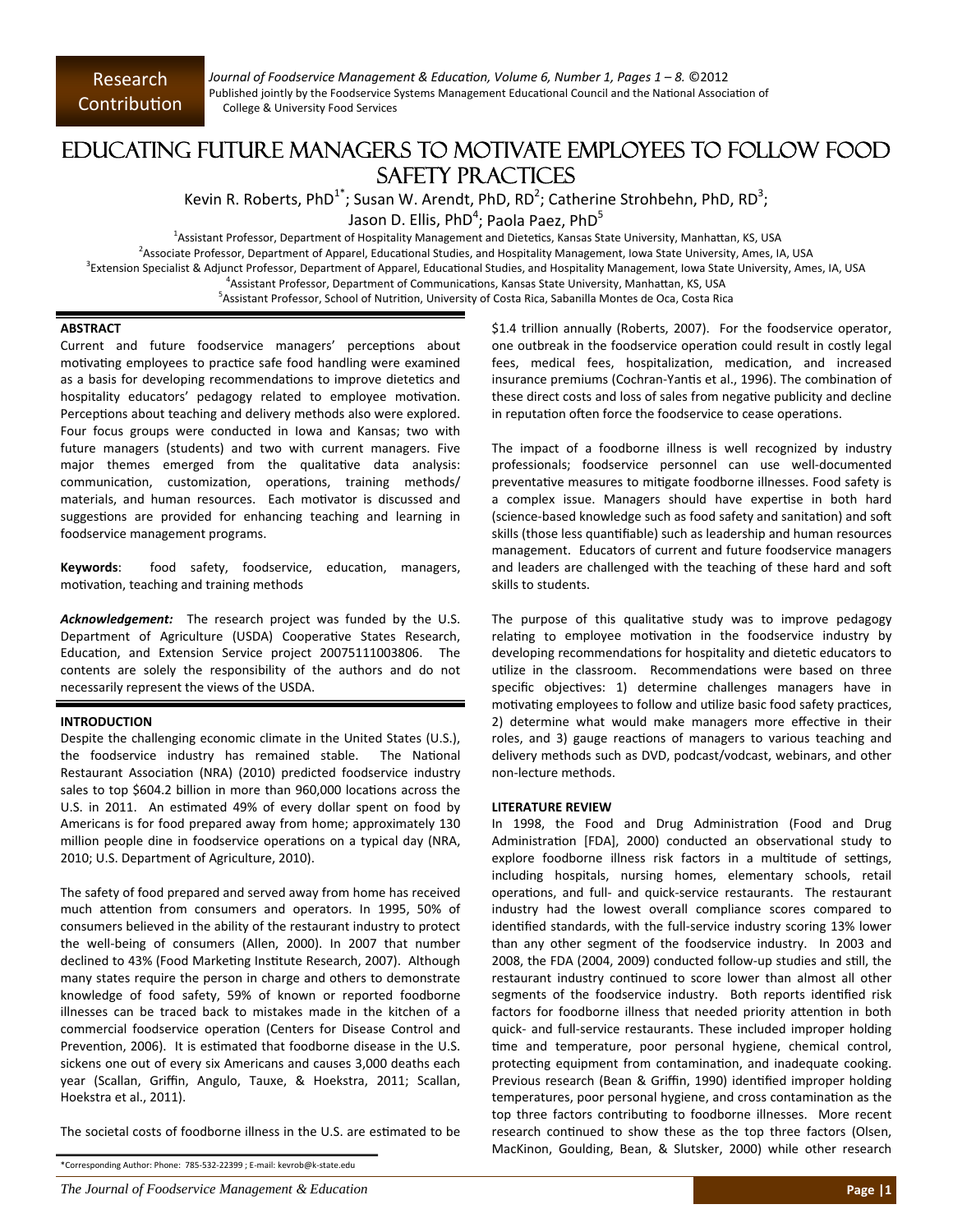# EDUCATING FUTURE MANAGERS TO MOTIVATE EMPLOYEES TO FOLLOW FOOD SAFETY PRACTICES

Kevin R. Roberts, PhD[1*]; Susan W. Arendt, PhD, RD[2]; Catherine Strohbehn, PhD, RD[3]; Jason D. Ellis, PhD[4]; Paola Paez, PhD[5]

[1]Assistant Professor, Department of Hospitality Management and Dietetics, Kansas State University, Manhattan, KS, USA
[2]Associate Professor, Department of Apparel, Educational Studies, and Hospitality Management, Iowa State University, Ames, IA, USA
[3]Extension Specialist & Adjunct Professor, Department of Apparel, Educational Studies, and Hospitality Management, Iowa State University, Ames, IA, USA
[4]Assistant Professor, Department of Communications, Kansas State University, Manhattan, KS, USA
[5]Assistant Professor, School of Nutrition, University of Costa Rica, Sabanilla Montes de Oca, Costa Rica

## ABSTRACT

Current and future foodservice managers' perceptions about motivating employees to practice safe food handling were examined as a basis for developing recommendations to improve dietetics and hospitality educators' pedagogy related to employee motivation. Perceptions about teaching and delivery methods also were explored. Four focus groups were conducted in Iowa and Kansas; two with future managers (students) and two with current managers. Five major themes emerged from the qualitative data analysis: communication, customization, operations, training methods/ materials, and human resources. Each motivator is discussed and suggestions are provided for enhancing teaching and learning in foodservice management programs.

**Keywords**: food safety, foodservice, education, managers, motivation, teaching and training methods

***Acknowledgement:*** The research project was funded by the U.S. Department of Agriculture (USDA) Cooperative States Research, Education, and Extension Service project 20075111003806. The contents are solely the responsibility of the authors and do not necessarily represent the views of the USDA.

## INTRODUCTION

Despite the challenging economic climate in the United States (U.S.), the foodservice industry has remained stable. The National Restaurant Association (NRA) (2010) predicted foodservice industry sales to top $604.2 billion in more than 960,000 locations across the U.S. in 2011. An estimated 49% of every dollar spent on food by Americans is for food prepared away from home; approximately 130 million people dine in foodservice operations on a typical day (NRA, 2010; U.S. Department of Agriculture, 2010).

The safety of food prepared and served away from home has received much attention from consumers and operators. In 1995, 50% of consumers believed in the ability of the restaurant industry to protect the well-being of consumers (Allen, 2000). In 2007 that number declined to 43% (Food Marketing Institute Research, 2007). Although many states require the person in charge and others to demonstrate knowledge of food safety, 59% of known or reported foodborne illnesses can be traced back to mistakes made in the kitchen of a commercial foodservice operation (Centers for Disease Control and Prevention, 2006). It is estimated that foodborne disease in the U.S. sickens one out of every six Americans and causes 3,000 deaths each year (Scallan, Griffin, Angulo, Tauxe, & Hoekstra, 2011; Scallan, Hoekstra et al., 2011).

The societal costs of foodborne illness in the U.S. are estimated to be $1.4 trillion annually (Roberts, 2007). For the foodservice operator, one outbreak in the foodservice operation could result in costly legal fees, medical fees, hospitalization, medication, and increased insurance premiums (Cochran-Yantis et al., 1996). The combination of these direct costs and loss of sales from negative publicity and decline in reputation often force the foodservice to cease operations.

The impact of a foodborne illness is well recognized by industry professionals; foodservice personnel can use well-documented preventative measures to mitigate foodborne illnesses. Food safety is a complex issue. Managers should have expertise in both hard (science-based knowledge such as food safety and sanitation) and soft skills (those less quantifiable) such as leadership and human resources management. Educators of current and future foodservice managers and leaders are challenged with the teaching of these hard and soft skills to students.

The purpose of this qualitative study was to improve pedagogy relating to employee motivation in the foodservice industry by developing recommendations for hospitality and dietetic educators to utilize in the classroom. Recommendations were based on three specific objectives: 1) determine challenges managers have in motivating employees to follow and utilize basic food safety practices, 2) determine what would make managers more effective in their roles, and 3) gauge reactions of managers to various teaching and delivery methods such as DVD, podcast/vodcast, webinars, and other non-lecture methods.

## LITERATURE REVIEW

In 1998, the Food and Drug Administration (Food and Drug Administration [FDA], 2000) conducted an observational study to explore foodborne illness risk factors in a multitude of settings, including hospitals, nursing homes, elementary schools, retail operations, and full- and quick-service restaurants. The restaurant industry had the lowest overall compliance scores compared to identified standards, with the full-service industry scoring 13% lower than any other segment of the foodservice industry. In 2003 and 2008, the FDA (2004, 2009) conducted follow-up studies and still, the restaurant industry continued to score lower than almost all other segments of the foodservice industry. Both reports identified risk factors for foodborne illness that needed priority attention in both quick- and full-service restaurants. These included improper holding time and temperature, poor personal hygiene, chemical control, protecting equipment from contamination, and inadequate cooking. Previous research (Bean & Griffin, 1990) identified improper holding temperatures, poor personal hygiene, and cross contamination as the top three factors contributing to foodborne illnesses. More recent research continued to show these as the top three factors (Olsen, MacKinon, Goulding, Bean, & Slutsker, 2000) while other research

*Corresponding Author: Phone: 785-532-22399 ; E-mail: kevrob@k-state.edu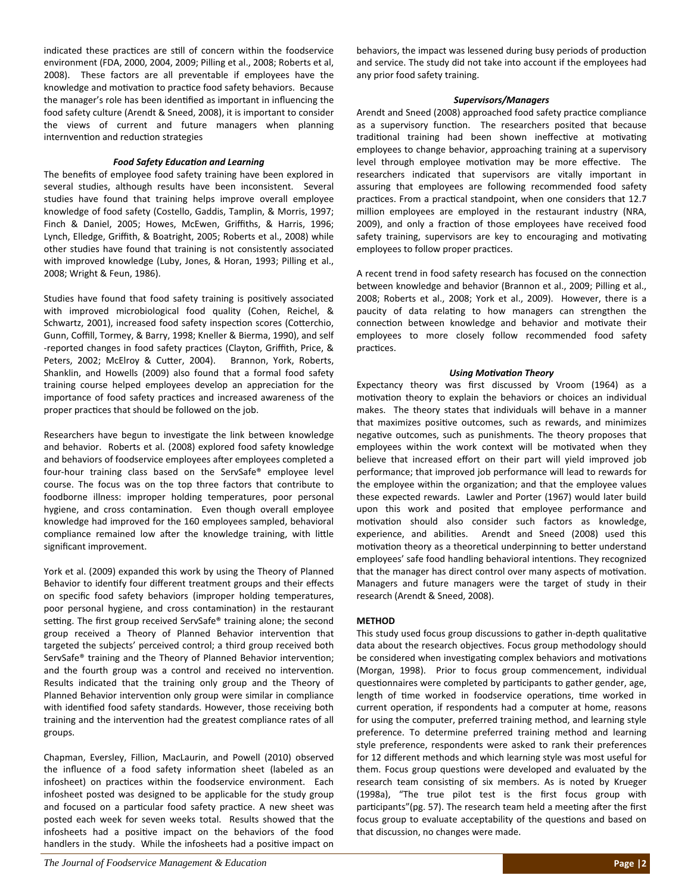indicated these practices are still of concern within the foodservice environment (FDA, 2000, 2004, 2009; Pilling et al., 2008; Roberts et al, 2008). These factors are all preventable if employees have the knowledge and motivation to practice food safety behaviors. Because the manager's role has been identified as important in influencing the food safety culture (Arendt & Sneed, 2008), it is important to consider the views of current and future managers when planning internvention and reduction strategies

### *Food Safety Education and Learning*

The benefits of employee food safety training have been explored in several studies, although results have been inconsistent. Several studies have found that training helps improve overall employee knowledge of food safety (Costello, Gaddis, Tamplin, & Morris, 1997; Finch & Daniel, 2005; Howes, McEwen, Griffiths, & Harris, 1996; Lynch, Elledge, Griffith, & Boatright, 2005; Roberts et al., 2008) while other studies have found that training is not consistently associated with improved knowledge (Luby, Jones, & Horan, 1993; Pilling et al., 2008; Wright & Feun, 1986).

Studies have found that food safety training is positively associated with improved microbiological food quality (Cohen, Reichel, & Schwartz, 2001), increased food safety inspection scores (Cotterchio, Gunn, Coffill, Tormey, & Barry, 1998; Kneller & Bierma, 1990), and self -reported changes in food safety practices (Clayton, Griffith, Price, & Peters, 2002; McElroy & Cutter, 2004). Brannon, York, Roberts, Shanklin, and Howells (2009) also found that a formal food safety training course helped employees develop an appreciation for the importance of food safety practices and increased awareness of the proper practices that should be followed on the job.

Researchers have begun to investigate the link between knowledge and behavior. Roberts et al. (2008) explored food safety knowledge and behaviors of foodservice employees after employees completed a four-hour training class based on the ServSafe® employee level course. The focus was on the top three factors that contribute to foodborne illness: improper holding temperatures, poor personal hygiene, and cross contamination. Even though overall employee knowledge had improved for the 160 employees sampled, behavioral compliance remained low after the knowledge training, with little significant improvement.

York et al. (2009) expanded this work by using the Theory of Planned Behavior to identify four different treatment groups and their effects on specific food safety behaviors (improper holding temperatures, poor personal hygiene, and cross contamination) in the restaurant setting. The first group received ServSafe® training alone; the second group received a Theory of Planned Behavior intervention that targeted the subjects' perceived control; a third group received both ServSafe® training and the Theory of Planned Behavior intervention; and the fourth group was a control and received no intervention. Results indicated that the training only group and the Theory of Planned Behavior intervention only group were similar in compliance with identified food safety standards. However, those receiving both training and the intervention had the greatest compliance rates of all groups.

Chapman, Eversley, Fillion, MacLaurin, and Powell (2010) observed the influence of a food safety information sheet (labeled as an infosheet) on practices within the foodservice environment. Each infosheet posted was designed to be applicable for the study group and focused on a particular food safety practice. A new sheet was posted each week for seven weeks total. Results showed that the infosheets had a positive impact on the behaviors of the food handlers in the study. While the infosheets had a positive impact on behaviors, the impact was lessened during busy periods of production and service. The study did not take into account if the employees had any prior food safety training.

### *Supervisors/Managers*

Arendt and Sneed (2008) approached food safety practice compliance as a supervisory function. The researchers posited that because traditional training had been shown ineffective at motivating employees to change behavior, approaching training at a supervisory level through employee motivation may be more effective. The researchers indicated that supervisors are vitally important in assuring that employees are following recommended food safety practices. From a practical standpoint, when one considers that 12.7 million employees are employed in the restaurant industry (NRA, 2009), and only a fraction of those employees have received food safety training, supervisors are key to encouraging and motivating employees to follow proper practices.

A recent trend in food safety research has focused on the connection between knowledge and behavior (Brannon et al., 2009; Pilling et al., 2008; Roberts et al., 2008; York et al., 2009). However, there is a paucity of data relating to how managers can strengthen the connection between knowledge and behavior and motivate their employees to more closely follow recommended food safety practices.

### *Using Motivation Theory*

Expectancy theory was first discussed by Vroom (1964) as a motivation theory to explain the behaviors or choices an individual makes. The theory states that individuals will behave in a manner that maximizes positive outcomes, such as rewards, and minimizes negative outcomes, such as punishments. The theory proposes that employees within the work context will be motivated when they believe that increased effort on their part will yield improved job performance; that improved job performance will lead to rewards for the employee within the organization; and that the employee values these expected rewards. Lawler and Porter (1967) would later build upon this work and posited that employee performance and motivation should also consider such factors as knowledge, experience, and abilities. Arendt and Sneed (2008) used this motivation theory as a theoretical underpinning to better understand employees' safe food handling behavioral intentions. They recognized that the manager has direct control over many aspects of motivation. Managers and future managers were the target of study in their research (Arendt & Sneed, 2008).

## METHOD

This study used focus group discussions to gather in-depth qualitative data about the research objectives. Focus group methodology should be considered when investigating complex behaviors and motivations (Morgan, 1998). Prior to focus group commencement, individual questionnaires were completed by participants to gather gender, age, length of time worked in foodservice operations, time worked in current operation, if respondents had a computer at home, reasons for using the computer, preferred training method, and learning style preference. To determine preferred training method and learning style preference, respondents were asked to rank their preferences for 12 different methods and which learning style was most useful for them. Focus group questions were developed and evaluated by the research team consisting of six members. As is noted by Krueger (1998a), "The true pilot test is the first focus group with participants"(pg. 57). The research team held a meeting after the first focus group to evaluate acceptability of the questions and based on that discussion, no changes were made.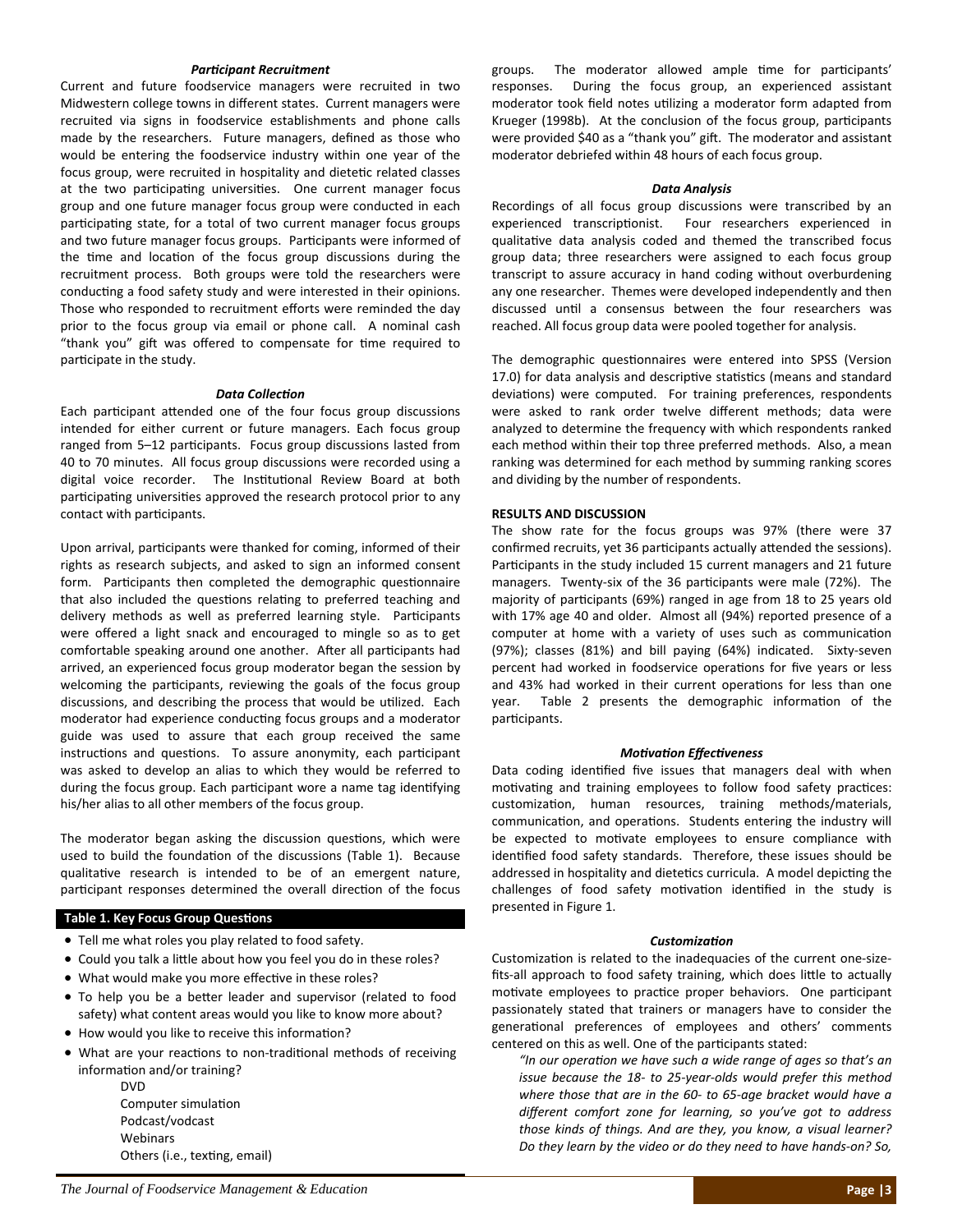### *Participant Recruitment*

Current and future foodservice managers were recruited in two Midwestern college towns in different states. Current managers were recruited via signs in foodservice establishments and phone calls made by the researchers. Future managers, defined as those who would be entering the foodservice industry within one year of the focus group, were recruited in hospitality and dietetic related classes at the two participating universities. One current manager focus group and one future manager focus group were conducted in each participating state, for a total of two current manager focus groups and two future manager focus groups. Participants were informed of the time and location of the focus group discussions during the recruitment process. Both groups were told the researchers were conducting a food safety study and were interested in their opinions. Those who responded to recruitment efforts were reminded the day prior to the focus group via email or phone call. A nominal cash "thank you" gift was offered to compensate for time required to participate in the study.

### *Data Collection*

Each participant attended one of the four focus group discussions intended for either current or future managers. Each focus group ranged from 5–12 participants. Focus group discussions lasted from 40 to 70 minutes. All focus group discussions were recorded using a digital voice recorder. The Institutional Review Board at both participating universities approved the research protocol prior to any contact with participants.

Upon arrival, participants were thanked for coming, informed of their rights as research subjects, and asked to sign an informed consent form. Participants then completed the demographic questionnaire that also included the questions relating to preferred teaching and delivery methods as well as preferred learning style. Participants were offered a light snack and encouraged to mingle so as to get comfortable speaking around one another. After all participants had arrived, an experienced focus group moderator began the session by welcoming the participants, reviewing the goals of the focus group discussions, and describing the process that would be utilized. Each moderator had experience conducting focus groups and a moderator guide was used to assure that each group received the same instructions and questions. To assure anonymity, each participant was asked to develop an alias to which they would be referred to during the focus group. Each participant wore a name tag identifying his/her alias to all other members of the focus group.

The moderator began asking the discussion questions, which were used to build the foundation of the discussions (Table 1). Because qualitative research is intended to be of an emergent nature, participant responses determined the overall direction of the focus groups. The moderator allowed ample time for participants' responses. During the focus group, an experienced assistant moderator took field notes utilizing a moderator form adapted from Krueger (1998b). At the conclusion of the focus group, participants were provided $40 as a "thank you" gift. The moderator and assistant moderator debriefed within 48 hours of each focus group.

**Table 1. Key Focus Group Questions**

- Tell me what roles you play related to food safety.
- Could you talk a little about how you feel you do in these roles?
- What would make you more effective in these roles?
- To help you be a better leader and supervisor (related to food safety) what content areas would you like to know more about?
- How would you like to receive this information?
- What are your reactions to non-traditional methods of receiving information and/or training?
  - DVD
  - Computer simulation
  - Podcast/vodcast
  - Webinars
  - Others (i.e., texting, email)

### *Data Analysis*

Recordings of all focus group discussions were transcribed by an experienced transcriptionist. Four researchers experienced in qualitative data analysis coded and themed the transcribed focus group data; three researchers were assigned to each focus group transcript to assure accuracy in hand coding without overburdening any one researcher. Themes were developed independently and then discussed until a consensus between the four researchers was reached. All focus group data were pooled together for analysis.

The demographic questionnaires were entered into SPSS (Version 17.0) for data analysis and descriptive statistics (means and standard deviations) were computed. For training preferences, respondents were asked to rank order twelve different methods; data were analyzed to determine the frequency with which respondents ranked each method within their top three preferred methods. Also, a mean ranking was determined for each method by summing ranking scores and dividing by the number of respondents.

## RESULTS AND DISCUSSION

The show rate for the focus groups was 97% (there were 37 confirmed recruits, yet 36 participants actually attended the sessions). Participants in the study included 15 current managers and 21 future managers. Twenty-six of the 36 participants were male (72%). The majority of participants (69%) ranged in age from 18 to 25 years old with 17% age 40 and older. Almost all (94%) reported presence of a computer at home with a variety of uses such as communication (97%); classes (81%) and bill paying (64%) indicated. Sixty-seven percent had worked in foodservice operations for five years or less and 43% had worked in their current operations for less than one year. Table 2 presents the demographic information of the participants.

### *Motivation Effectiveness*

Data coding identified five issues that managers deal with when motivating and training employees to follow food safety practices: customization, human resources, training methods/materials, communication, and operations. Students entering the industry will be expected to motivate employees to ensure compliance with identified food safety standards. Therefore, these issues should be addressed in hospitality and dietetics curricula. A model depicting the challenges of food safety motivation identified in the study is presented in Figure 1.

### *Customization*

Customization is related to the inadequacies of the current one-size-fits-all approach to food safety training, which does little to actually motivate employees to practice proper behaviors. One participant passionately stated that trainers or managers have to consider the generational preferences of employees and others' comments centered on this as well. One of the participants stated:

> *"In our operation we have such a wide range of ages so that's an issue because the 18- to 25-year-olds would prefer this method where those that are in the 60- to 65-age bracket would have a different comfort zone for learning, so you've got to address those kinds of things. And are they, you know, a visual learner? Do they learn by the video or do they need to have hands-on? So,*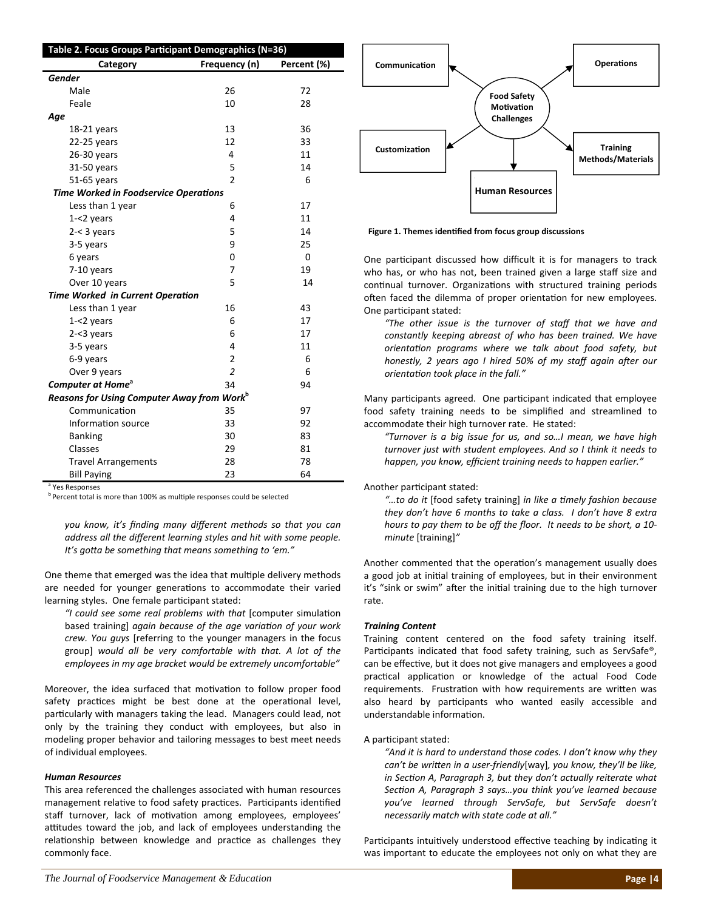**Table 2. Focus Groups Participant Demographics (N=36)**

| Category | Frequency (n) | Percent (%) |
|---|---|---|
| ***Gender*** | | |
| Male | 26 | 72 |
| Feale | 10 | 28 |
| ***Age*** | | |
| 18-21 years | 13 | 36 |
| 22-25 years | 12 | 33 |
| 26-30 years | 4 | 11 |
| 31-50 years | 5 | 14 |
| 51-65 years | 2 | 6 |
| ***Time Worked in Foodservice Operations*** | | |
| Less than 1 year | 6 | 17 |
| 1-<2 years | 4 | 11 |
| 2-< 3 years | 5 | 14 |
| 3-5 years | 9 | 25 |
| 6 years | 0 | 0 |
| 7-10 years | 7 | 19 |
| Over 10 years | 5 | 14 |
| ***Time Worked in Current Operation*** | | |
| Less than 1 year | 16 | 43 |
| 1-<2 years | 6 | 17 |
| 2-<3 years | 6 | 17 |
| 3-5 years | 4 | 11 |
| 6-9 years | 2 | 6 |
| Over 9 years | 2 | 6 |
| ***Computer at Home***[a] | 34 | 94 |
| ***Reasons for Using Computer Away from Work***[b] | | |
| Communication | 35 | 97 |
| Information source | 33 | 92 |
| Banking | 30 | 83 |
| Classes | 29 | 81 |
| Travel Arrangements | 28 | 78 |
| Bill Paying | 23 | 64 |

[a] Yes Responses
[b] Percent total is more than 100% as multiple responses could be selected

*you know, it's finding many different methods so that you can address all the different learning styles and hit with some people. It's gotta be something that means something to 'em."*

One theme that emerged was the idea that multiple delivery methods are needed for younger generations to accommodate their varied learning styles. One female participant stated:

> *"I could see some real problems with that* [computer simulation based training] *again because of the age variation of your work crew. You guys* [referring to the younger managers in the focus group] *would all be very comfortable with that. A lot of the employees in my age bracket would be extremely uncomfortable"*

Moreover, the idea surfaced that motivation to follow proper food safety practices might be best done at the operational level, particularly with managers taking the lead. Managers could lead, not only by the training they conduct with employees, but also in modeling proper behavior and tailoring messages to best meet needs of individual employees.

#### *Human Resources*

This area referenced the challenges associated with human resources management relative to food safety practices. Participants identified staff turnover, lack of motivation among employees, employees' attitudes toward the job, and lack of employees understanding the relationship between knowledge and practice as challenges they commonly face.

Food Safety Motivation Challenges → Communication; Operations; Customization; Training Methods/Materials; Human Resources

**Figure 1. Themes identified from focus group discussions**

One participant discussed how difficult it is for managers to track who has, or who has not, been trained given a large staff size and continual turnover. Organizations with structured training periods often faced the dilemma of proper orientation for new employees. One participant stated:

> *"The other issue is the turnover of staff that we have and constantly keeping abreast of who has been trained. We have orientation programs where we talk about food safety, but honestly, 2 years ago I hired 50% of my staff again after our orientation took place in the fall."*

Many participants agreed. One participant indicated that employee food safety training needs to be simplified and streamlined to accommodate their high turnover rate. He stated:

> *"Turnover is a big issue for us, and so…I mean, we have high turnover just with student employees. And so I think it needs to happen, you know, efficient training needs to happen earlier."*

Another participant stated:

> *"…to do it* [food safety training] *in like a timely fashion because they don't have 6 months to take a class. I don't have 8 extra hours to pay them to be off the floor. It needs to be short, a 10-minute* [training]*"*

Another commented that the operation's management usually does a good job at initial training of employees, but in their environment it's "sink or swim" after the initial training due to the high turnover rate.

#### *Training Content*

Training content centered on the food safety training itself. Participants indicated that food safety training, such as ServSafe®, can be effective, but it does not give managers and employees a good practical application or knowledge of the actual Food Code requirements. Frustration with how requirements are written was also heard by participants who wanted easily accessible and understandable information.

A participant stated:

> *"And it is hard to understand those codes. I don't know why they can't be written in a user-friendly*[way]*, you know, they'll be like, in Section A, Paragraph 3, but they don't actually reiterate what Section A, Paragraph 3 says…you think you've learned because you've learned through ServSafe, but ServSafe doesn't necessarily match with state code at all."*

Participants intuitively understood effective teaching by indicating it was important to educate the employees not only on what they are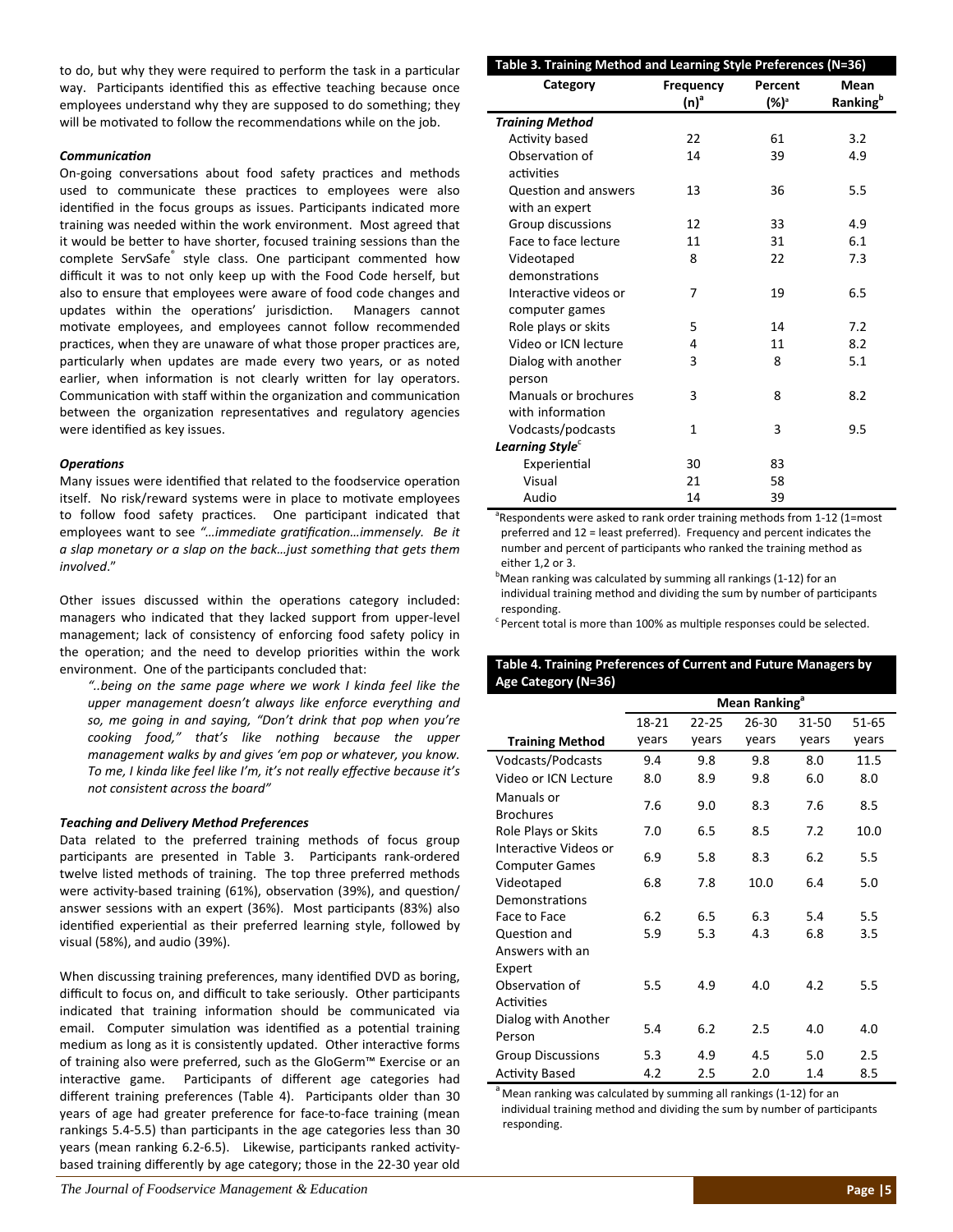to do, but why they were required to perform the task in a particular way. Participants identified this as effective teaching because once employees understand why they are supposed to do something; they will be motivated to follow the recommendations while on the job.

***Communication***

On-going conversations about food safety practices and methods used to communicate these practices to employees were also identified in the focus groups as issues. Participants indicated more training was needed within the work environment. Most agreed that it would be better to have shorter, focused training sessions than the complete ServSafe® style class. One participant commented how difficult it was to not only keep up with the Food Code herself, but also to ensure that employees were aware of food code changes and updates within the operations' jurisdiction. Managers cannot motivate employees, and employees cannot follow recommended practices, when they are unaware of what those proper practices are, particularly when updates are made every two years, or as noted earlier, when information is not clearly written for lay operators. Communication with staff within the organization and communication between the organization representatives and regulatory agencies were identified as key issues.

***Operations***

Many issues were identified that related to the foodservice operation itself. No risk/reward systems were in place to motivate employees to follow food safety practices. One participant indicated that employees want to see *"…immediate gratification…immensely. Be it a slap monetary or a slap on the back…just something that gets them involved*."

Other issues discussed within the operations category included: managers who indicated that they lacked support from upper-level management; lack of consistency of enforcing food safety policy in the operation; and the need to develop priorities within the work environment. One of the participants concluded that:

> ***"..being on the same page where we work I kinda feel like the upper management doesn't always like enforce everything and so, me going in and saying, "Don't drink that pop when you're cooking food," that's like nothing because the upper management walks by and gives 'em pop or whatever, you know. To me, I kinda like feel like I'm, it's not really effective because it's not consistent across the board"***

***Teaching and Delivery Method Preferences***

Data related to the preferred training methods of focus group participants are presented in Table 3. Participants rank-ordered twelve listed methods of training. The top three preferred methods were activity-based training (61%), observation (39%), and question/answer sessions with an expert (36%). Most participants (83%) also identified experiential as their preferred learning style, followed by visual (58%), and audio (39%).

When discussing training preferences, many identified DVD as boring, difficult to focus on, and difficult to take seriously. Other participants indicated that training information should be communicated via email. Computer simulation was identified as a potential training medium as long as it is consistently updated. Other interactive forms of training also were preferred, such as the GloGerm™ Exercise or an interactive game. Participants of different age categories had different training preferences (Table 4). Participants older than 30 years of age had greater preference for face-to-face training (mean rankings 5.4-5.5) than participants in the age categories less than 30 years (mean ranking 6.2-6.5). Likewise, participants ranked activity-based training differently by age category; those in the 22-30 year old

**Table 3. Training Method and Learning Style Preferences (N=36)**

| Category | Frequency (n)[a] | Percent (%)[a] | Mean Ranking[b] |
|---|---|---|---|
| ***Training Method*** | | | |
| Activity based | 22 | 61 | 3.2 |
| Observation of activities | 14 | 39 | 4.9 |
| Question and answers with an expert | 13 | 36 | 5.5 |
| Group discussions | 12 | 33 | 4.9 |
| Face to face lecture | 11 | 31 | 6.1 |
| Videotaped demonstrations | 8 | 22 | 7.3 |
| Interactive videos or computer games | 7 | 19 | 6.5 |
| Role plays or skits | 5 | 14 | 7.2 |
| Video or ICN lecture | 4 | 11 | 8.2 |
| Dialog with another person | 3 | 8 | 5.1 |
| Manuals or brochures with information | 3 | 8 | 8.2 |
| Vodcasts/podcasts | 1 | 3 | 9.5 |
| ***Learning Style***[c] | | | |
| Experiential | 30 | 83 | |
| Visual | 21 | 58 | |
| Audio | 14 | 39 | |

[a]Respondents were asked to rank order training methods from 1-12 (1=most preferred and 12 = least preferred). Frequency and percent indicates the number and percent of participants who ranked the training method as either 1,2 or 3.

[b]Mean ranking was calculated by summing all rankings (1-12) for an individual training method and dividing the sum by number of participants responding.

[c] Percent total is more than 100% as multiple responses could be selected.

**Table 4. Training Preferences of Current and Future Managers by Age Category (N=36)**

| | Mean Ranking[a] | | | | |
|---|---|---|---|---|---|
| **Training Method** | 18-21 years | 22-25 years | 26-30 years | 31-50 years | 51-65 years |
| Vodcasts/Podcasts | 9.4 | 9.8 | 9.8 | 8.0 | 11.5 |
| Video or ICN Lecture | 8.0 | 8.9 | 9.8 | 6.0 | 8.0 |
| Manuals or Brochures | 7.6 | 9.0 | 8.3 | 7.6 | 8.5 |
| Role Plays or Skits | 7.0 | 6.5 | 8.5 | 7.2 | 10.0 |
| Interactive Videos or Computer Games | 6.9 | 5.8 | 8.3 | 6.2 | 5.5 |
| Videotaped Demonstrations | 6.8 | 7.8 | 10.0 | 6.4 | 5.0 |
| Face to Face | 6.2 | 6.5 | 6.3 | 5.4 | 5.5 |
| Question and Answers with an Expert | 5.9 | 5.3 | 4.3 | 6.8 | 3.5 |
| Observation of Activities | 5.5 | 4.9 | 4.0 | 4.2 | 5.5 |
| Dialog with Another Person | 5.4 | 6.2 | 2.5 | 4.0 | 4.0 |
| Group Discussions | 5.3 | 4.9 | 4.5 | 5.0 | 2.5 |
| Activity Based | 4.2 | 2.5 | 2.0 | 1.4 | 8.5 |

[a] Mean ranking was calculated by summing all rankings (1-12) for an individual training method and dividing the sum by number of participants responding.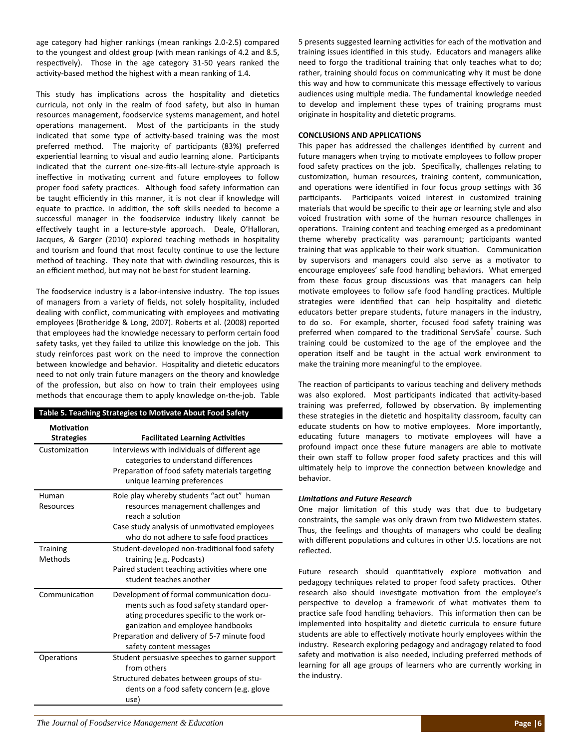age category had higher rankings (mean rankings 2.0-2.5) compared to the youngest and oldest group (with mean rankings of 4.2 and 8.5, respectively). Those in the age category 31-50 years ranked the activity-based method the highest with a mean ranking of 1.4.

This study has implications across the hospitality and dietetics curricula, not only in the realm of food safety, but also in human resources management, foodservice systems management, and hotel operations management. Most of the participants in the study indicated that some type of activity-based training was the most preferred method. The majority of participants (83%) preferred experiential learning to visual and audio learning alone. Participants indicated that the current one-size-fits-all lecture-style approach is ineffective in motivating current and future employees to follow proper food safety practices. Although food safety information can be taught efficiently in this manner, it is not clear if knowledge will equate to practice. In addition, the soft skills needed to become a successful manager in the foodservice industry likely cannot be effectively taught in a lecture-style approach. Deale, O'Halloran, Jacques, & Garger (2010) explored teaching methods in hospitality and tourism and found that most faculty continue to use the lecture method of teaching. They note that with dwindling resources, this is an efficient method, but may not be best for student learning.

The foodservice industry is a labor-intensive industry. The top issues of managers from a variety of fields, not solely hospitality, included dealing with conflict, communicating with employees and motivating employees (Brotheridge & Long, 2007). Roberts et al. (2008) reported that employees had the knowledge necessary to perform certain food safety tasks, yet they failed to utilize this knowledge on the job. This study reinforces past work on the need to improve the connection between knowledge and behavior. Hospitality and dietetic educators need to not only train future managers on the theory and knowledge of the profession, but also on how to train their employees using methods that encourage them to apply knowledge on-the-job. Table 5 presents suggested learning activities for each of the motivation and training issues identified in this study. Educators and managers alike need to forgo the traditional training that only teaches what to do; rather, training should focus on communicating why it must be done this way and how to communicate this message effectively to various audiences using multiple media. The fundamental knowledge needed to develop and implement these types of training programs must originate in hospitality and dietetic programs.

**Table 5. Teaching Strategies to Motivate About Food Safety**

| Motivation Strategies | Facilitated Learning Activities |
|---|---|
| Customization | Interviews with individuals of different age categories to understand differences<br>Preparation of food safety materials targeting unique learning preferences |
| Human Resources | Role play whereby students "act out" human resources management challenges and reach a solution<br>Case study analysis of unmotivated employees who do not adhere to safe food practices |
| Training Methods | Student-developed non-traditional food safety training (e.g. Podcasts)<br>Paired student teaching activities where one student teaches another |
| Communication | Development of formal communication documents such as food safety standard operating procedures specific to the work organization and employee handbooks<br>Preparation and delivery of 5-7 minute food safety content messages |
| Operations | Student persuasive speeches to garner support from others<br>Structured debates between groups of students on a food safety concern (e.g. glove use) |

## CONCLUSIONS AND APPLICATIONS

This paper has addressed the challenges identified by current and future managers when trying to motivate employees to follow proper food safety practices on the job. Specifically, challenges relating to customization, human resources, training content, communication, and operations were identified in four focus group settings with 36 participants. Participants voiced interest in customized training materials that would be specific to their age or learning style and also voiced frustration with some of the human resource challenges in operations. Training content and teaching emerged as a predominant theme whereby practicality was paramount; participants wanted training that was applicable to their work situation. Communication by supervisors and managers could also serve as a motivator to encourage employees' safe food handling behaviors. What emerged from these focus group discussions was that managers can help motivate employees to follow safe food handling practices. Multiple strategies were identified that can help hospitality and dietetic educators better prepare students, future managers in the industry, to do so. For example, shorter, focused food safety training was preferred when compared to the traditional ServSafe® course. Such training could be customized to the age of the employee and the operation itself and be taught in the actual work environment to make the training more meaningful to the employee.

The reaction of participants to various teaching and delivery methods was also explored. Most participants indicated that activity-based training was preferred, followed by observation. By implementing these strategies in the dietetic and hospitality classroom, faculty can educate students on how to motive employees. More importantly, educating future managers to motivate employees will have a profound impact once these future managers are able to motivate their own staff to follow proper food safety practices and this will ultimately help to improve the connection between knowledge and behavior.

### *Limitations and Future Research*

One major limitation of this study was that due to budgetary constraints, the sample was only drawn from two Midwestern states. Thus, the feelings and thoughts of managers who could be dealing with different populations and cultures in other U.S. locations are not reflected.

Future research should quantitatively explore motivation and pedagogy techniques related to proper food safety practices. Other research also should investigate motivation from the employee's perspective to develop a framework of what motivates them to practice safe food handling behaviors. This information then can be implemented into hospitality and dietetic curricula to ensure future students are able to effectively motivate hourly employees within the industry. Research exploring pedagogy and andragogy related to food safety and motivation is also needed, including preferred methods of learning for all age groups of learners who are currently working in the industry.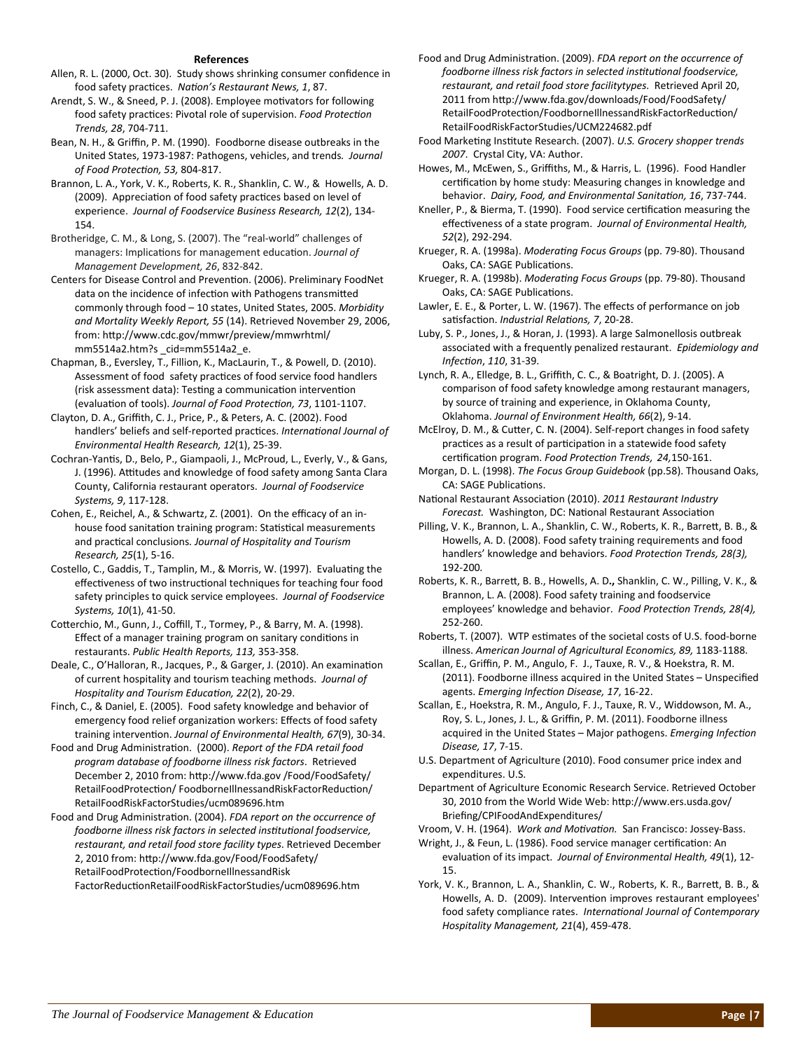## References

Allen, R. L. (2000, Oct. 30). Study shows shrinking consumer confidence in food safety practices. *Nation's Restaurant News, 1*, 87.

Arendt, S. W., & Sneed, P. J. (2008). Employee motivators for following food safety practices: Pivotal role of supervision. *Food Protection Trends, 28*, 704-711.

Bean, N. H., & Griffin, P. M. (1990). Foodborne disease outbreaks in the United States, 1973-1987: Pathogens, vehicles, and trends. *Journal of Food Protection, 53,* 804-817.

Brannon, L. A., York, V. K., Roberts, K. R., Shanklin, C. W., & Howells, A. D. (2009). Appreciation of food safety practices based on level of experience. *Journal of Foodservice Business Research, 12*(2), 134-154.

Brotheridge, C. M., & Long, S. (2007). The "real-world" challenges of managers: Implications for management education. *Journal of Management Development, 26*, 832-842.

Centers for Disease Control and Prevention. (2006). Preliminary FoodNet data on the incidence of infection with Pathogens transmitted commonly through food – 10 states, United States, 2005. *Morbidity and Mortality Weekly Report, 55* (14). Retrieved November 29, 2006, from: http://www.cdc.gov/mmwr/preview/mmwrhtml/mm5514a2.htm?s _cid=mm5514a2_e.

Chapman, B., Eversley, T., Fillion, K., MacLaurin, T., & Powell, D. (2010). Assessment of food safety practices of food service food handlers (risk assessment data): Testing a communication intervention (evaluation of tools). *Journal of Food Protection, 73*, 1101-1107.

Clayton, D. A., Griffith, C. J., Price, P., & Peters, A. C. (2002). Food handlers' beliefs and self-reported practices. *International Journal of Environmental Health Research, 12*(1), 25-39.

Cochran-Yantis, D., Belo, P., Giampaoli, J., McProud, L., Everly, V., & Gans, J. (1996). Attitudes and knowledge of food safety among Santa Clara County, California restaurant operators. *Journal of Foodservice Systems, 9*, 117-128.

Cohen, E., Reichel, A., & Schwartz, Z. (2001). On the efficacy of an in-house food sanitation training program: Statistical measurements and practical conclusions. *Journal of Hospitality and Tourism Research, 25*(1), 5-16.

Costello, C., Gaddis, T., Tamplin, M., & Morris, W. (1997). Evaluating the effectiveness of two instructional techniques for teaching four food safety principles to quick service employees. *Journal of Foodservice Systems, 10*(1), 41-50.

Cotterchio, M., Gunn, J., Coffill, T., Tormey, P., & Barry, M. A. (1998). Effect of a manager training program on sanitary conditions in restaurants. *Public Health Reports, 113,* 353-358.

Deale, C., O'Halloran, R., Jacques, P., & Garger, J. (2010). An examination of current hospitality and tourism teaching methods. *Journal of Hospitality and Tourism Education, 22*(2), 20-29.

Finch, C., & Daniel, E. (2005). Food safety knowledge and behavior of emergency food relief organization workers: Effects of food safety training intervention. *Journal of Environmental Health, 67*(9), 30-34.

Food and Drug Administration. (2000). *Report of the FDA retail food program database of foodborne illness risk factors*. Retrieved December 2, 2010 from: http://www.fda.gov /Food/FoodSafety/RetailFoodProtection/ FoodborneIllnessandRiskFactorReduction/RetailFoodRiskFactorStudies/ucm089696.htm

Food and Drug Administration. (2004). *FDA report on the occurrence of foodborne illness risk factors in selected institutional foodservice, restaurant, and retail food store facility types*. Retrieved December 2, 2010 from: http://www.fda.gov/Food/FoodSafety/RetailFoodProtection/FoodborneIllnessandRisk FactorReductionRetailFoodRiskFactorStudies/ucm089696.htm

Food and Drug Administration. (2009). *FDA report on the occurrence of foodborne illness risk factors in selected institutional foodservice, restaurant, and retail food store facilitytypes*. Retrieved April 20, 2011 from http://www.fda.gov/downloads/Food/FoodSafety/RetailFoodProtection/FoodborneIllnessandRiskFactorReduction/RetailFoodRiskFactorStudies/UCM224682.pdf

Food Marketing Institute Research. (2007). *U.S. Grocery shopper trends 2007*. Crystal City, VA: Author.

Howes, M., McEwen, S., Griffiths, M., & Harris, L. (1996). Food Handler certification by home study: Measuring changes in knowledge and behavior. *Dairy, Food, and Environmental Sanitation, 16*, 737-744.

Kneller, P., & Bierma, T. (1990). Food service certification measuring the effectiveness of a state program. *Journal of Environmental Health, 52*(2), 292-294.

Krueger, R. A. (1998a). *Moderating Focus Groups* (pp. 79-80). Thousand Oaks, CA: SAGE Publications.

Krueger, R. A. (1998b). *Moderating Focus Groups* (pp. 79-80). Thousand Oaks, CA: SAGE Publications.

Lawler, E. E., & Porter, L. W. (1967). The effects of performance on job satisfaction. *Industrial Relations, 7*, 20-28.

Luby, S. P., Jones, J., & Horan, J. (1993). A large Salmonellosis outbreak associated with a frequently penalized restaurant. *Epidemiology and Infection*, *110*, 31-39.

Lynch, R. A., Elledge, B. L., Griffith, C. C., & Boatright, D. J. (2005). A comparison of food safety knowledge among restaurant managers, by source of training and experience, in Oklahoma County, Oklahoma. *Journal of Environment Health, 66*(2), 9-14.

McElroy, D. M., & Cutter, C. N. (2004). Self-report changes in food safety practices as a result of participation in a statewide food safety certification program. *Food Protection Trends, 24,*150-161.

Morgan, D. L. (1998). *The Focus Group Guidebook* (pp.58). Thousand Oaks, CA: SAGE Publications.

National Restaurant Association (2010). *2011 Restaurant Industry Forecast.* Washington, DC: National Restaurant Association

Pilling, V. K., Brannon, L. A., Shanklin, C. W., Roberts, K. R., Barrett, B. B., & Howells, A. D. (2008). Food safety training requirements and food handlers' knowledge and behaviors. *Food Protection Trends, 28(3),* 192-200.

Roberts, K. R., Barrett, B. B., Howells, A. D**.,** Shanklin, C. W., Pilling, V. K., & Brannon, L. A. (2008). Food safety training and foodservice employees' knowledge and behavior. *Food Protection Trends, 28(4),* 252-260.

Roberts, T. (2007). WTP estimates of the societal costs of U.S. food-borne illness. *American Journal of Agricultural Economics, 89,* 1183-1188.

Scallan, E., Griffin, P. M., Angulo, F. J., Tauxe, R. V., & Hoekstra, R. M. (2011). Foodborne illness acquired in the United States – Unspecified agents. *Emerging Infection Disease, 17*, 16-22.

Scallan, E., Hoekstra, R. M., Angulo, F. J., Tauxe, R. V., Widdowson, M. A., Roy, S. L., Jones, J. L., & Griffin, P. M. (2011). Foodborne illness acquired in the United States – Major pathogens. *Emerging Infection Disease, 17*, 7-15.

U.S. Department of Agriculture (2010). Food consumer price index and expenditures. U.S.

Department of Agriculture Economic Research Service. Retrieved October 30, 2010 from the World Wide Web: http://www.ers.usda.gov/Briefing/CPIFoodAndExpenditures/

Vroom, V. H. (1964). *Work and Motivation.* San Francisco: Jossey-Bass.

Wright, J., & Feun, L. (1986). Food service manager certification: An evaluation of its impact. *Journal of Environmental Health, 49*(1), 12-15.

York, V. K., Brannon, L. A., Shanklin, C. W., Roberts, K. R., Barrett, B. B., & Howells, A. D. (2009). Intervention improves restaurant employees' food safety compliance rates. *International Journal of Contemporary Hospitality Management, 21*(4), 459-478.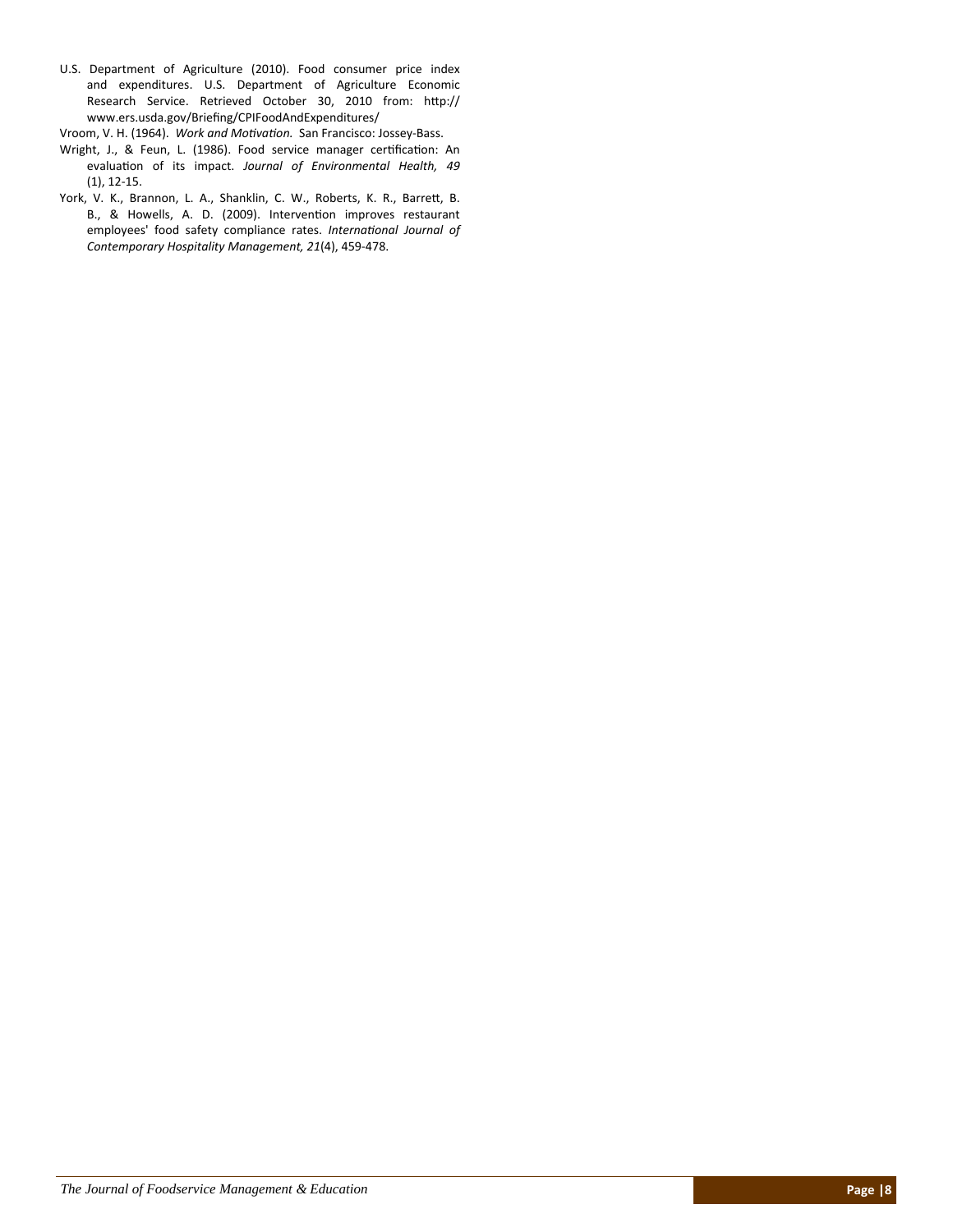U.S. Department of Agriculture (2010). Food consumer price index and expenditures. U.S. Department of Agriculture Economic Research Service. Retrieved October 30, 2010 from: http:// www.ers.usda.gov/Briefing/CPIFoodAndExpenditures/

Vroom, V. H. (1964). *Work and Motivation.* San Francisco: Jossey-Bass.

Wright, J., & Feun, L. (1986). Food service manager certification: An evaluation of its impact. *Journal of Environmental Health, 49* (1), 12-15.

York, V. K., Brannon, L. A., Shanklin, C. W., Roberts, K. R., Barrett, B. B., & Howells, A. D. (2009). Intervention improves restaurant employees' food safety compliance rates. *International Journal of Contemporary Hospitality Management, 21*(4), 459-478.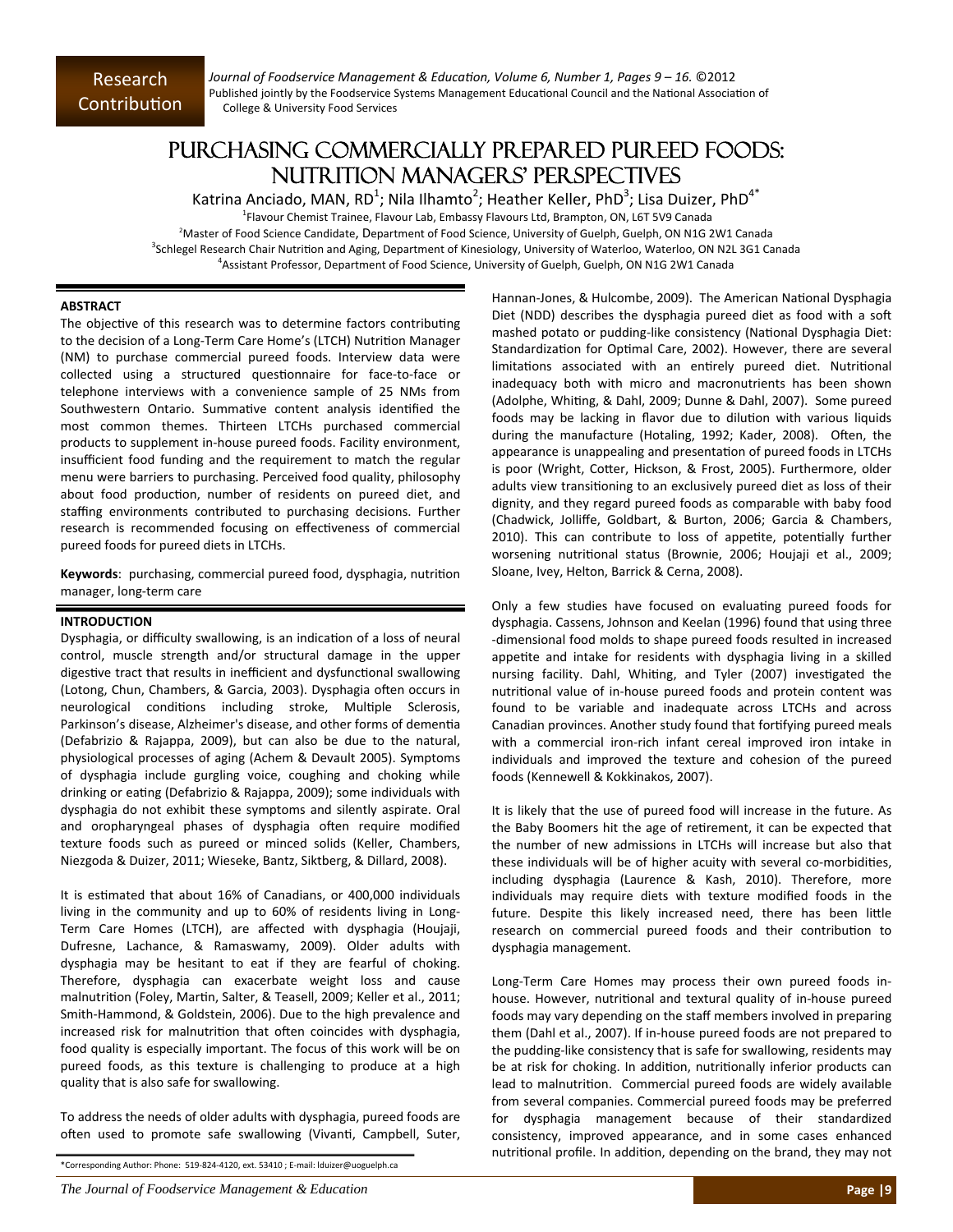Research Contribution

# Purchasing Commercially Prepared Pureed Foods: Nutrition Managers' Perspectives

Katrina Anciado, MAN, RD[1]; Nila Ilhamto[2]; Heather Keller, PhD[3]; Lisa Duizer, PhD[4*]

[1]Flavour Chemist Trainee, Flavour Lab, Embassy Flavours Ltd, Brampton, ON, L6T 5V9 Canada
[2]Master of Food Science Candidate, Department of Food Science, University of Guelph, Guelph, ON N1G 2W1 Canada
[3]Schlegel Research Chair Nutrition and Aging, Department of Kinesiology, University of Waterloo, Waterloo, ON N2L 3G1 Canada
[4]Assistant Professor, Department of Food Science, University of Guelph, Guelph, ON N1G 2W1 Canada

## ABSTRACT

The objective of this research was to determine factors contributing to the decision of a Long-Term Care Home's (LTCH) Nutrition Manager (NM) to purchase commercial pureed foods. Interview data were collected using a structured questionnaire for face-to-face or telephone interviews with a convenience sample of 25 NMs from Southwestern Ontario. Summative content analysis identified the most common themes. Thirteen LTCHs purchased commercial products to supplement in-house pureed foods. Facility environment, insufficient food funding and the requirement to match the regular menu were barriers to purchasing. Perceived food quality, philosophy about food production, number of residents on pureed diet, and staffing environments contributed to purchasing decisions. Further research is recommended focusing on effectiveness of commercial pureed foods for pureed diets in LTCHs.

**Keywords**: purchasing, commercial pureed food, dysphagia, nutrition manager, long-term care

## INTRODUCTION

Dysphagia, or difficulty swallowing, is an indication of a loss of neural control, muscle strength and/or structural damage in the upper digestive tract that results in inefficient and dysfunctional swallowing (Lotong, Chun, Chambers, & Garcia, 2003). Dysphagia often occurs in neurological conditions including stroke, Multiple Sclerosis, Parkinson's disease, Alzheimer's disease, and other forms of dementia (Defabrizio & Rajappa, 2009), but can also be due to the natural, physiological processes of aging (Achem & Devault 2005). Symptoms of dysphagia include gurgling voice, coughing and choking while drinking or eating (Defabrizio & Rajappa, 2009); some individuals with dysphagia do not exhibit these symptoms and silently aspirate. Oral and oropharyngeal phases of dysphagia often require modified texture foods such as pureed or minced solids (Keller, Chambers, Niezgoda & Duizer, 2011; Wieseke, Bantz, Siktberg, & Dillard, 2008).

It is estimated that about 16% of Canadians, or 400,000 individuals living in the community and up to 60% of residents living in Long-Term Care Homes (LTCH), are affected with dysphagia (Houjaji, Dufresne, Lachance, & Ramaswamy, 2009). Older adults with dysphagia may be hesitant to eat if they are fearful of choking. Therefore, dysphagia can exacerbate weight loss and cause malnutrition (Foley, Martin, Salter, & Teasell, 2009; Keller et al., 2011; Smith-Hammond, & Goldstein, 2006). Due to the high prevalence and increased risk for malnutrition that often coincides with dysphagia, food quality is especially important. The focus of this work will be on pureed foods, as this texture is challenging to produce at a high quality that is also safe for swallowing.

To address the needs of older adults with dysphagia, pureed foods are often used to promote safe swallowing (Vivanti, Campbell, Suter, Hannan-Jones, & Hulcombe, 2009). The American National Dysphagia Diet (NDD) describes the dysphagia pureed diet as food with a soft mashed potato or pudding-like consistency (National Dysphagia Diet: Standardization for Optimal Care, 2002). However, there are several limitations associated with an entirely pureed diet. Nutritional inadequacy both with micro and macronutrients has been shown (Adolphe, Whiting, & Dahl, 2009; Dunne & Dahl, 2007). Some pureed foods may be lacking in flavor due to dilution with various liquids during the manufacture (Hotaling, 1992; Kader, 2008). Often, the appearance is unappealing and presentation of pureed foods in LTCHs is poor (Wright, Cotter, Hickson, & Frost, 2005). Furthermore, older adults view transitioning to an exclusively pureed diet as loss of their dignity, and they regard pureed foods as comparable with baby food (Chadwick, Jolliffe, Goldbart, & Burton, 2006; Garcia & Chambers, 2010). This can contribute to loss of appetite, potentially further worsening nutritional status (Brownie, 2006; Houjaji et al., 2009; Sloane, Ivey, Helton, Barrick & Cerna, 2008).

Only a few studies have focused on evaluating pureed foods for dysphagia. Cassens, Johnson and Keelan (1996) found that using three-dimensional food molds to shape pureed foods resulted in increased appetite and intake for residents with dysphagia living in a skilled nursing facility. Dahl, Whiting, and Tyler (2007) investigated the nutritional value of in-house pureed foods and protein content was found to be variable and inadequate across LTCHs and across Canadian provinces. Another study found that fortifying pureed meals with a commercial iron-rich infant cereal improved iron intake in individuals and improved the texture and cohesion of the pureed foods (Kennewell & Kokkinakos, 2007).

It is likely that the use of pureed food will increase in the future. As the Baby Boomers hit the age of retirement, it can be expected that the number of new admissions in LTCHs will increase but also that these individuals will be of higher acuity with several co-morbidities, including dysphagia (Laurence & Kash, 2010). Therefore, more individuals may require diets with texture modified foods in the future. Despite this likely increased need, there has been little research on commercial pureed foods and their contribution to dysphagia management.

Long-Term Care Homes may process their own pureed foods in-house. However, nutritional and textural quality of in-house pureed foods may vary depending on the staff members involved in preparing them (Dahl et al., 2007). If in-house pureed foods are not prepared to the pudding-like consistency that is safe for swallowing, residents may be at risk for choking. In addition, nutritionally inferior products can lead to malnutrition. Commercial pureed foods are widely available from several companies. Commercial pureed foods may be preferred for dysphagia management because of their standardized consistency, improved appearance, and in some cases enhanced nutritional profile. In addition, depending on the brand, they may not

*Corresponding Author: Phone: 519-824-4120, ext. 53410 ; E-mail: lduizer@uoguelph.ca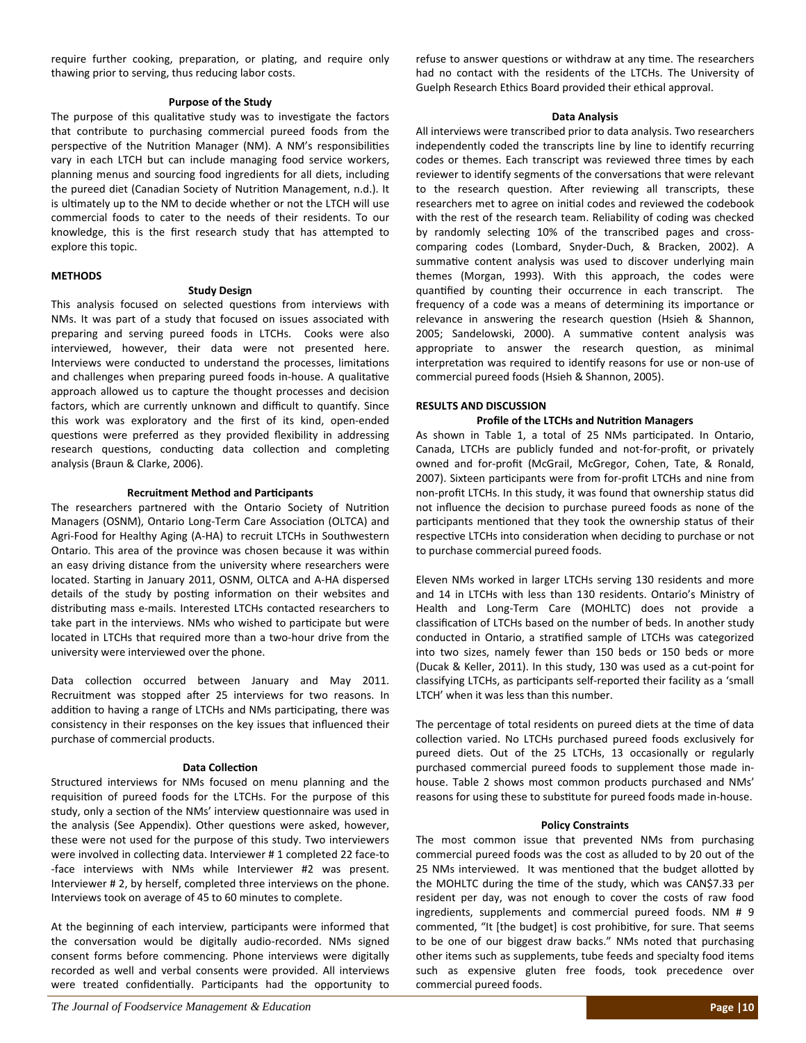require further cooking, preparation, or plating, and require only thawing prior to serving, thus reducing labor costs.

### Purpose of the Study

The purpose of this qualitative study was to investigate the factors that contribute to purchasing commercial pureed foods from the perspective of the Nutrition Manager (NM). A NM's responsibilities vary in each LTCH but can include managing food service workers, planning menus and sourcing food ingredients for all diets, including the pureed diet (Canadian Society of Nutrition Management, n.d.). It is ultimately up to the NM to decide whether or not the LTCH will use commercial foods to cater to the needs of their residents. To our knowledge, this is the first research study that has attempted to explore this topic.

## METHODS

### Study Design

This analysis focused on selected questions from interviews with NMs. It was part of a study that focused on issues associated with preparing and serving pureed foods in LTCHs. Cooks were also interviewed, however, their data were not presented here. Interviews were conducted to understand the processes, limitations and challenges when preparing pureed foods in-house. A qualitative approach allowed us to capture the thought processes and decision factors, which are currently unknown and difficult to quantify. Since this work was exploratory and the first of its kind, open-ended questions were preferred as they provided flexibility in addressing research questions, conducting data collection and completing analysis (Braun & Clarke, 2006).

### Recruitment Method and Participants

The researchers partnered with the Ontario Society of Nutrition Managers (OSNM), Ontario Long-Term Care Association (OLTCA) and Agri-Food for Healthy Aging (A-HA) to recruit LTCHs in Southwestern Ontario. This area of the province was chosen because it was within an easy driving distance from the university where researchers were located. Starting in January 2011, OSNM, OLTCA and A-HA dispersed details of the study by posting information on their websites and distributing mass e-mails. Interested LTCHs contacted researchers to take part in the interviews. NMs who wished to participate but were located in LTCHs that required more than a two-hour drive from the university were interviewed over the phone.

Data collection occurred between January and May 2011. Recruitment was stopped after 25 interviews for two reasons. In addition to having a range of LTCHs and NMs participating, there was consistency in their responses on the key issues that influenced their purchase of commercial products.

### Data Collection

Structured interviews for NMs focused on menu planning and the requisition of pureed foods for the LTCHs. For the purpose of this study, only a section of the NMs' interview questionnaire was used in the analysis (See Appendix). Other questions were asked, however, these were not used for the purpose of this study. Two interviewers were involved in collecting data. Interviewer # 1 completed 22 face-to-face interviews with NMs while Interviewer #2 was present. Interviewer # 2, by herself, completed three interviews on the phone. Interviews took on average of 45 to 60 minutes to complete.

At the beginning of each interview, participants were informed that the conversation would be digitally audio-recorded. NMs signed consent forms before commencing. Phone interviews were digitally recorded as well and verbal consents were provided. All interviews were treated confidentially. Participants had the opportunity to refuse to answer questions or withdraw at any time. The researchers had no contact with the residents of the LTCHs. The University of Guelph Research Ethics Board provided their ethical approval.

### Data Analysis

All interviews were transcribed prior to data analysis. Two researchers independently coded the transcripts line by line to identify recurring codes or themes. Each transcript was reviewed three times by each reviewer to identify segments of the conversations that were relevant to the research question. After reviewing all transcripts, these researchers met to agree on initial codes and reviewed the codebook with the rest of the research team. Reliability of coding was checked by randomly selecting 10% of the transcribed pages and cross-comparing codes (Lombard, Snyder-Duch, & Bracken, 2002). A summative content analysis was used to discover underlying main themes (Morgan, 1993). With this approach, the codes were quantified by counting their occurrence in each transcript. The frequency of a code was a means of determining its importance or relevance in answering the research question (Hsieh & Shannon, 2005; Sandelowski, 2000). A summative content analysis was appropriate to answer the research question, as minimal interpretation was required to identify reasons for use or non-use of commercial pureed foods (Hsieh & Shannon, 2005).

## RESULTS AND DISCUSSION

### Profile of the LTCHs and Nutrition Managers

As shown in Table 1, a total of 25 NMs participated. In Ontario, Canada, LTCHs are publicly funded and not-for-profit, or privately owned and for-profit (McGrail, McGregor, Cohen, Tate, & Ronald, 2007). Sixteen participants were from for-profit LTCHs and nine from non-profit LTCHs. In this study, it was found that ownership status did not influence the decision to purchase pureed foods as none of the participants mentioned that they took the ownership status of their respective LTCHs into consideration when deciding to purchase or not to purchase commercial pureed foods.

Eleven NMs worked in larger LTCHs serving 130 residents and more and 14 in LTCHs with less than 130 residents. Ontario's Ministry of Health and Long-Term Care (MOHLTC) does not provide a classification of LTCHs based on the number of beds. In another study conducted in Ontario, a stratified sample of LTCHs was categorized into two sizes, namely fewer than 150 beds or 150 beds or more (Ducak & Keller, 2011). In this study, 130 was used as a cut-point for classifying LTCHs, as participants self-reported their facility as a 'small LTCH' when it was less than this number.

The percentage of total residents on pureed diets at the time of data collection varied. No LTCHs purchased pureed foods exclusively for pureed diets. Out of the 25 LTCHs, 13 occasionally or regularly purchased commercial pureed foods to supplement those made in-house. Table 2 shows most common products purchased and NMs' reasons for using these to substitute for pureed foods made in-house.

### Policy Constraints

The most common issue that prevented NMs from purchasing commercial pureed foods was the cost as alluded to by 20 out of the 25 NMs interviewed. It was mentioned that the budget allotted by the MOHLTC during the time of the study, which was CAN$7.33 per resident per day, was not enough to cover the costs of raw food ingredients, supplements and commercial pureed foods. NM # 9 commented, "It [the budget] is cost prohibitive, for sure. That seems to be one of our biggest draw backs." NMs noted that purchasing other items such as supplements, tube feeds and specialty food items such as expensive gluten free foods, took precedence over commercial pureed foods.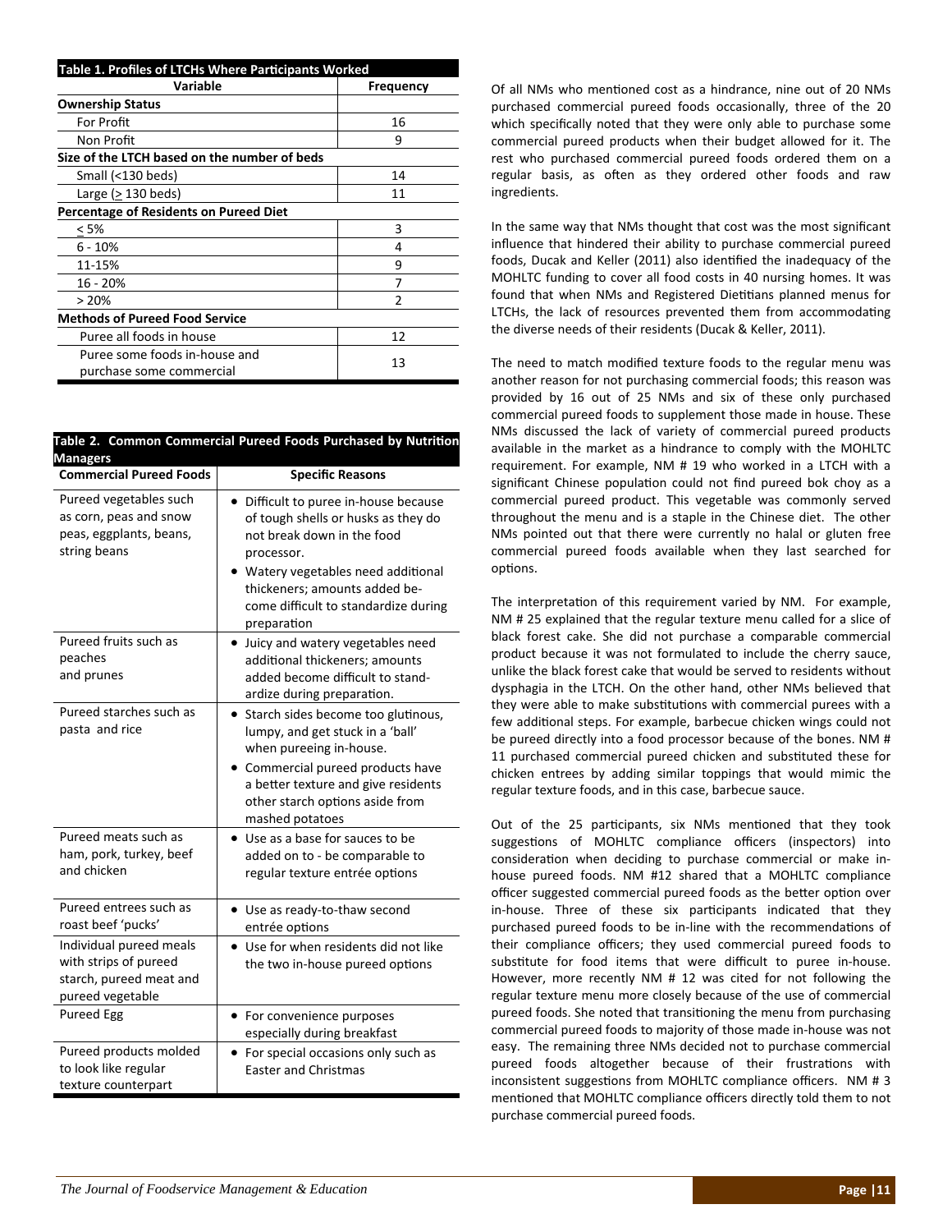**Table 1. Profiles of LTCHs Where Participants Worked**

| Variable | Frequency |
|---|---|
| **Ownership Status** | |
| For Profit | 16 |
| Non Profit | 9 |
| **Size of the LTCH based on the number of beds** | |
| Small (<130 beds) | 14 |
| Large (≥ 130 beds) | 11 |
| **Percentage of Residents on Pureed Diet** | |
| ≤ 5% | 3 |
| 6 - 10% | 4 |
| 11-15% | 9 |
| 16 - 20% | 7 |
| > 20% | 2 |
| **Methods of Pureed Food Service** | |
| Puree all foods in house | 12 |
| Puree some foods in-house and purchase some commercial | 13 |

**Table 2. Common Commercial Pureed Foods Purchased by Nutrition Managers**

| Commercial Pureed Foods | Specific Reasons |
|---|---|
| Pureed vegetables such as corn, peas and snow peas, eggplants, beans, string beans | • Difficult to puree in-house because of tough shells or husks as they do not break down in the food processor. • Watery vegetables need additional thickeners; amounts added become difficult to standardize during preparation |
| Pureed fruits such as peaches and prunes | • Juicy and watery vegetables need additional thickeners; amounts added become difficult to standardize during preparation. |
| Pureed starches such as pasta and rice | • Starch sides become too glutinous, lumpy, and get stuck in a 'ball' when pureeing in-house. • Commercial pureed products have a better texture and give residents other starch options aside from mashed potatoes |
| Pureed meats such as ham, pork, turkey, beef and chicken | • Use as a base for sauces to be added on to - be comparable to regular texture entrée options |
| Pureed entrees such as roast beef 'pucks' | • Use as ready-to-thaw second entrée options |
| Individual pureed meals with strips of pureed starch, pureed meat and pureed vegetable | • Use for when residents did not like the two in-house pureed options |
| Pureed Egg | • For convenience purposes especially during breakfast |
| Pureed products molded to look like regular texture counterpart | • For special occasions only such as Easter and Christmas |

Of all NMs who mentioned cost as a hindrance, nine out of 20 NMs purchased commercial pureed foods occasionally, three of the 20 which specifically noted that they were only able to purchase some commercial pureed products when their budget allowed for it. The rest who purchased commercial pureed foods ordered them on a regular basis, as often as they ordered other foods and raw ingredients.

In the same way that NMs thought that cost was the most significant influence that hindered their ability to purchase commercial pureed foods, Ducak and Keller (2011) also identified the inadequacy of the MOHLTC funding to cover all food costs in 40 nursing homes. It was found that when NMs and Registered Dietitians planned menus for LTCHs, the lack of resources prevented them from accommodating the diverse needs of their residents (Ducak & Keller, 2011).

The need to match modified texture foods to the regular menu was another reason for not purchasing commercial foods; this reason was provided by 16 out of 25 NMs and six of these only purchased commercial pureed foods to supplement those made in house. These NMs discussed the lack of variety of commercial pureed products available in the market as a hindrance to comply with the MOHLTC requirement. For example, NM # 19 who worked in a LTCH with a significant Chinese population could not find pureed bok choy as a commercial pureed product. This vegetable was commonly served throughout the menu and is a staple in the Chinese diet. The other NMs pointed out that there were currently no halal or gluten free commercial pureed foods available when they last searched for options.

The interpretation of this requirement varied by NM. For example, NM # 25 explained that the regular texture menu called for a slice of black forest cake. She did not purchase a comparable commercial product because it was not formulated to include the cherry sauce, unlike the black forest cake that would be served to residents without dysphagia in the LTCH. On the other hand, other NMs believed that they were able to make substitutions with commercial purees with a few additional steps. For example, barbecue chicken wings could not be pureed directly into a food processor because of the bones. NM # 11 purchased commercial pureed chicken and substituted these for chicken entrees by adding similar toppings that would mimic the regular texture foods, and in this case, barbecue sauce.

Out of the 25 participants, six NMs mentioned that they took suggestions of MOHLTC compliance officers (inspectors) into consideration when deciding to purchase commercial or make in-house pureed foods. NM #12 shared that a MOHLTC compliance officer suggested commercial pureed foods as the better option over in-house. Three of these six participants indicated that they purchased pureed foods to be in-line with the recommendations of their compliance officers; they used commercial pureed foods to substitute for food items that were difficult to puree in-house. However, more recently NM # 12 was cited for not following the regular texture menu more closely because of the use of commercial pureed foods. She noted that transitioning the menu from purchasing commercial pureed foods to majority of those made in-house was not easy. The remaining three NMs decided not to purchase commercial pureed foods altogether because of their frustrations with inconsistent suggestions from MOHLTC compliance officers. NM # 3 mentioned that MOHLTC compliance officers directly told them to not purchase commercial pureed foods.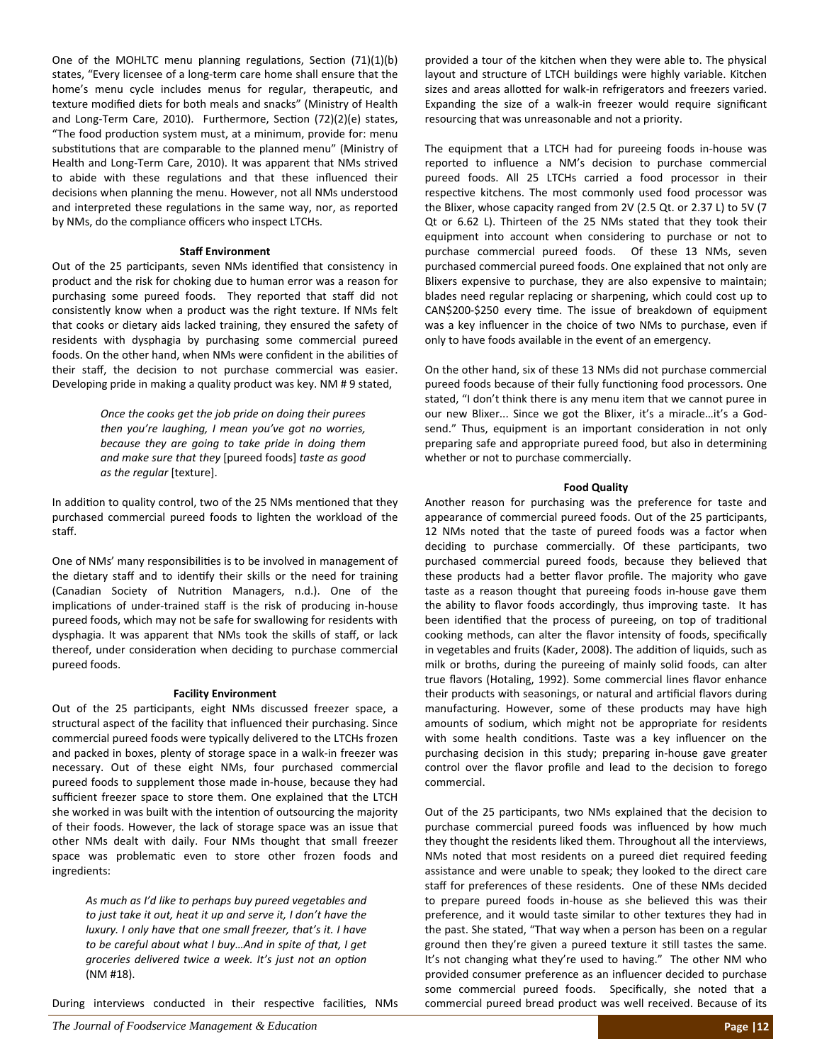One of the MOHLTC menu planning regulations, Section (71)(1)(b) states, "Every licensee of a long-term care home shall ensure that the home's menu cycle includes menus for regular, therapeutic, and texture modified diets for both meals and snacks" (Ministry of Health and Long-Term Care, 2010). Furthermore, Section (72)(2)(e) states, "The food production system must, at a minimum, provide for: menu substitutions that are comparable to the planned menu" (Ministry of Health and Long-Term Care, 2010). It was apparent that NMs strived to abide with these regulations and that these influenced their decisions when planning the menu. However, not all NMs understood and interpreted these regulations in the same way, nor, as reported by NMs, do the compliance officers who inspect LTCHs.

**Staff Environment**

Out of the 25 participants, seven NMs identified that consistency in product and the risk for choking due to human error was a reason for purchasing some pureed foods. They reported that staff did not consistently know when a product was the right texture. If NMs felt that cooks or dietary aids lacked training, they ensured the safety of residents with dysphagia by purchasing some commercial pureed foods. On the other hand, when NMs were confident in the abilities of their staff, the decision to not purchase commercial was easier. Developing pride in making a quality product was key. NM # 9 stated,

> *Once the cooks get the job pride on doing their purees then you're laughing, I mean you've got no worries, because they are going to take pride in doing them and make sure that they* [pureed foods] *taste as good as the regular* [texture].

In addition to quality control, two of the 25 NMs mentioned that they purchased commercial pureed foods to lighten the workload of the staff.

One of NMs' many responsibilities is to be involved in management of the dietary staff and to identify their skills or the need for training (Canadian Society of Nutrition Managers, n.d.). One of the implications of under-trained staff is the risk of producing in-house pureed foods, which may not be safe for swallowing for residents with dysphagia. It was apparent that NMs took the skills of staff, or lack thereof, under consideration when deciding to purchase commercial pureed foods.

**Facility Environment**

Out of the 25 participants, eight NMs discussed freezer space, a structural aspect of the facility that influenced their purchasing. Since commercial pureed foods were typically delivered to the LTCHs frozen and packed in boxes, plenty of storage space in a walk-in freezer was necessary. Out of these eight NMs, four purchased commercial pureed foods to supplement those made in-house, because they had sufficient freezer space to store them. One explained that the LTCH she worked in was built with the intention of outsourcing the majority of their foods. However, the lack of storage space was an issue that other NMs dealt with daily. Four NMs thought that small freezer space was problematic even to store other frozen foods and ingredients:

> *As much as I'd like to perhaps buy pureed vegetables and to just take it out, heat it up and serve it, I don't have the luxury. I only have that one small freezer, that's it. I have to be careful about what I buy…And in spite of that, I get groceries delivered twice a week. It's just not an option* (NM #18).

During interviews conducted in their respective facilities, NMs provided a tour of the kitchen when they were able to. The physical layout and structure of LTCH buildings were highly variable. Kitchen sizes and areas allotted for walk-in refrigerators and freezers varied. Expanding the size of a walk-in freezer would require significant resourcing that was unreasonable and not a priority.

The equipment that a LTCH had for pureeing foods in-house was reported to influence a NM's decision to purchase commercial pureed foods. All 25 LTCHs carried a food processor in their respective kitchens. The most commonly used food processor was the Blixer, whose capacity ranged from 2V (2.5 Qt. or 2.37 L) to 5V (7 Qt or 6.62 L). Thirteen of the 25 NMs stated that they took their equipment into account when considering to purchase or not to purchase commercial pureed foods. Of these 13 NMs, seven purchased commercial pureed foods. One explained that not only are Blixers expensive to purchase, they are also expensive to maintain; blades need regular replacing or sharpening, which could cost up to CAN$200-$250 every time. The issue of breakdown of equipment was a key influencer in the choice of two NMs to purchase, even if only to have foods available in the event of an emergency.

On the other hand, six of these 13 NMs did not purchase commercial pureed foods because of their fully functioning food processors. One stated, "I don't think there is any menu item that we cannot puree in our new Blixer... Since we got the Blixer, it's a miracle…it's a God-send." Thus, equipment is an important consideration in not only preparing safe and appropriate pureed food, but also in determining whether or not to purchase commercially.

**Food Quality**

Another reason for purchasing was the preference for taste and appearance of commercial pureed foods. Out of the 25 participants, 12 NMs noted that the taste of pureed foods was a factor when deciding to purchase commercially. Of these participants, two purchased commercial pureed foods, because they believed that these products had a better flavor profile. The majority who gave taste as a reason thought that pureeing foods in-house gave them the ability to flavor foods accordingly, thus improving taste. It has been identified that the process of pureeing, on top of traditional cooking methods, can alter the flavor intensity of foods, specifically in vegetables and fruits (Kader, 2008). The addition of liquids, such as milk or broths, during the pureeing of mainly solid foods, can alter true flavors (Hotaling, 1992). Some commercial lines flavor enhance their products with seasonings, or natural and artificial flavors during manufacturing. However, some of these products may have high amounts of sodium, which might not be appropriate for residents with some health conditions. Taste was a key influencer on the purchasing decision in this study; preparing in-house gave greater control over the flavor profile and lead to the decision to forego commercial.

Out of the 25 participants, two NMs explained that the decision to purchase commercial pureed foods was influenced by how much they thought the residents liked them. Throughout all the interviews, NMs noted that most residents on a pureed diet required feeding assistance and were unable to speak; they looked to the direct care staff for preferences of these residents. One of these NMs decided to prepare pureed foods in-house as she believed this was their preference, and it would taste similar to other textures they had in the past. She stated, "That way when a person has been on a regular ground then they're given a pureed texture it still tastes the same. It's not changing what they're used to having." The other NM who provided consumer preference as an influencer decided to purchase some commercial pureed foods. Specifically, she noted that a commercial pureed bread product was well received. Because of its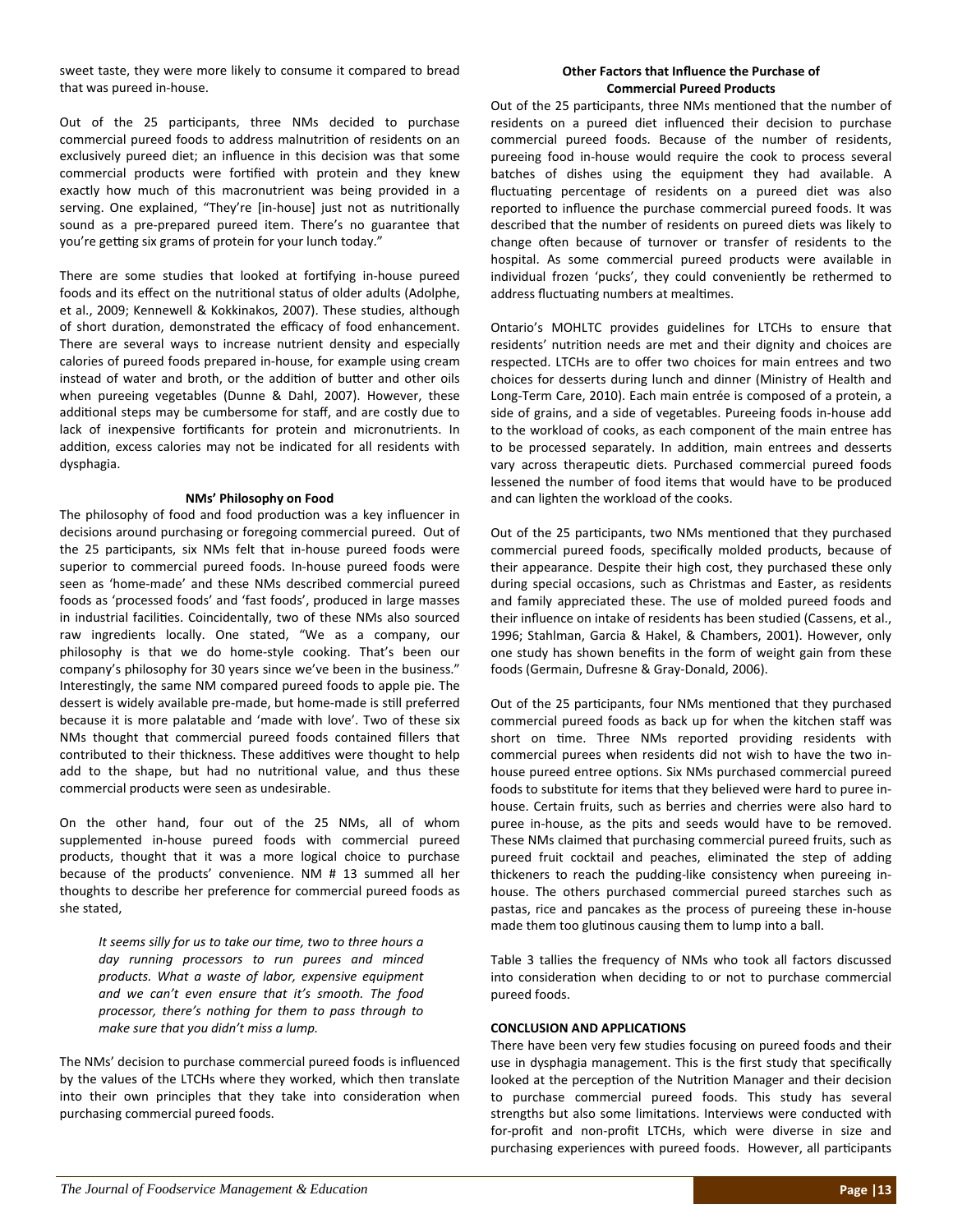sweet taste, they were more likely to consume it compared to bread that was pureed in-house.

Out of the 25 participants, three NMs decided to purchase commercial pureed foods to address malnutrition of residents on an exclusively pureed diet; an influence in this decision was that some commercial products were fortified with protein and they knew exactly how much of this macronutrient was being provided in a serving. One explained, "They're [in-house] just not as nutritionally sound as a pre-prepared pureed item. There's no guarantee that you're getting six grams of protein for your lunch today."

There are some studies that looked at fortifying in-house pureed foods and its effect on the nutritional status of older adults (Adolphe, et al., 2009; Kennewell & Kokkinakos, 2007). These studies, although of short duration, demonstrated the efficacy of food enhancement. There are several ways to increase nutrient density and especially calories of pureed foods prepared in-house, for example using cream instead of water and broth, or the addition of butter and other oils when pureeing vegetables (Dunne & Dahl, 2007). However, these additional steps may be cumbersome for staff, and are costly due to lack of inexpensive fortificants for protein and micronutrients. In addition, excess calories may not be indicated for all residents with dysphagia.

**NMs' Philosophy on Food**

The philosophy of food and food production was a key influencer in decisions around purchasing or foregoing commercial pureed. Out of the 25 participants, six NMs felt that in-house pureed foods were superior to commercial pureed foods. In-house pureed foods were seen as 'home-made' and these NMs described commercial pureed foods as 'processed foods' and 'fast foods', produced in large masses in industrial facilities. Coincidentally, two of these NMs also sourced raw ingredients locally. One stated, "We as a company, our philosophy is that we do home-style cooking. That's been our company's philosophy for 30 years since we've been in the business." Interestingly, the same NM compared pureed foods to apple pie. The dessert is widely available pre-made, but home-made is still preferred because it is more palatable and 'made with love'. Two of these six NMs thought that commercial pureed foods contained fillers that contributed to their thickness. These additives were thought to help add to the shape, but had no nutritional value, and thus these commercial products were seen as undesirable.

On the other hand, four out of the 25 NMs, all of whom supplemented in-house pureed foods with commercial pureed products, thought that it was a more logical choice to purchase because of the products' convenience. NM # 13 summed all her thoughts to describe her preference for commercial pureed foods as she stated,

> *It seems silly for us to take our time, two to three hours a day running processors to run purees and minced products. What a waste of labor, expensive equipment and we can't even ensure that it's smooth. The food processor, there's nothing for them to pass through to make sure that you didn't miss a lump.*

The NMs' decision to purchase commercial pureed foods is influenced by the values of the LTCHs where they worked, which then translate into their own principles that they take into consideration when purchasing commercial pureed foods.

**Other Factors that Influence the Purchase of Commercial Pureed Products**

Out of the 25 participants, three NMs mentioned that the number of residents on a pureed diet influenced their decision to purchase commercial pureed foods. Because of the number of residents, pureeing food in-house would require the cook to process several batches of dishes using the equipment they had available. A fluctuating percentage of residents on a pureed diet was also reported to influence the purchase commercial pureed foods. It was described that the number of residents on pureed diets was likely to change often because of turnover or transfer of residents to the hospital. As some commercial pureed products were available in individual frozen 'pucks', they could conveniently be rethermed to address fluctuating numbers at mealtimes.

Ontario's MOHLTC provides guidelines for LTCHs to ensure that residents' nutrition needs are met and their dignity and choices are respected. LTCHs are to offer two choices for main entrees and two choices for desserts during lunch and dinner (Ministry of Health and Long-Term Care, 2010). Each main entrée is composed of a protein, a side of grains, and a side of vegetables. Pureeing foods in-house add to the workload of cooks, as each component of the main entree has to be processed separately. In addition, main entrees and desserts vary across therapeutic diets. Purchased commercial pureed foods lessened the number of food items that would have to be produced and can lighten the workload of the cooks.

Out of the 25 participants, two NMs mentioned that they purchased commercial pureed foods, specifically molded products, because of their appearance. Despite their high cost, they purchased these only during special occasions, such as Christmas and Easter, as residents and family appreciated these. The use of molded pureed foods and their influence on intake of residents has been studied (Cassens, et al., 1996; Stahlman, Garcia & Hakel, & Chambers, 2001). However, only one study has shown benefits in the form of weight gain from these foods (Germain, Dufresne & Gray-Donald, 2006).

Out of the 25 participants, four NMs mentioned that they purchased commercial pureed foods as back up for when the kitchen staff was short on time. Three NMs reported providing residents with commercial purees when residents did not wish to have the two in-house pureed entree options. Six NMs purchased commercial pureed foods to substitute for items that they believed were hard to puree in-house. Certain fruits, such as berries and cherries were also hard to puree in-house, as the pits and seeds would have to be removed. These NMs claimed that purchasing commercial pureed fruits, such as pureed fruit cocktail and peaches, eliminated the step of adding thickeners to reach the pudding-like consistency when pureeing in-house. The others purchased commercial pureed starches such as pastas, rice and pancakes as the process of pureeing these in-house made them too glutinous causing them to lump into a ball.

Table 3 tallies the frequency of NMs who took all factors discussed into consideration when deciding to or not to purchase commercial pureed foods.

**CONCLUSION AND APPLICATIONS**

There have been very few studies focusing on pureed foods and their use in dysphagia management. This is the first study that specifically looked at the perception of the Nutrition Manager and their decision to purchase commercial pureed foods. This study has several strengths but also some limitations. Interviews were conducted with for-profit and non-profit LTCHs, which were diverse in size and purchasing experiences with pureed foods. However, all participants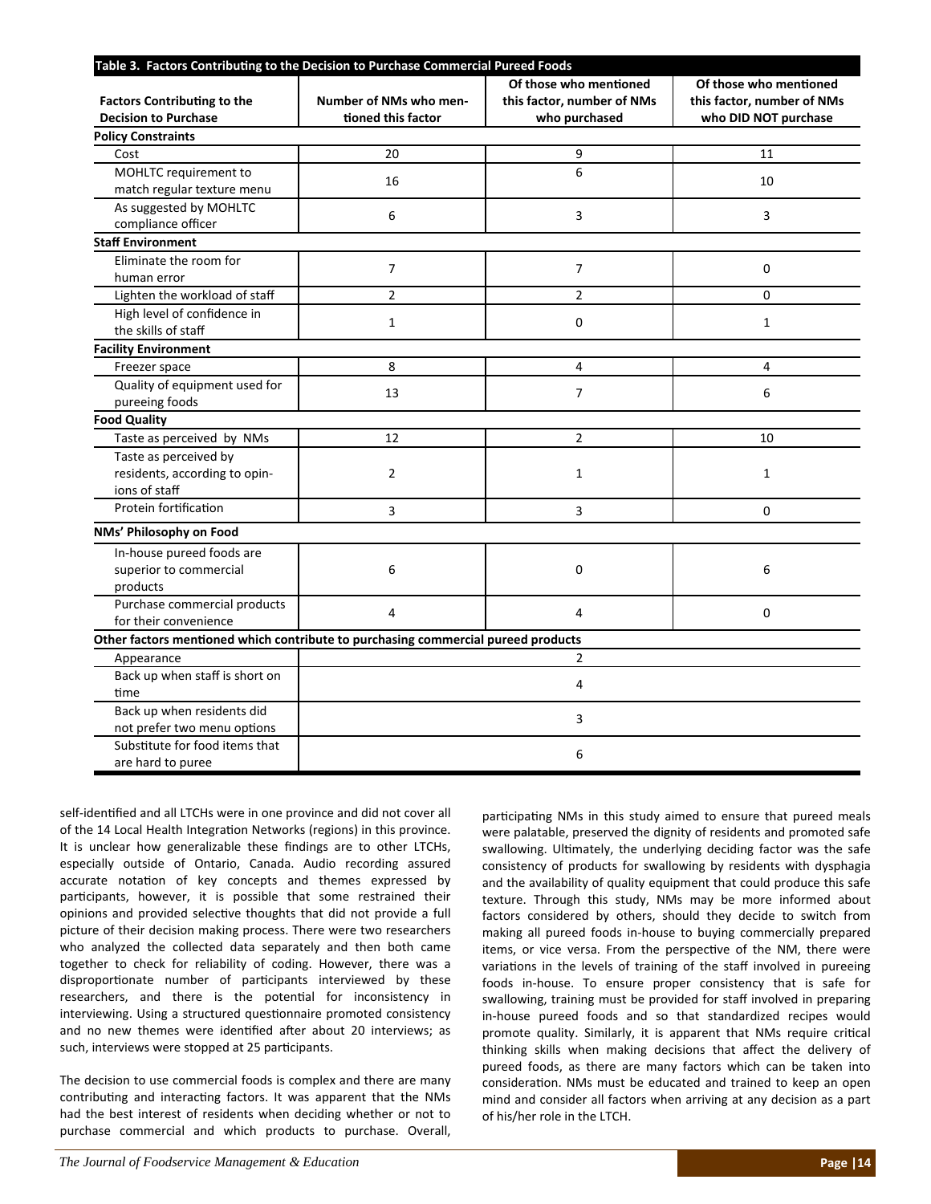**Table 3. Factors Contributing to the Decision to Purchase Commercial Pureed Foods**

| Factors Contributing to the Decision to Purchase | Number of NMs who mentioned this factor | Of those who mentioned this factor, number of NMs who purchased | Of those who mentioned this factor, number of NMs who DID NOT purchase |
|---|---|---|---|
| **Policy Constraints** | | | |
| Cost | 20 | 9 | 11 |
| MOHLTC requirement to match regular texture menu | 16 | 6 | 10 |
| As suggested by MOHLTC compliance officer | 6 | 3 | 3 |
| **Staff Environment** | | | |
| Eliminate the room for human error | 7 | 7 | 0 |
| Lighten the workload of staff | 2 | 2 | 0 |
| High level of confidence in the skills of staff | 1 | 0 | 1 |
| **Facility Environment** | | | |
| Freezer space | 8 | 4 | 4 |
| Quality of equipment used for pureeing foods | 13 | 7 | 6 |
| **Food Quality** | | | |
| Taste as perceived by NMs | 12 | 2 | 10 |
| Taste as perceived by residents, according to opinions of staff | 2 | 1 | 1 |
| Protein fortification | 3 | 3 | 0 |
| **NMs' Philosophy on Food** | | | |
| In-house pureed foods are superior to commercial products | 6 | 0 | 6 |
| Purchase commercial products for their convenience | 4 | 4 | 0 |
| **Other factors mentioned which contribute to purchasing commercial pureed products** | | | |
| Appearance | 2 | | |
| Back up when staff is short on time | 4 | | |
| Back up when residents did not prefer two menu options | 3 | | |
| Substitute for food items that are hard to puree | 6 | | |

self-identified and all LTCHs were in one province and did not cover all of the 14 Local Health Integration Networks (regions) in this province. It is unclear how generalizable these findings are to other LTCHs, especially outside of Ontario, Canada. Audio recording assured accurate notation of key concepts and themes expressed by participants, however, it is possible that some restrained their opinions and provided selective thoughts that did not provide a full picture of their decision making process. There were two researchers who analyzed the collected data separately and then both came together to check for reliability of coding. However, there was a disproportionate number of participants interviewed by these researchers, and there is the potential for inconsistency in interviewing. Using a structured questionnaire promoted consistency and no new themes were identified after about 20 interviews; as such, interviews were stopped at 25 participants.

The decision to use commercial foods is complex and there are many contributing and interacting factors. It was apparent that the NMs had the best interest of residents when deciding whether or not to purchase commercial and which products to purchase. Overall, participating NMs in this study aimed to ensure that pureed meals were palatable, preserved the dignity of residents and promoted safe swallowing. Ultimately, the underlying deciding factor was the safe consistency of products for swallowing by residents with dysphagia and the availability of quality equipment that could produce this safe texture. Through this study, NMs may be more informed about factors considered by others, should they decide to switch from making all pureed foods in-house to buying commercially prepared items, or vice versa. From the perspective of the NM, there were variations in the levels of training of the staff involved in pureeing foods in-house. To ensure proper consistency that is safe for swallowing, training must be provided for staff involved in preparing in-house pureed foods and so that standardized recipes would promote quality. Similarly, it is apparent that NMs require critical thinking skills when making decisions that affect the delivery of pureed foods, as there are many factors which can be taken into consideration. NMs must be educated and trained to keep an open mind and consider all factors when arriving at any decision as a part of his/her role in the LTCH.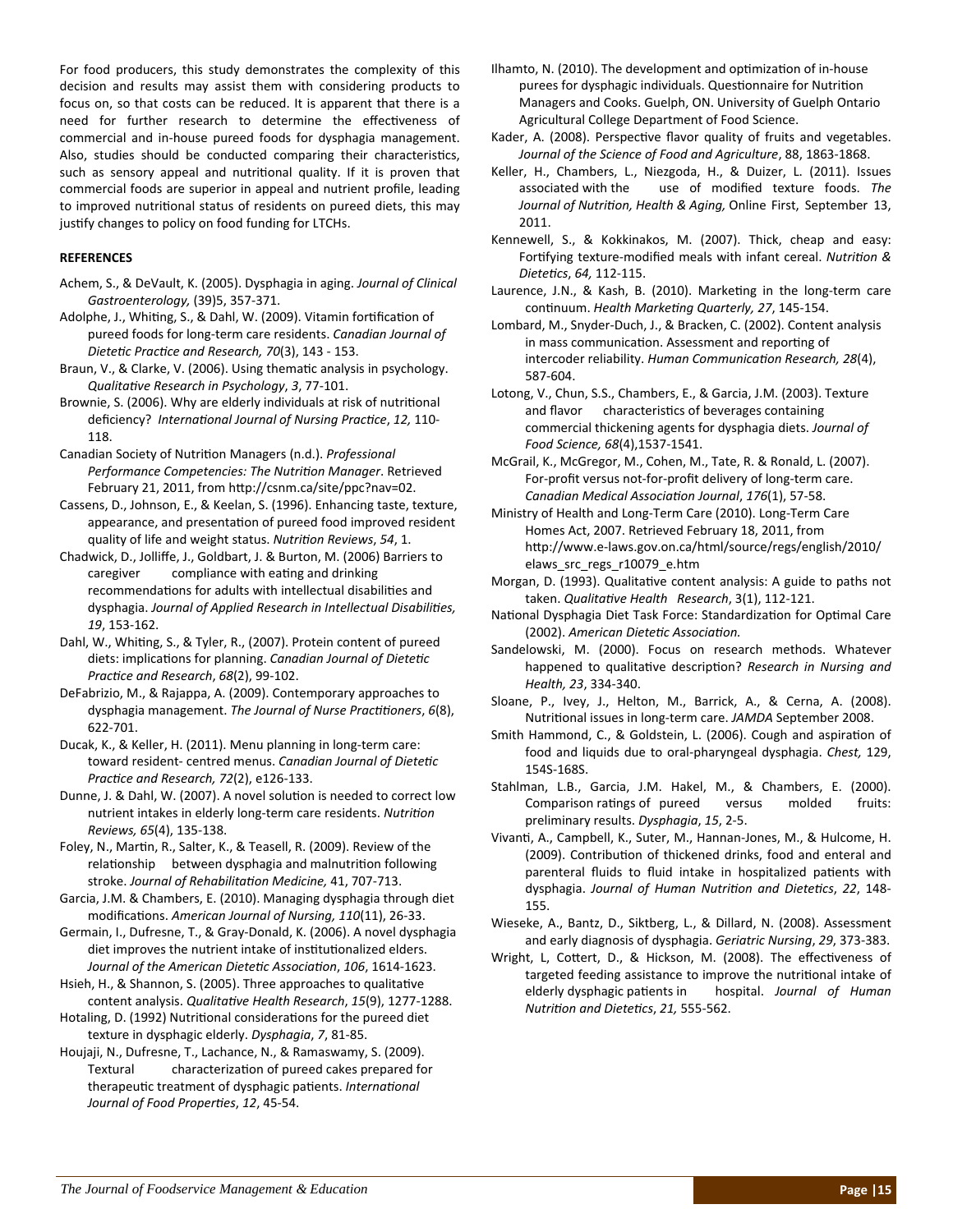For food producers, this study demonstrates the complexity of this decision and results may assist them with considering products to focus on, so that costs can be reduced. It is apparent that there is a need for further research to determine the effectiveness of commercial and in-house pureed foods for dysphagia management. Also, studies should be conducted comparing their characteristics, such as sensory appeal and nutritional quality. If it is proven that commercial foods are superior in appeal and nutrient profile, leading to improved nutritional status of residents on pureed diets, this may justify changes to policy on food funding for LTCHs.

**REFERENCES**

Achem, S., & DeVault, K. (2005). Dysphagia in aging. *Journal of Clinical Gastroenterology,* (39)5, 357-371.

Adolphe, J., Whiting, S., & Dahl, W. (2009). Vitamin fortification of pureed foods for long-term care residents. *Canadian Journal of Dietetic Practice and Research, 70*(3), 143 - 153.

Braun, V., & Clarke, V. (2006). Using thematic analysis in psychology. *Qualitative Research in Psychology*, *3*, 77-101.

Brownie, S. (2006). Why are elderly individuals at risk of nutritional deficiency? *International Journal of Nursing Practice*, *12,* 110-118.

Canadian Society of Nutrition Managers (n.d.). *Professional Performance Competencies: The Nutrition Manager*. Retrieved February 21, 2011, from http://csnm.ca/site/ppc?nav=02.

Cassens, D., Johnson, E., & Keelan, S. (1996). Enhancing taste, texture, appearance, and presentation of pureed food improved resident quality of life and weight status. *Nutrition Reviews*, *54*, 1.

Chadwick, D., Jolliffe, J., Goldbart, J. & Burton, M. (2006) Barriers to caregiver compliance with eating and drinking recommendations for adults with intellectual disabilities and dysphagia. *Journal of Applied Research in Intellectual Disabilities, 19*, 153-162.

Dahl, W., Whiting, S., & Tyler, R., (2007). Protein content of pureed diets: implications for planning. *Canadian Journal of Dietetic Practice and Research*, *68*(2), 99-102.

DeFabrizio, M., & Rajappa, A. (2009). Contemporary approaches to dysphagia management. *The Journal of Nurse Practitioners*, *6*(8), 622-701.

Ducak, K., & Keller, H. (2011). Menu planning in long-term care: toward resident- centred menus. *Canadian Journal of Dietetic Practice and Research, 72*(2), e126-133.

Dunne, J. & Dahl, W. (2007). A novel solution is needed to correct low nutrient intakes in elderly long-term care residents. *Nutrition Reviews, 65*(4), 135-138.

Foley, N., Martin, R., Salter, K., & Teasell, R. (2009). Review of the relationship between dysphagia and malnutrition following stroke. *Journal of Rehabilitation Medicine,* 41, 707-713.

Garcia, J.M. & Chambers, E. (2010). Managing dysphagia through diet modifications. *American Journal of Nursing, 110*(11), 26-33.

Germain, I., Dufresne, T., & Gray-Donald, K. (2006). A novel dysphagia diet improves the nutrient intake of institutionalized elders. *Journal of the American Dietetic Association*, *106*, 1614-1623.

Hsieh, H., & Shannon, S. (2005). Three approaches to qualitative content analysis. *Qualitative Health Research*, *15*(9), 1277-1288.

Hotaling, D. (1992) Nutritional considerations for the pureed diet texture in dysphagic elderly. *Dysphagia*, *7*, 81-85.

Houjaji, N., Dufresne, T., Lachance, N., & Ramaswamy, S. (2009). Textural characterization of pureed cakes prepared for therapeutic treatment of dysphagic patients. *International Journal of Food Properties*, *12*, 45-54.

Ilhamto, N. (2010). The development and optimization of in-house purees for dysphagic individuals. Questionnaire for Nutrition Managers and Cooks. Guelph, ON. University of Guelph Ontario Agricultural College Department of Food Science.

Kader, A. (2008). Perspective flavor quality of fruits and vegetables. *Journal of the Science of Food and Agriculture*, 88, 1863-1868.

Keller, H., Chambers, L., Niezgoda, H., & Duizer, L. (2011). Issues associated with the use of modified texture foods. *The Journal of Nutrition, Health & Aging,* Online First, September 13, 2011.

Kennewell, S., & Kokkinakos, M. (2007). Thick, cheap and easy: Fortifying texture-modified meals with infant cereal. *Nutrition & Dietetics*, *64,* 112-115.

Laurence, J.N., & Kash, B. (2010). Marketing in the long-term care continuum. *Health Marketing Quarterly, 27*, 145-154.

Lombard, M., Snyder-Duch, J., & Bracken, C. (2002). Content analysis in mass communication. Assessment and reporting of intercoder reliability. *Human Communication Research, 28*(4), 587-604.

Lotong, V., Chun, S.S., Chambers, E., & Garcia, J.M. (2003). Texture and flavor characteristics of beverages containing commercial thickening agents for dysphagia diets. *Journal of Food Science, 68*(4),1537-1541.

McGrail, K., McGregor, M., Cohen, M., Tate, R. & Ronald, L. (2007). For-profit versus not-for-profit delivery of long-term care. *Canadian Medical Association Journal*, *176*(1), 57-58.

Ministry of Health and Long-Term Care (2010). Long-Term Care Homes Act, 2007. Retrieved February 18, 2011, from http://www.e-laws.gov.on.ca/html/source/regs/english/2010/elaws_src_regs_r10079_e.htm

Morgan, D. (1993). Qualitative content analysis: A guide to paths not taken. *Qualitative Health Research*, 3(1), 112-121.

National Dysphagia Diet Task Force: Standardization for Optimal Care (2002). *American Dietetic Association.*

Sandelowski, M. (2000). Focus on research methods. Whatever happened to qualitative description? *Research in Nursing and Health, 23*, 334-340.

Sloane, P., Ivey, J., Helton, M., Barrick, A., & Cerna, A. (2008). Nutritional issues in long-term care. *JAMDA* September 2008.

Smith Hammond, C., & Goldstein, L. (2006). Cough and aspiration of food and liquids due to oral-pharyngeal dysphagia. *Chest,* 129, 154S-168S.

Stahlman, L.B., Garcia, J.M. Hakel, M., & Chambers, E. (2000). Comparison ratings of pureed versus molded fruits: preliminary results. *Dysphagia*, *15*, 2-5.

Vivanti, A., Campbell, K., Suter, M., Hannan-Jones, M., & Hulcome, H. (2009). Contribution of thickened drinks, food and enteral and parenteral fluids to fluid intake in hospitalized patients with dysphagia. *Journal of Human Nutrition and Dietetics*, *22*, 148-155.

Wieseke, A., Bantz, D., Siktberg, L., & Dillard, N. (2008). Assessment and early diagnosis of dysphagia. *Geriatric Nursing*, *29*, 373-383.

Wright, L, Cottert, D., & Hickson, M. (2008). The effectiveness of targeted feeding assistance to improve the nutritional intake of elderly dysphagic patients in hospital. *Journal of Human Nutrition and Dietetics*, *21,* 555-562.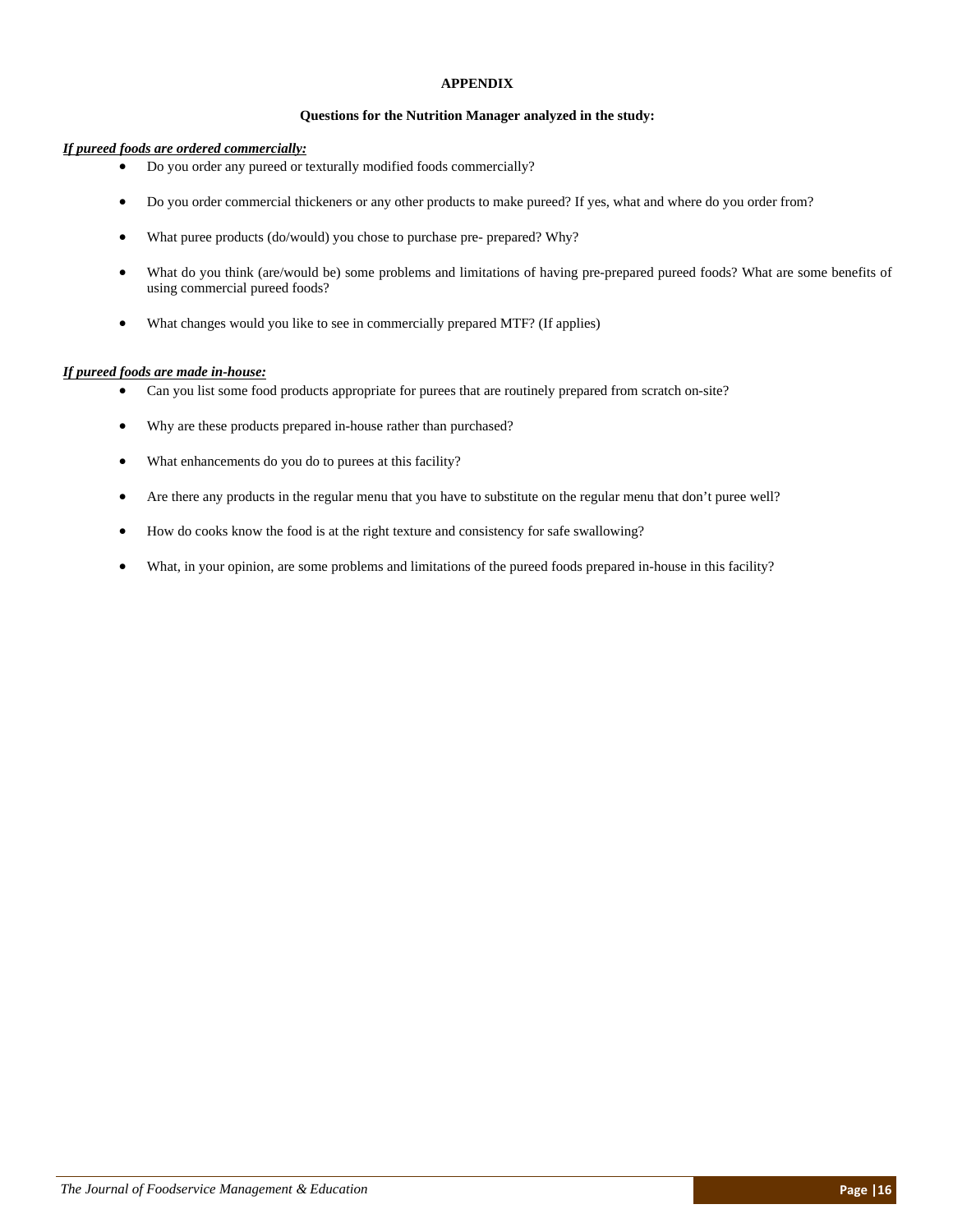# APPENDIX

**Questions for the Nutrition Manager analyzed in the study:**

***If pureed foods are ordered commercially:***

- Do you order any pureed or texturally modified foods commercially?
- Do you order commercial thickeners or any other products to make pureed? If yes, what and where do you order from?
- What puree products (do/would) you chose to purchase pre- prepared? Why?
- What do you think (are/would be) some problems and limitations of having pre-prepared pureed foods? What are some benefits of using commercial pureed foods?
- What changes would you like to see in commercially prepared MTF? (If applies)

***If pureed foods are made in-house:***

- Can you list some food products appropriate for purees that are routinely prepared from scratch on-site?
- Why are these products prepared in-house rather than purchased?
- What enhancements do you do to purees at this facility?
- Are there any products in the regular menu that you have to substitute on the regular menu that don't puree well?
- How do cooks know the food is at the right texture and consistency for safe swallowing?
- What, in your opinion, are some problems and limitations of the pureed foods prepared in-house in this facility?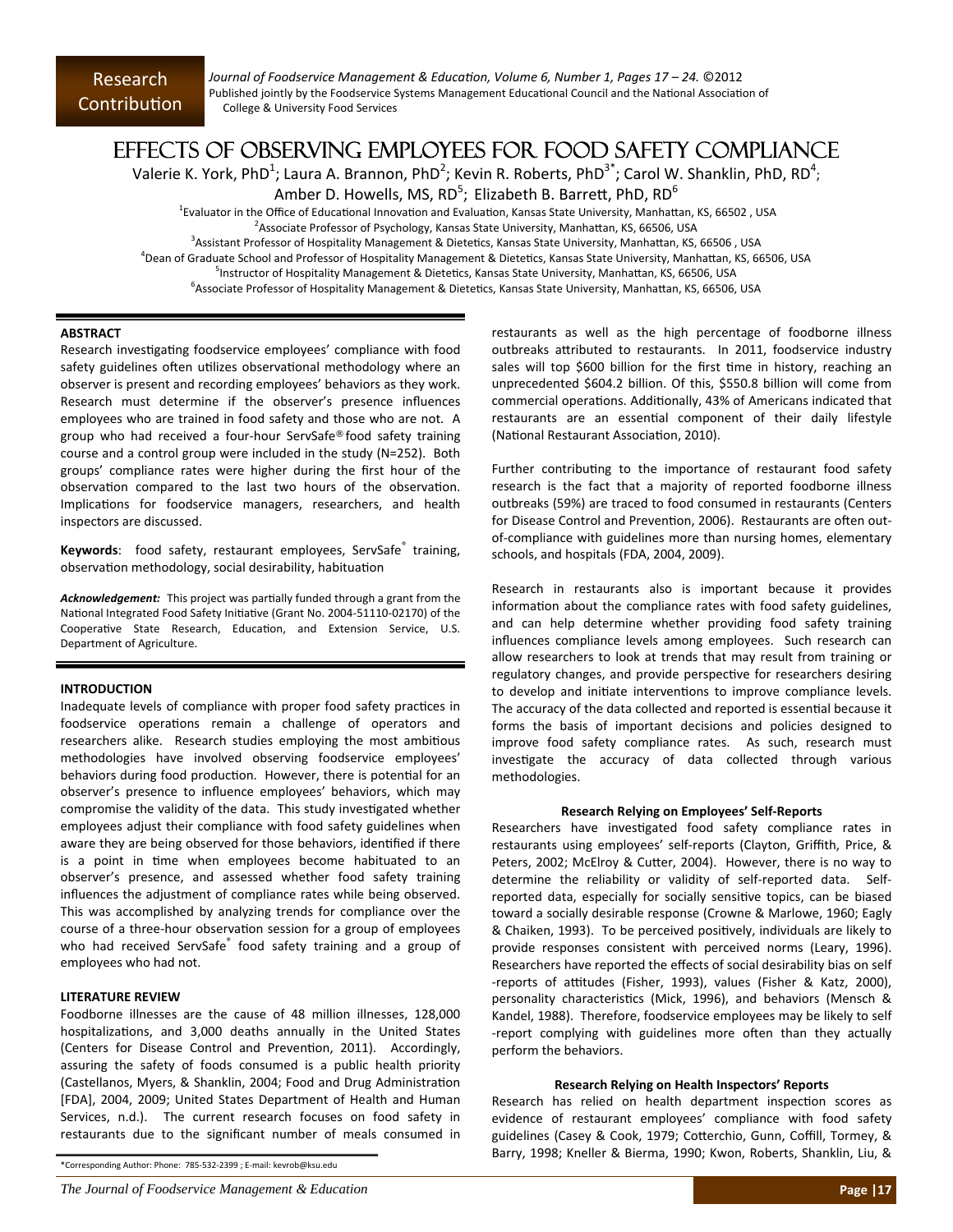Research Contribution

# EFFECTS OF OBSERVING EMPLOYEES FOR FOOD SAFETY COMPLIANCE

Valerie K. York, PhD[1]; Laura A. Brannon, PhD[2]; Kevin R. Roberts, PhD[3*]; Carol W. Shanklin, PhD, RD[4]; Amber D. Howells, MS, RD[5]; Elizabeth B. Barrett, PhD, RD[6]

[1]Evaluator in the Office of Educational Innovation and Evaluation, Kansas State University, Manhattan, KS, 66502 , USA
[2]Associate Professor of Psychology, Kansas State University, Manhattan, KS, 66506, USA
[3]Assistant Professor of Hospitality Management & Dietetics, Kansas State University, Manhattan, KS, 66506 , USA
[4]Dean of Graduate School and Professor of Hospitality Management & Dietetics, Kansas State University, Manhattan, KS, 66506, USA
[5]Instructor of Hospitality Management & Dietetics, Kansas State University, Manhattan, KS, 66506, USA
[6]Associate Professor of Hospitality Management & Dietetics, Kansas State University, Manhattan, KS, 66506, USA

## ABSTRACT

Research investigating foodservice employees' compliance with food safety guidelines often utilizes observational methodology where an observer is present and recording employees' behaviors as they work. Research must determine if the observer's presence influences employees who are trained in food safety and those who are not. A group who had received a four-hour ServSafe® food safety training course and a control group were included in the study (N=252). Both groups' compliance rates were higher during the first hour of the observation compared to the last two hours of the observation. Implications for foodservice managers, researchers, and health inspectors are discussed.

**Keywords**: food safety, restaurant employees, ServSafe® training, observation methodology, social desirability, habituation

***Acknowledgement:*** This project was partially funded through a grant from the National Integrated Food Safety Initiative (Grant No. 2004-51110-02170) of the Cooperative State Research, Education, and Extension Service, U.S. Department of Agriculture.

## INTRODUCTION

Inadequate levels of compliance with proper food safety practices in foodservice operations remain a challenge of operators and researchers alike. Research studies employing the most ambitious methodologies have involved observing foodservice employees' behaviors during food production. However, there is potential for an observer's presence to influence employees' behaviors, which may compromise the validity of the data. This study investigated whether employees adjust their compliance with food safety guidelines when aware they are being observed for those behaviors, identified if there is a point in time when employees become habituated to an observer's presence, and assessed whether food safety training influences the adjustment of compliance rates while being observed. This was accomplished by analyzing trends for compliance over the course of a three-hour observation session for a group of employees who had received ServSafe® food safety training and a group of employees who had not.

## LITERATURE REVIEW

Foodborne illnesses are the cause of 48 million illnesses, 128,000 hospitalizations, and 3,000 deaths annually in the United States (Centers for Disease Control and Prevention, 2011). Accordingly, assuring the safety of foods consumed is a public health priority (Castellanos, Myers, & Shanklin, 2004; Food and Drug Administration [FDA], 2004, 2009; United States Department of Health and Human Services, n.d.). The current research focuses on food safety in restaurants due to the significant number of meals consumed in restaurants as well as the high percentage of foodborne illness outbreaks attributed to restaurants. In 2011, foodservice industry sales will top $600 billion for the first time in history, reaching an unprecedented $604.2 billion. Of this, $550.8 billion will come from commercial operations. Additionally, 43% of Americans indicated that restaurants are an essential component of their daily lifestyle (National Restaurant Association, 2010).

Further contributing to the importance of restaurant food safety research is the fact that a majority of reported foodborne illness outbreaks (59%) are traced to food consumed in restaurants (Centers for Disease Control and Prevention, 2006). Restaurants are often out-of-compliance with guidelines more than nursing homes, elementary schools, and hospitals (FDA, 2004, 2009).

Research in restaurants also is important because it provides information about the compliance rates with food safety guidelines, and can help determine whether providing food safety training influences compliance levels among employees. Such research can allow researchers to look at trends that may result from training or regulatory changes, and provide perspective for researchers desiring to develop and initiate interventions to improve compliance levels. The accuracy of the data collected and reported is essential because it forms the basis of important decisions and policies designed to improve food safety compliance rates. As such, research must investigate the accuracy of data collected through various methodologies.

### Research Relying on Employees' Self-Reports

Researchers have investigated food safety compliance rates in restaurants using employees' self-reports (Clayton, Griffith, Price, & Peters, 2002; McElroy & Cutter, 2004). However, there is no way to determine the reliability or validity of self-reported data. Self-reported data, especially for socially sensitive topics, can be biased toward a socially desirable response (Crowne & Marlowe, 1960; Eagly & Chaiken, 1993). To be perceived positively, individuals are likely to provide responses consistent with perceived norms (Leary, 1996). Researchers have reported the effects of social desirability bias on self-reports of attitudes (Fisher, 1993), values (Fisher & Katz, 2000), personality characteristics (Mick, 1996), and behaviors (Mensch & Kandel, 1988). Therefore, foodservice employees may be likely to self-report complying with guidelines more often than they actually perform the behaviors.

### Research Relying on Health Inspectors' Reports

Research has relied on health department inspection scores as evidence of restaurant employees' compliance with food safety guidelines (Casey & Cook, 1979; Cotterchio, Gunn, Coffill, Tormey, & Barry, 1998; Kneller & Bierma, 1990; Kwon, Roberts, Shanklin, Liu, &

*Corresponding Author: Phone: 785-532-2399 ; E-mail: kevrob@ksu.edu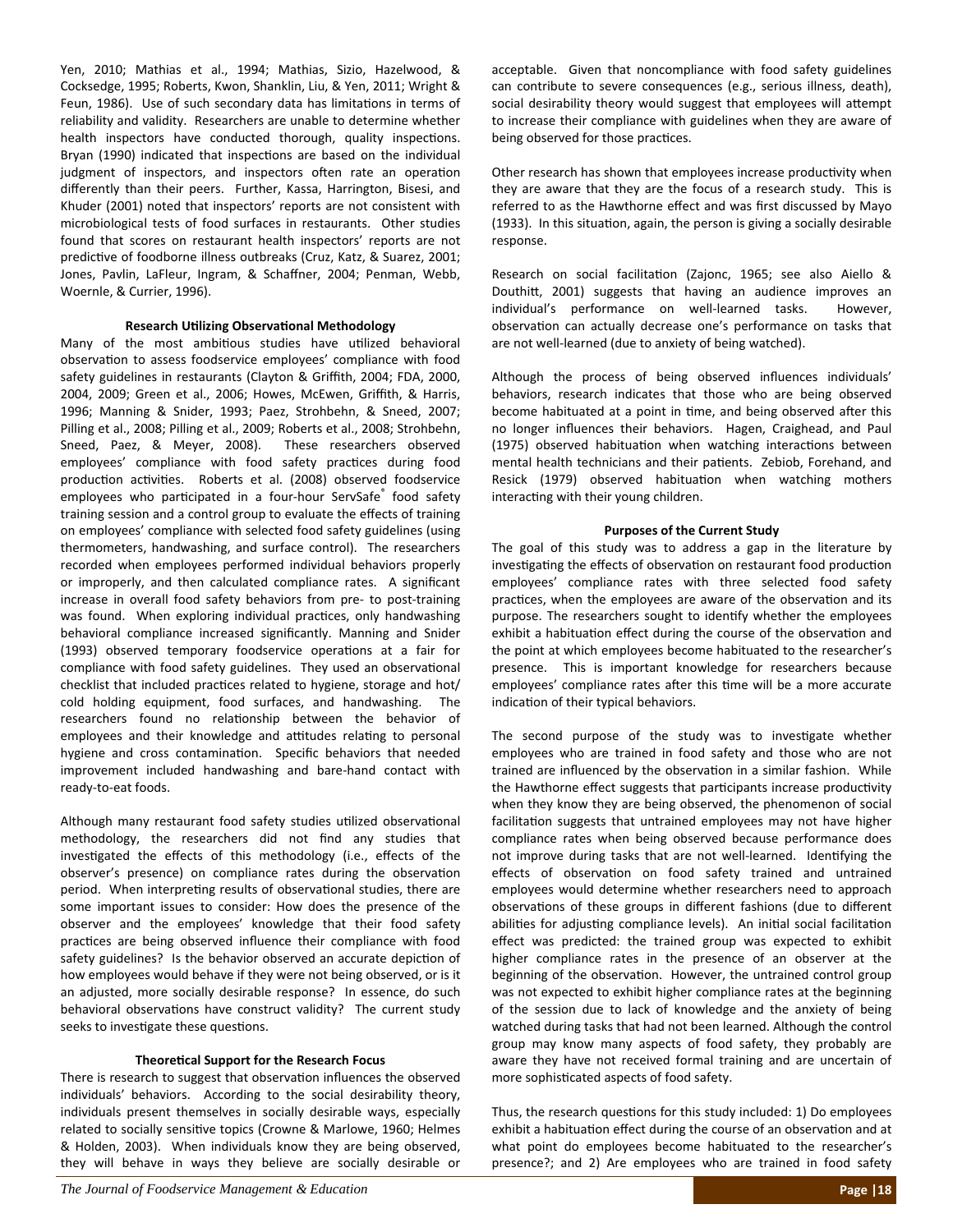Yen, 2010; Mathias et al., 1994; Mathias, Sizio, Hazelwood, & Cocksedge, 1995; Roberts, Kwon, Shanklin, Liu, & Yen, 2011; Wright & Feun, 1986). Use of such secondary data has limitations in terms of reliability and validity. Researchers are unable to determine whether health inspectors have conducted thorough, quality inspections. Bryan (1990) indicated that inspections are based on the individual judgment of inspectors, and inspectors often rate an operation differently than their peers. Further, Kassa, Harrington, Bisesi, and Khuder (2001) noted that inspectors' reports are not consistent with microbiological tests of food surfaces in restaurants. Other studies found that scores on restaurant health inspectors' reports are not predictive of foodborne illness outbreaks (Cruz, Katz, & Suarez, 2001; Jones, Pavlin, LaFleur, Ingram, & Schaffner, 2004; Penman, Webb, Woernle, & Currier, 1996).

#### Research Utilizing Observational Methodology

Many of the most ambitious studies have utilized behavioral observation to assess foodservice employees' compliance with food safety guidelines in restaurants (Clayton & Griffith, 2004; FDA, 2000, 2004, 2009; Green et al., 2006; Howes, McEwen, Griffith, & Harris, 1996; Manning & Snider, 1993; Paez, Strohbehn, & Sneed, 2007; Pilling et al., 2008; Pilling et al., 2009; Roberts et al., 2008; Strohbehn, Sneed, Paez, & Meyer, 2008). These researchers observed employees' compliance with food safety practices during food production activities. Roberts et al. (2008) observed foodservice employees who participated in a four-hour ServSafe® food safety training session and a control group to evaluate the effects of training on employees' compliance with selected food safety guidelines (using thermometers, handwashing, and surface control). The researchers recorded when employees performed individual behaviors properly or improperly, and then calculated compliance rates. A significant increase in overall food safety behaviors from pre- to post-training was found. When exploring individual practices, only handwashing behavioral compliance increased significantly. Manning and Snider (1993) observed temporary foodservice operations at a fair for compliance with food safety guidelines. They used an observational checklist that included practices related to hygiene, storage and hot/cold holding equipment, food surfaces, and handwashing. The researchers found no relationship between the behavior of employees and their knowledge and attitudes relating to personal hygiene and cross contamination. Specific behaviors that needed improvement included handwashing and bare-hand contact with ready-to-eat foods.

Although many restaurant food safety studies utilized observational methodology, the researchers did not find any studies that investigated the effects of this methodology (i.e., effects of the observer's presence) on compliance rates during the observation period. When interpreting results of observational studies, there are some important issues to consider: How does the presence of the observer and the employees' knowledge that their food safety practices are being observed influence their compliance with food safety guidelines? Is the behavior observed an accurate depiction of how employees would behave if they were not being observed, or is it an adjusted, more socially desirable response? In essence, do such behavioral observations have construct validity? The current study seeks to investigate these questions.

#### Theoretical Support for the Research Focus

There is research to suggest that observation influences the observed individuals' behaviors. According to the social desirability theory, individuals present themselves in socially desirable ways, especially related to socially sensitive topics (Crowne & Marlowe, 1960; Helmes & Holden, 2003). When individuals know they are being observed, they will behave in ways they believe are socially desirable or acceptable. Given that noncompliance with food safety guidelines can contribute to severe consequences (e.g., serious illness, death), social desirability theory would suggest that employees will attempt to increase their compliance with guidelines when they are aware of being observed for those practices.

Other research has shown that employees increase productivity when they are aware that they are the focus of a research study. This is referred to as the Hawthorne effect and was first discussed by Mayo (1933). In this situation, again, the person is giving a socially desirable response.

Research on social facilitation (Zajonc, 1965; see also Aiello & Douthitt, 2001) suggests that having an audience improves an individual's performance on well-learned tasks. However, observation can actually decrease one's performance on tasks that are not well-learned (due to anxiety of being watched).

Although the process of being observed influences individuals' behaviors, research indicates that those who are being observed become habituated at a point in time, and being observed after this no longer influences their behaviors. Hagen, Craighead, and Paul (1975) observed habituation when watching interactions between mental health technicians and their patients. Zebiob, Forehand, and Resick (1979) observed habituation when watching mothers interacting with their young children.

#### Purposes of the Current Study

The goal of this study was to address a gap in the literature by investigating the effects of observation on restaurant food production employees' compliance rates with three selected food safety practices, when the employees are aware of the observation and its purpose. The researchers sought to identify whether the employees exhibit a habituation effect during the course of the observation and the point at which employees become habituated to the researcher's presence. This is important knowledge for researchers because employees' compliance rates after this time will be a more accurate indication of their typical behaviors.

The second purpose of the study was to investigate whether employees who are trained in food safety and those who are not trained are influenced by the observation in a similar fashion. While the Hawthorne effect suggests that participants increase productivity when they know they are being observed, the phenomenon of social facilitation suggests that untrained employees may not have higher compliance rates when being observed because performance does not improve during tasks that are not well-learned. Identifying the effects of observation on food safety trained and untrained employees would determine whether researchers need to approach observations of these groups in different fashions (due to different abilities for adjusting compliance levels). An initial social facilitation effect was predicted: the trained group was expected to exhibit higher compliance rates in the presence of an observer at the beginning of the observation. However, the untrained control group was not expected to exhibit higher compliance rates at the beginning of the session due to lack of knowledge and the anxiety of being watched during tasks that had not been learned. Although the control group may know many aspects of food safety, they probably are aware they have not received formal training and are uncertain of more sophisticated aspects of food safety.

Thus, the research questions for this study included: 1) Do employees exhibit a habituation effect during the course of an observation and at what point do employees become habituated to the researcher's presence?; and 2) Are employees who are trained in food safety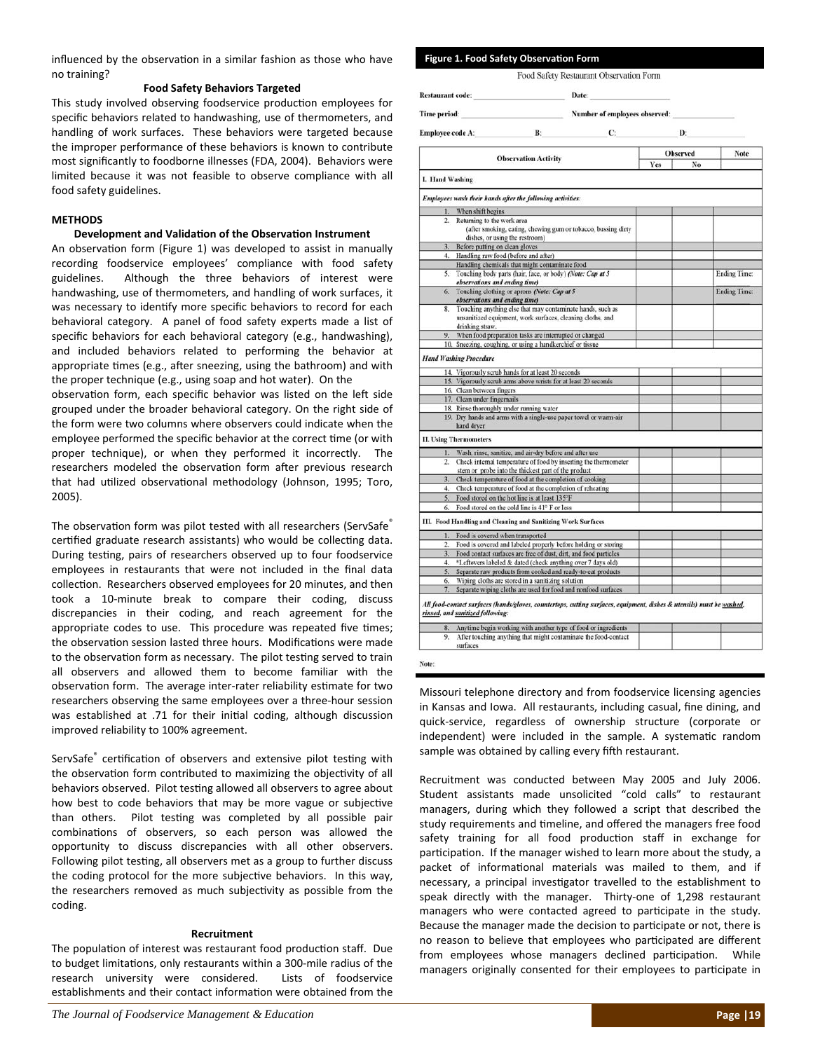influenced by the observation in a similar fashion as those who have no training?

### Food Safety Behaviors Targeted

This study involved observing foodservice production employees for specific behaviors related to handwashing, use of thermometers, and handling of work surfaces. These behaviors were targeted because the improper performance of these behaviors is known to contribute most significantly to foodborne illnesses (FDA, 2004). Behaviors were limited because it was not feasible to observe compliance with all food safety guidelines.

## METHODS

### Development and Validation of the Observation Instrument

An observation form (Figure 1) was developed to assist in manually recording foodservice employees' compliance with food safety guidelines. Although the three behaviors of interest were handwashing, use of thermometers, and handling of work surfaces, it was necessary to identify more specific behaviors to record for each behavioral category. A panel of food safety experts made a list of specific behaviors for each behavioral category (e.g., handwashing), and included behaviors related to performing the behavior at appropriate times (e.g., after sneezing, using the bathroom) and with the proper technique (e.g., using soap and hot water). On the observation form, each specific behavior was listed on the left side grouped under the broader behavioral category. On the right side of the form were two columns where observers could indicate when the employee performed the specific behavior at the correct time (or with proper technique), or when they performed it incorrectly. The researchers modeled the observation form after previous research that had utilized observational methodology (Johnson, 1995; Toro, 2005).

The observation form was pilot tested with all researchers (ServSafe® certified graduate research assistants) who would be collecting data. During testing, pairs of researchers observed up to four foodservice employees in restaurants that were not included in the final data collection. Researchers observed employees for 20 minutes, and then took a 10-minute break to compare their coding, discuss discrepancies in their coding, and reach agreement for the appropriate codes to use. This procedure was repeated five times; the observation session lasted three hours. Modifications were made to the observation form as necessary. The pilot testing served to train all observers and allowed them to become familiar with the observation form. The average inter-rater reliability estimate for two researchers observing the same employees over a three-hour session was established at .71 for their initial coding, although discussion improved reliability to 100% agreement.

ServSafe® certification of observers and extensive pilot testing with the observation form contributed to maximizing the objectivity of all behaviors observed. Pilot testing allowed all observers to agree about how best to code behaviors that may be more vague or subjective than others. Pilot testing was completed by all possible pair combinations of observers, so each person was allowed the opportunity to discuss discrepancies with all other observers. Following pilot testing, all observers met as a group to further discuss the coding protocol for the more subjective behaviors. In this way, the researchers removed as much subjectivity as possible from the coding.

### Recruitment

The population of interest was restaurant food production staff. Due to budget limitations, only restaurants within a 300-mile radius of the research university were considered. Lists of foodservice establishments and their contact information were obtained from the Missouri telephone directory and from foodservice licensing agencies in Kansas and Iowa. All restaurants, including casual, fine dining, and quick-service, regardless of ownership structure (corporate or independent) were included in the sample. A systematic random sample was obtained by calling every fifth restaurant.

Recruitment was conducted between May 2005 and July 2006. Student assistants made unsolicited "cold calls" to restaurant managers, during which they followed a script that described the study requirements and timeline, and offered the managers free food safety training for all food production staff in exchange for participation. If the manager wished to learn more about the study, a packet of informational materials was mailed to them, and if necessary, a principal investigator travelled to the establishment to speak directly with the manager. Thirty-one of 1,298 restaurant managers who were contacted agreed to participate in the study. Because the manager made the decision to participate or not, there is no reason to believe that employees who participated are different from employees whose managers declined participation. While managers originally consented for their employees to participate in

**Figure 1. Food Safety Observation Form**

Food Safety Restaurant Observation Form

Restaurant code: ____________ Date: ____________

Time period: ____________ Number of employees observed: ____________

Employee code A: ______ B: ______ C: ______ D: ______

| Observation Activity | Observed Yes | Observed No | Note |
|---|---|---|---|
| **I. Hand Washing** | | | |
| *Employees wash their hands after the following activities:* | | | |
| 1. When shift begins | | | |
| 2. Returning to the work area (after smoking, eating, chewing gum or tobacco, bussing dirty dishes, or using the restroom) | | | |
| 3. Before putting on clean gloves | | | |
| 4. Handling raw food (before and after) | | | |
| Handling chemicals that might contaminate food | | | |
| 5. Touching body parts (hair, face, or body) *(Note: Cap at 5 observations and ending time)* | | | Ending Time: |
| 6. Touching clothing or aprons *(Note: Cap at 5 observations and ending time)* | | | Ending Time: |
| 8. Touching anything else that may contaminate hands, such as unsanitized equipment, work surfaces, cleaning cloths, and drinking straw. | | | |
| 9. When food preparation tasks are interrupted or changed | | | |
| 10. Sneezing, coughing, or using a handkerchief or tissue | | | |
| ***Hand Washing Procedure*** | | | |
| 14. Vigorously scrub hands for at least 20 seconds | | | |
| 15. Vigorously scrub arms above wrists for at least 20 seconds | | | |
| 16. Clean between fingers | | | |
| 17. Clean under fingernails | | | |
| 18. Rinse thoroughly under running water | | | |
| 19. Dry hands and arms with a single-use paper towel or warm-air hand dryer | | | |
| **II. Using Thermometers** | | | |
| 1. Wash, rinse, sanitize, and air-dry before and after use | | | |
| 2. Check internal temperature of food by inserting the thermometer stem or probe into the thickest part of the product | | | |
| 3. Check temperature of food at the completion of cooking | | | |
| 4. Check temperature of food at the completion of reheating | | | |
| 5. Food stored on the hot line is at least 135°F | | | |
| 6. Food stored on the cold line is 41° F or less | | | |
| **III. Food Handling and Cleaning and Sanitizing Work Surfaces** | | | |
| 1. Food is covered when transported | | | |
| 2. Food is covered and labeled properly before holding or storing | | | |
| 3. Food contact surfaces are free of dust, dirt, and food particles | | | |
| 4. *Leftovers labeled & dated (check anything over 7 days old) | | | |
| 5. Separate raw products from cooked and ready-to-eat products | | | |
| 6. Wiping cloths are stored in a sanitizing solution | | | |
| 7. Separate wiping cloths are used for food and nonfood surfaces | | | |
| *All food-contact surfaces (hands/gloves, countertops, cutting surfaces, equipment, dishes & utensils) must be washed, rinsed, and sanitized following:* | | | |
| 8. Anytime begin working with another type of food or ingredients | | | |
| 9. After touching anything that might contaminate the food-contact surfaces | | | |

Note: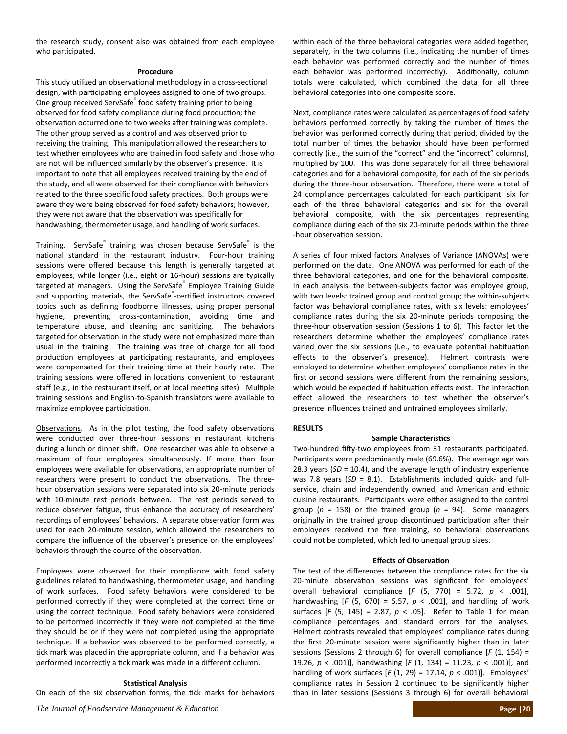the research study, consent also was obtained from each employee who participated.

### Procedure

This study utilized an observational methodology in a cross-sectional design, with participating employees assigned to one of two groups. One group received ServSafe® food safety training prior to being observed for food safety compliance during food production; the observation occurred one to two weeks after training was complete. The other group served as a control and was observed prior to receiving the training. This manipulation allowed the researchers to test whether employees who are trained in food safety and those who are not will be influenced similarly by the observer's presence. It is important to note that all employees received training by the end of the study, and all were observed for their compliance with behaviors related to the three specific food safety practices. Both groups were aware they were being observed for food safety behaviors; however, they were not aware that the observation was specifically for handwashing, thermometer usage, and handling of work surfaces.

Training. ServSafe® training was chosen because ServSafe® is the national standard in the restaurant industry. Four-hour training sessions were offered because this length is generally targeted at employees, while longer (i.e., eight or 16-hour) sessions are typically targeted at managers. Using the ServSafe® Employee Training Guide and supporting materials, the ServSafe®-certified instructors covered topics such as defining foodborne illnesses, using proper personal hygiene, preventing cross-contamination, avoiding time and temperature abuse, and cleaning and sanitizing. The behaviors targeted for observation in the study were not emphasized more than usual in the training. The training was free of charge for all food production employees at participating restaurants, and employees were compensated for their training time at their hourly rate. The training sessions were offered in locations convenient to restaurant staff (e.g., in the restaurant itself, or at local meeting sites). Multiple training sessions and English-to-Spanish translators were available to maximize employee participation.

Observations. As in the pilot testing, the food safety observations were conducted over three-hour sessions in restaurant kitchens during a lunch or dinner shift. One researcher was able to observe a maximum of four employees simultaneously. If more than four employees were available for observations, an appropriate number of researchers were present to conduct the observations. The three-hour observation sessions were separated into six 20-minute periods with 10-minute rest periods between. The rest periods served to reduce observer fatigue, thus enhance the accuracy of researchers' recordings of employees' behaviors. A separate observation form was used for each 20-minute session, which allowed the researchers to compare the influence of the observer's presence on the employees' behaviors through the course of the observation.

Employees were observed for their compliance with food safety guidelines related to handwashing, thermometer usage, and handling of work surfaces. Food safety behaviors were considered to be performed correctly if they were completed at the correct time or using the correct technique. Food safety behaviors were considered to be performed incorrectly if they were not completed at the time they should be or if they were not completed using the appropriate technique. If a behavior was observed to be performed correctly, a tick mark was placed in the appropriate column, and if a behavior was performed incorrectly a tick mark was made in a different column.

### Statistical Analysis

On each of the six observation forms, the tick marks for behaviors within each of the three behavioral categories were added together, separately, in the two columns (i.e., indicating the number of times each behavior was performed correctly and the number of times each behavior was performed incorrectly). Additionally, column totals were calculated, which combined the data for all three behavioral categories into one composite score.

Next, compliance rates were calculated as percentages of food safety behaviors performed correctly by taking the number of times the behavior was performed correctly during that period, divided by the total number of times the behavior should have been performed correctly (i.e., the sum of the "correct" and the "incorrect" columns), multiplied by 100. This was done separately for all three behavioral categories and for a behavioral composite, for each of the six periods during the three-hour observation. Therefore, there were a total of 24 compliance percentages calculated for each participant: six for each of the three behavioral categories and six for the overall behavioral composite, with the six percentages representing compliance during each of the six 20-minute periods within the three -hour observation session.

A series of four mixed factors Analyses of Variance (ANOVAs) were performed on the data. One ANOVA was performed for each of the three behavioral categories, and one for the behavioral composite. In each analysis, the between-subjects factor was employee group, with two levels: trained group and control group; the within-subjects factor was behavioral compliance rates, with six levels: employees' compliance rates during the six 20-minute periods composing the three-hour observation session (Sessions 1 to 6). This factor let the researchers determine whether the employees' compliance rates varied over the six sessions (i.e., to evaluate potential habituation effects to the observer's presence). Helmert contrasts were employed to determine whether employees' compliance rates in the first or second sessions were different from the remaining sessions, which would be expected if habituation effects exist. The interaction effect allowed the researchers to test whether the observer's presence influences trained and untrained employees similarly.

## RESULTS

### Sample Characteristics

Two-hundred fifty-two employees from 31 restaurants participated. Participants were predominantly male (69.6%). The average age was 28.3 years (*SD* = 10.4), and the average length of industry experience was 7.8 years (*SD* = 8.1). Establishments included quick- and full-service, chain and independently owned, and American and ethnic cuisine restaurants. Participants were either assigned to the control group ($n = 158$) or the trained group ($n = 94$). Some managers originally in the trained group discontinued participation after their employees received the free training, so behavioral observations could not be completed, which led to unequal group sizes.

### Effects of Observation

The test of the differences between the compliance rates for the six 20-minute observation sessions was significant for employees' overall behavioral compliance [$F$ (5, 770) = 5.72, $p < .001$], handwashing [$F$ (5, 670) = 5.57, $p < .001$], and handling of work surfaces [$F$ (5, 145) = 2.87, $p < .05$]. Refer to Table 1 for mean compliance percentages and standard errors for the analyses. Helmert contrasts revealed that employees' compliance rates during the first 20-minute session were significantly higher than in later sessions (Sessions 2 through 6) for overall compliance [$F$ (1, 154) = 19.26, $p < .001$)], handwashing [$F$ (1, 134) = 11.23, $p < .001$)], and handling of work surfaces [$F$ (1, 29) = 17.14, $p < .001$)]. Employees' compliance rates in Session 2 continued to be significantly higher than in later sessions (Sessions 3 through 6) for overall behavioral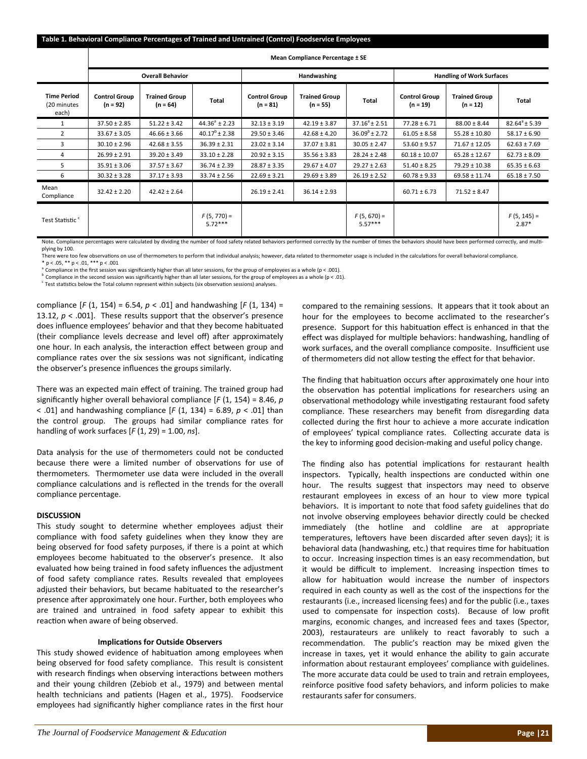**Table 1. Behavioral Compliance Percentages of Trained and Untrained (Control) Foodservice Employees**

| | Mean Compliance Percentage ± SE | | | | | | | | |
|---|---|---|---|---|---|---|---|---|---|
| | Overall Behavior | | | Handwashing | | | Handling of Work Surfaces | | |
| Time Period (20 minutes each) | Control Group (n = 92) | Trained Group (n = 64) | Total | Control Group (n = 81) | Trained Group (n = 55) | Total | Control Group (n = 19) | Trained Group (n = 12) | Total |
| 1 | 37.50 ± 2.85 | 51.22 ± 3.42 | 44.36[a] ± 2.23 | 32.13 ± 3.19 | 42.19 ± 3.87 | 37.16[a] ± 2.51 | 77.28 ± 6.71 | 88.00 ± 8.44 | 82.64[a] ± 5.39 |
| 2 | 33.67 ± 3.05 | 46.66 ± 3.66 | 40.17[b] ± 2.38 | 29.50 ± 3.46 | 42.68 ± 4.20 | 36.09[b] ± 2.72 | 61.05 ± 8.58 | 55.28 ± 10.80 | 58.17 ± 6.90 |
| 3 | 30.10 ± 2.96 | 42.68 ± 3.55 | 36.39 ± 2.31 | 23.02 ± 3.14 | 37.07 ± 3.81 | 30.05 ± 2.47 | 53.60 ± 9.57 | 71.67 ± 12.05 | 62.63 ± 7.69 |
| 4 | 26.99 ± 2.91 | 39.20 ± 3.49 | 33.10 ± 2.28 | 20.92 ± 3.15 | 35.56 ± 3.83 | 28.24 ± 2.48 | 60.18 ± 10.07 | 65.28 ± 12.67 | 62.73 ± 8.09 |
| 5 | 35.91 ± 3.06 | 37.57 ± 3.67 | 36.74 ± 2.39 | 28.87 ± 3.35 | 29.67 ± 4.07 | 29.27 ± 2.63 | 51.40 ± 8.25 | 79.29 ± 10.38 | 65.35 ± 6.63 |
| 6 | 30.32 ± 3.28 | 37.17 ± 3.93 | 33.74 ± 2.56 | 22.69 ± 3.21 | 29.69 ± 3.89 | 26.19 ± 2.52 | 60.78 ± 9.33 | 69.58 ± 11.74 | 65.18 ± 7.50 |
| Mean Compliance | 32.42 ± 2.20 | 42.42 ± 2.64 | | 26.19 ± 2.41 | 36.14 ± 2.93 | | 60.71 ± 6.73 | 71.52 ± 8.47 | |
| Test Statistic[c] | | | $F$ (5, 770) = 5.72*** | | | $F$ (5, 670) = 5.57*** | | | $F$ (5, 145) = 2.87* |

Note. Compliance percentages were calculated by dividing the number of food safety related behaviors performed correctly by the number of times the behaviors should have been performed correctly, and multiplying by 100.
There were too few observations on use of thermometers to perform that individual analysis; however, data related to thermometer usage is included in the calculations for overall behavioral compliance.
* p < .05, ** p < .01, *** p < .001
[a] Compliance in the first session was significantly higher than all later sessions, for the group of employees as a whole (p < .001).
[b] Compliance in the second session was significantly higher than all later sessions, for the group of employees as a whole (p < .01).
[c] Test statistics below the Total column represent within subjects (six observation sessions) analyses.

compliance [$F$ (1, 154) = 6.54, $p$ < .01] and handwashing [$F$ (1, 134) = 13.12, $p$ < .001]. These results support that the observer's presence does influence employees' behavior and that they become habituated (their compliance levels decrease and level off) after approximately one hour. In each analysis, the interaction effect between group and compliance rates over the six sessions was not significant, indicating the observer's presence influences the groups similarly.

There was an expected main effect of training. The trained group had significantly higher overall behavioral compliance [$F$ (1, 154) = 8.46, $p$ < .01] and handwashing compliance [$F$ (1, 134) = 6.89, $p$ < .01] than the control group. The groups had similar compliance rates for handling of work surfaces [$F$ (1, 29) = 1.00, *ns*].

Data analysis for the use of thermometers could not be conducted because there were a limited number of observations for use of thermometers. Thermometer use data were included in the overall compliance calculations and is reflected in the trends for the overall compliance percentage.

**DISCUSSION**

This study sought to determine whether employees adjust their compliance with food safety guidelines when they know they are being observed for food safety purposes, if there is a point at which employees become habituated to the observer's presence. It also evaluated how being trained in food safety influences the adjustment of food safety compliance rates. Results revealed that employees adjusted their behaviors, but became habituated to the researcher's presence after approximately one hour. Further, both employees who are trained and untrained in food safety appear to exhibit this reaction when aware of being observed.

**Implications for Outside Observers**

This study showed evidence of habituation among employees when being observed for food safety compliance. This result is consistent with research findings when observing interactions between mothers and their young children (Zebiob et al., 1979) and between mental health technicians and patients (Hagen et al., 1975). Foodservice employees had significantly higher compliance rates in the first hour compared to the remaining sessions. It appears that it took about an hour for the employees to become acclimated to the researcher's presence. Support for this habituation effect is enhanced in that the effect was displayed for multiple behaviors: handwashing, handling of work surfaces, and the overall compliance composite. Insufficient use of thermometers did not allow testing the effect for that behavior.

The finding that habituation occurs after approximately one hour into the observation has potential implications for researchers using an observational methodology while investigating restaurant food safety compliance. These researchers may benefit from disregarding data collected during the first hour to achieve a more accurate indication of employees' typical compliance rates. Collecting accurate data is the key to informing good decision-making and useful policy change.

The finding also has potential implications for restaurant health inspectors. Typically, health inspections are conducted within one hour. The results suggest that inspectors may need to observe restaurant employees in excess of an hour to view more typical behaviors. It is important to note that food safety guidelines that do not involve observing employees behavior directly could be checked immediately (the hotline and coldline are at appropriate temperatures, leftovers have been discarded after seven days); it is behavioral data (handwashing, etc.) that requires time for habituation to occur. Increasing inspection times is an easy recommendation, but it would be difficult to implement. Increasing inspection times to allow for habituation would increase the number of inspectors required in each county as well as the cost of the inspections for the restaurants (i.e., increased licensing fees) and for the public (i.e., taxes used to compensate for inspection costs). Because of low profit margins, economic changes, and increased fees and taxes (Spector, 2003), restaurateurs are unlikely to react favorably to such a recommendation. The public's reaction may be mixed given the increase in taxes, yet it would enhance the ability to gain accurate information about restaurant employees' compliance with guidelines. The more accurate data could be used to train and retrain employees, reinforce positive food safety behaviors, and inform policies to make restaurants safer for consumers.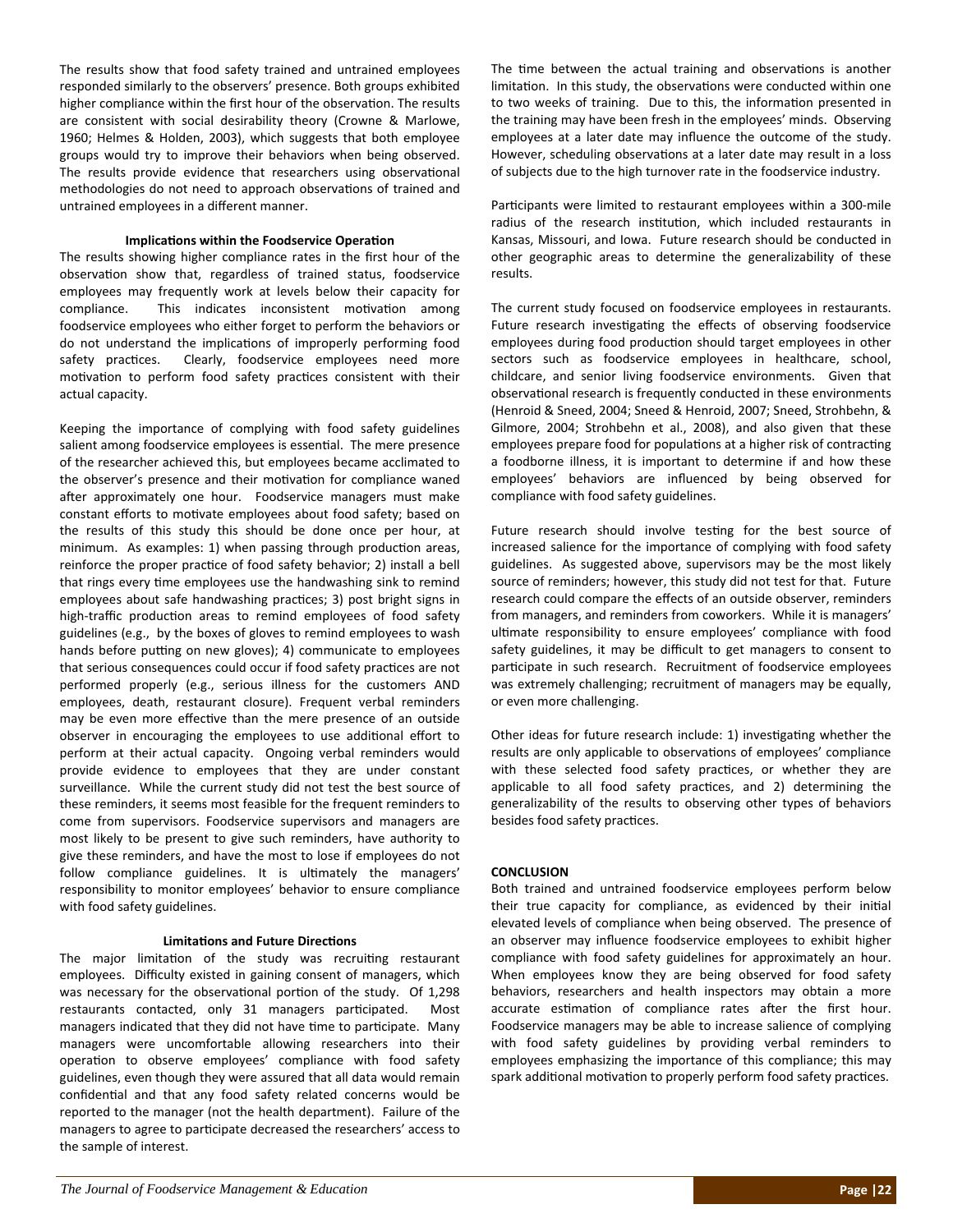The results show that food safety trained and untrained employees responded similarly to the observers' presence. Both groups exhibited higher compliance within the first hour of the observation. The results are consistent with social desirability theory (Crowne & Marlowe, 1960; Helmes & Holden, 2003), which suggests that both employee groups would try to improve their behaviors when being observed. The results provide evidence that researchers using observational methodologies do not need to approach observations of trained and untrained employees in a different manner.

### Implications within the Foodservice Operation

The results showing higher compliance rates in the first hour of the observation show that, regardless of trained status, foodservice employees may frequently work at levels below their capacity for compliance. This indicates inconsistent motivation among foodservice employees who either forget to perform the behaviors or do not understand the implications of improperly performing food safety practices. Clearly, foodservice employees need more motivation to perform food safety practices consistent with their actual capacity.

Keeping the importance of complying with food safety guidelines salient among foodservice employees is essential. The mere presence of the researcher achieved this, but employees became acclimated to the observer's presence and their motivation for compliance waned after approximately one hour. Foodservice managers must make constant efforts to motivate employees about food safety; based on the results of this study this should be done once per hour, at minimum. As examples: 1) when passing through production areas, reinforce the proper practice of food safety behavior; 2) install a bell that rings every time employees use the handwashing sink to remind employees about safe handwashing practices; 3) post bright signs in high-traffic production areas to remind employees of food safety guidelines (e.g., by the boxes of gloves to remind employees to wash hands before putting on new gloves); 4) communicate to employees that serious consequences could occur if food safety practices are not performed properly (e.g., serious illness for the customers AND employees, death, restaurant closure). Frequent verbal reminders may be even more effective than the mere presence of an outside observer in encouraging the employees to use additional effort to perform at their actual capacity. Ongoing verbal reminders would provide evidence to employees that they are under constant surveillance. While the current study did not test the best source of these reminders, it seems most feasible for the frequent reminders to come from supervisors. Foodservice supervisors and managers are most likely to be present to give such reminders, have authority to give these reminders, and have the most to lose if employees do not follow compliance guidelines. It is ultimately the managers' responsibility to monitor employees' behavior to ensure compliance with food safety guidelines.

### Limitations and Future Directions

The major limitation of the study was recruiting restaurant employees. Difficulty existed in gaining consent of managers, which was necessary for the observational portion of the study. Of 1,298 restaurants contacted, only 31 managers participated. Most managers indicated that they did not have time to participate. Many managers were uncomfortable allowing researchers into their operation to observe employees' compliance with food safety guidelines, even though they were assured that all data would remain confidential and that any food safety related concerns would be reported to the manager (not the health department). Failure of the managers to agree to participate decreased the researchers' access to the sample of interest.

The time between the actual training and observations is another limitation. In this study, the observations were conducted within one to two weeks of training. Due to this, the information presented in the training may have been fresh in the employees' minds. Observing employees at a later date may influence the outcome of the study. However, scheduling observations at a later date may result in a loss of subjects due to the high turnover rate in the foodservice industry.

Participants were limited to restaurant employees within a 300-mile radius of the research institution, which included restaurants in Kansas, Missouri, and Iowa. Future research should be conducted in other geographic areas to determine the generalizability of these results.

The current study focused on foodservice employees in restaurants. Future research investigating the effects of observing foodservice employees during food production should target employees in other sectors such as foodservice employees in healthcare, school, childcare, and senior living foodservice environments. Given that observational research is frequently conducted in these environments (Henroid & Sneed, 2004; Sneed & Henroid, 2007; Sneed, Strohbehn, & Gilmore, 2004; Strohbehn et al., 2008), and also given that these employees prepare food for populations at a higher risk of contracting a foodborne illness, it is important to determine if and how these employees' behaviors are influenced by being observed for compliance with food safety guidelines.

Future research should involve testing for the best source of increased salience for the importance of complying with food safety guidelines. As suggested above, supervisors may be the most likely source of reminders; however, this study did not test for that. Future research could compare the effects of an outside observer, reminders from managers, and reminders from coworkers. While it is managers' ultimate responsibility to ensure employees' compliance with food safety guidelines, it may be difficult to get managers to consent to participate in such research. Recruitment of foodservice employees was extremely challenging; recruitment of managers may be equally, or even more challenging.

Other ideas for future research include: 1) investigating whether the results are only applicable to observations of employees' compliance with these selected food safety practices, or whether they are applicable to all food safety practices, and 2) determining the generalizability of the results to observing other types of behaviors besides food safety practices.

## CONCLUSION

Both trained and untrained foodservice employees perform below their true capacity for compliance, as evidenced by their initial elevated levels of compliance when being observed. The presence of an observer may influence foodservice employees to exhibit higher compliance with food safety guidelines for approximately an hour. When employees know they are being observed for food safety behaviors, researchers and health inspectors may obtain a more accurate estimation of compliance rates after the first hour. Foodservice managers may be able to increase salience of complying with food safety guidelines by providing verbal reminders to employees emphasizing the importance of this compliance; this may spark additional motivation to properly perform food safety practices.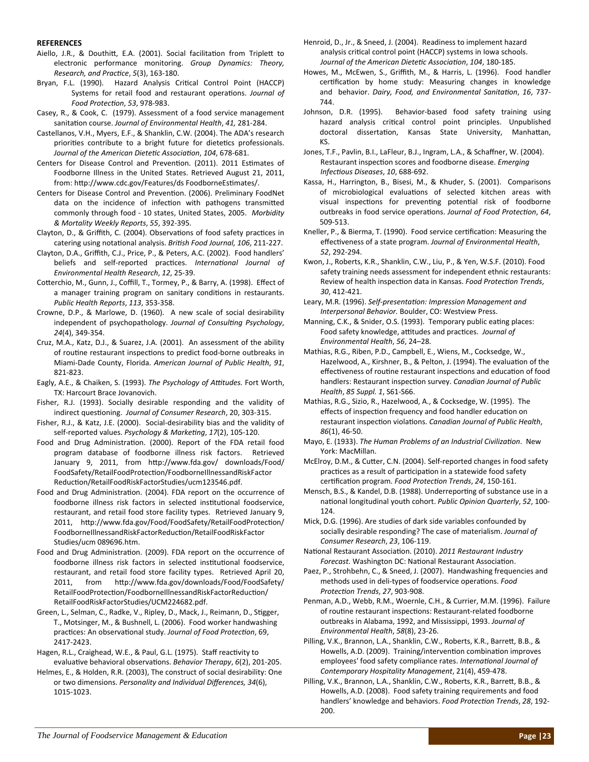**REFERENCES**

Aiello, J.R., & Douthitt, E.A. (2001). Social facilitation from Triplett to electronic performance monitoring. *Group Dynamics: Theory, Research, and Practice*, *5*(3), 163-180.

Bryan, F.L. (1990). Hazard Analysis Critical Control Point (HACCP) Systems for retail food and restaurant operations. *Journal of Food Protection*, *53*, 978-983.

Casey, R., & Cook, C. (1979). Assessment of a food service management sanitation course. *Journal of Environmental Health*, *41,* 281-284.

Castellanos, V.H., Myers, E.F., & Shanklin, C.W. (2004). The ADA's research priorities contribute to a bright future for dietetics professionals. *Journal of the American Dietetic Association*, *104*, 678-681.

Centers for Disease Control and Prevention. (2011). 2011 Estimates of Foodborne Illness in the United States. Retrieved August 21, 2011, from: http://www.cdc.gov/Features/ds FoodborneEstimates/.

Centers for Disease Control and Prevention. (2006). Preliminary FoodNet data on the incidence of infection with pathogens transmitted commonly through food - 10 states, United States, 2005. *Morbidity & Mortality Weekly Reports*, *55*, 392-395.

Clayton, D., & Griffith, C. (2004). Observations of food safety practices in catering using notational analysis. *British Food Journal, 106*, 211-227.

Clayton, D.A., Griffith, C.J., Price, P., & Peters, A.C. (2002). Food handlers' beliefs and self-reported practices. *International Journal of Environmental Health Research*, *12*, 25-39.

Cotterchio, M., Gunn, J., Coffill, T., Tormey, P., & Barry, A. (1998). Effect of a manager training program on sanitary conditions in restaurants. *Public Health Reports*, *113*, 353-358.

Crowne, D.P., & Marlowe, D. (1960). A new scale of social desirability independent of psychopathology. *Journal of Consulting Psychology*, *24*(4), 349-354.

Cruz, M.A., Katz, D.J., & Suarez, J.A. (2001). An assessment of the ability of routine restaurant inspections to predict food-borne outbreaks in Miami-Dade County, Florida. *American Journal of Public Health*, *91*, 821-823.

Eagly, A.E., & Chaiken, S. (1993). *The Psychology of Attitudes.* Fort Worth, TX: Harcourt Brace Jovanovich.

Fisher, R.J. (1993). Socially desirable responding and the validity of indirect questioning. *Journal of Consumer Research*, 20, 303-315.

Fisher, R.J., & Katz, J.E. (2000). Social-desirability bias and the validity of self-reported values. *Psychology & Marketing*, *17*(2), 105-120.

Food and Drug Administration. (2000). Report of the FDA retail food program database of foodborne illness risk factors. Retrieved January 9, 2011, from http://www.fda.gov/ downloads/Food/ FoodSafety/RetailFoodProtection/FoodborneIllnessandRiskFactor Reduction/RetailFoodRiskFactorStudies/ucm123546.pdf.

Food and Drug Administration. (2004). FDA report on the occurrence of foodborne illness risk factors in selected institutional foodservice, restaurant, and retail food store facility types. Retrieved January 9, 2011, http://www.fda.gov/Food/FoodSafety/RetailFoodProtection/ FoodborneIllnessandRiskFactorReduction/RetailFoodRiskFactor Studies/ucm 089696.htm.

Food and Drug Administration. (2009). FDA report on the occurrence of foodborne illness risk factors in selected institutional foodservice, restaurant, and retail food store facility types. Retrieved April 20, 2011, from http://www.fda.gov/downloads/Food/FoodSafety/ RetailFoodProtection/FoodborneIllnessandRiskFactorReduction/ RetailFoodRiskFactorStudies/UCM224682.pdf.

Green, L., Selman, C., Radke, V., Ripley, D., Mack, J., Reimann, D., Stigger, T., Motsinger, M., & Bushnell, L. (2006). Food worker handwashing practices: An observational study. *Journal of Food Protection*, 69, 2417-2423.

Hagen, R.L., Craighead, W.E., & Paul, G.L. (1975). Staff reactivity to evaluative behavioral observations. *Behavior Therapy*, *6*(2), 201-205.

Helmes, E., & Holden, R.R. (2003), The construct of social desirability: One or two dimensions. *Personality and Individual Differences, 34*(6), 1015-1023.

Henroid, D., Jr., & Sneed, J. (2004). Readiness to implement hazard analysis critical control point (HACCP) systems in Iowa schools. *Journal of the American Dietetic Association*, *104*, 180-185.

Howes, M., McEwen, S., Griffith, M., & Harris, L. (1996). Food handler certification by home study: Measuring changes in knowledge and behavior. *Dairy, Food, and Environmental Sanitation*, *16*, 737-744.

Johnson, D.R. (1995). Behavior-based food safety training using hazard analysis critical control point principles. Unpublished doctoral dissertation, Kansas State University, Manhattan, KS.

Jones, T.F., Pavlin, B.I., LaFleur, B.J., Ingram, L.A., & Schaffner, W. (2004). Restaurant inspection scores and foodborne disease. *Emerging Infectious Diseases*, *10*, 688-692.

Kassa, H., Harrington, B., Bisesi, M., & Khuder, S. (2001). Comparisons of microbiological evaluations of selected kitchen areas with visual inspections for preventing potential risk of foodborne outbreaks in food service operations. *Journal of Food Protection*, *64*, 509-513.

Kneller, P., & Bierma, T. (1990). Food service certification: Measuring the effectiveness of a state program. *Journal of Environmental Health*, *52*, 292-294.

Kwon, J., Roberts, K.R., Shanklin, C.W., Liu, P., & Yen, W.S.F. (2010). Food safety training needs assessment for independent ethnic restaurants: Review of health inspection data in Kansas. *Food Protection Trends*, *30*, 412-421.

Leary, M.R. (1996). *Self-presentation: Impression Management and Interpersonal Behavior.* Boulder, CO: Westview Press.

Manning, C.K., & Snider, O.S. (1993). Temporary public eating places: Food safety knowledge, attitudes and practices. *Journal of Environmental Health*, *56*, 24–28.

Mathias, R.G., Riben, P.D., Campbell, E., Wiens, M., Cocksedge, W., Hazelwood, A., Kirshner, B., & Pelton, J. (1994). The evaluation of the effectiveness of routine restaurant inspections and education of food handlers: Restaurant inspection survey. *Canadian Journal of Public Health*, *85 Suppl. 1*, S61-S66.

Mathias, R.G., Sizio, R., Hazelwood, A., & Cocksedge, W. (1995). The effects of inspection frequency and food handler education on restaurant inspection violations. *Canadian Journal of Public Health*, *86*(1), 46-50.

Mayo, E. (1933). *The Human Problems of an Industrial Civilization*. New York: MacMillan.

McElroy, D.M., & Cutter, C.N. (2004). Self-reported changes in food safety practices as a result of participation in a statewide food safety certification program. *Food Protection Trends*, *24*, 150-161.

Mensch, B.S., & Kandel, D.B. (1988). Underreporting of substance use in a national longitudinal youth cohort. *Public Opinion Quarterly*, *52*, 100-124.

Mick, D.G. (1996). Are studies of dark side variables confounded by socially desirable responding? The case of materialism. *Journal of Consumer Research*, *23*, 106-119.

National Restaurant Association. (2010). *2011 Restaurant Industry Forecast.* Washington DC: National Restaurant Association.

Paez, P., Strohbehn, C., & Sneed, J. (2007). Handwashing frequencies and methods used in deli-types of foodservice operations. *Food Protection Trends*, *27*, 903-908.

Penman, A.D., Webb, R.M., Woernle, C.H., & Currier, M.M. (1996). Failure of routine restaurant inspections: Restaurant-related foodborne outbreaks in Alabama, 1992, and Mississippi, 1993. *Journal of Environmental Health*, *58*(8), 23-26.

Pilling, V.K., Brannon, L.A., Shanklin, C.W., Roberts, K.R., Barrett, B.B., & Howells, A.D. (2009). Training/intervention combination improves employees' food safety compliance rates. *International Journal of Contemporary Hospitality Management*, 21(4), 459-478.

Pilling, V.K., Brannon, L.A., Shanklin, C.W., Roberts, K.R., Barrett, B.B., & Howells, A.D. (2008). Food safety training requirements and food handlers' knowledge and behaviors. *Food Protection Trends*, *28*, 192-200.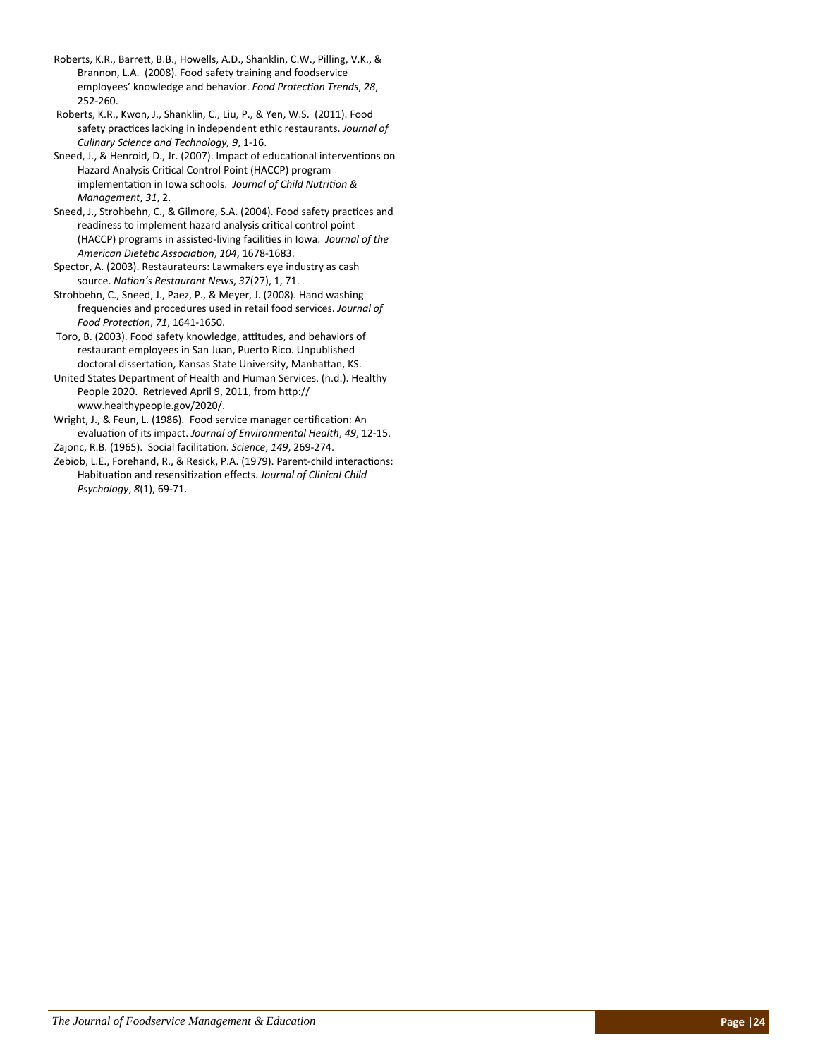Roberts, K.R., Barrett, B.B., Howells, A.D., Shanklin, C.W., Pilling, V.K., & Brannon, L.A. (2008). Food safety training and foodservice employees' knowledge and behavior. *Food Protection Trends*, *28*, 252-260.

Roberts, K.R., Kwon, J., Shanklin, C., Liu, P., & Yen, W.S. (2011). Food safety practices lacking in independent ethic restaurants. *Journal of Culinary Science and Technology, 9*, 1-16.

Sneed, J., & Henroid, D., Jr. (2007). Impact of educational interventions on Hazard Analysis Critical Control Point (HACCP) program implementation in Iowa schools. *Journal of Child Nutrition & Management*, *31*, 2.

Sneed, J., Strohbehn, C., & Gilmore, S.A. (2004). Food safety practices and readiness to implement hazard analysis critical control point (HACCP) programs in assisted-living facilities in Iowa. *Journal of the American Dietetic Association*, *104*, 1678-1683.

Spector, A. (2003). Restaurateurs: Lawmakers eye industry as cash source. *Nation's Restaurant News*, *37*(27), 1, 71.

Strohbehn, C., Sneed, J., Paez, P., & Meyer, J. (2008). Hand washing frequencies and procedures used in retail food services. *Journal of Food Protection*, *71*, 1641-1650.

Toro, B. (2003). Food safety knowledge, attitudes, and behaviors of restaurant employees in San Juan, Puerto Rico. Unpublished doctoral dissertation, Kansas State University, Manhattan, KS.

United States Department of Health and Human Services. (n.d.). Healthy People 2020. Retrieved April 9, 2011, from http://www.healthypeople.gov/2020/.

Wright, J., & Feun, L. (1986). Food service manager certification: An evaluation of its impact. *Journal of Environmental Health*, *49*, 12-15.

Zajonc, R.B. (1965). Social facilitation. *Science*, *149*, 269-274.

Zebiob, L.E., Forehand, R., & Resick, P.A. (1979). Parent-child interactions: Habituation and resensitization effects. *Journal of Clinical Child Psychology*, *8*(1), 69-71.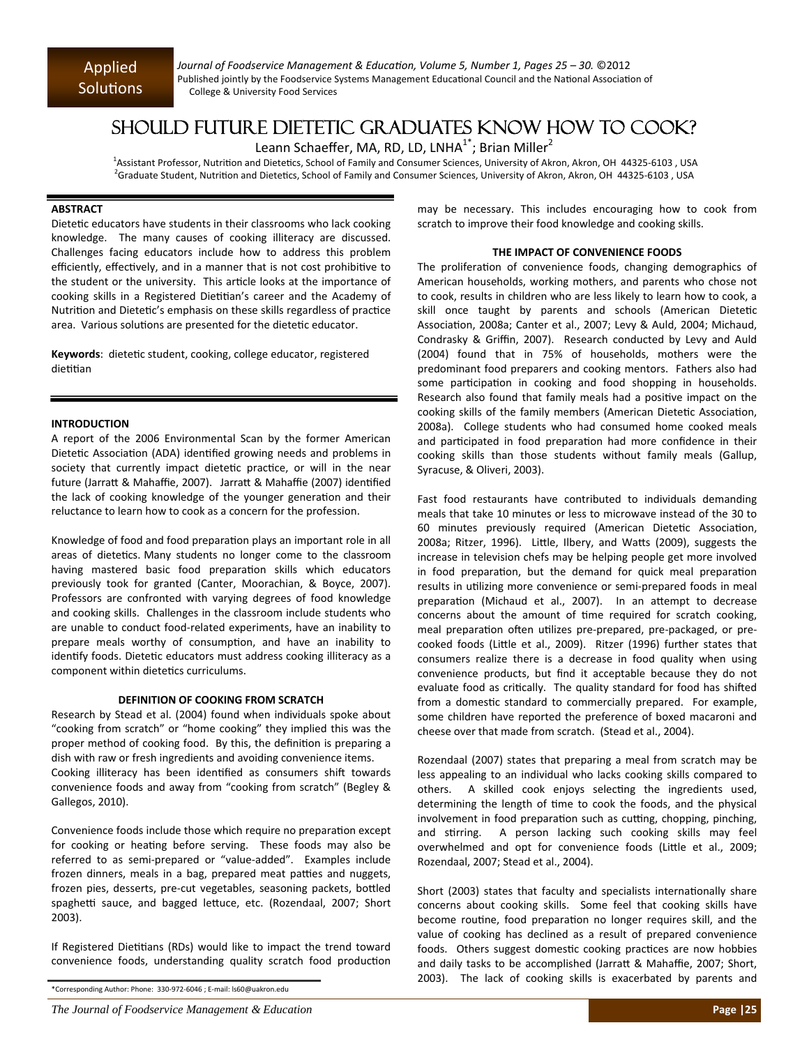# SHOULD FUTURE DIETETIC GRADUATES KNOW HOW TO COOK?

Leann Schaeffer, MA, RD, LD, LNHA[1*]; Brian Miller[2]

[1]Assistant Professor, Nutrition and Dietetics, School of Family and Consumer Sciences, University of Akron, Akron, OH 44325-6103 , USA
[2]Graduate Student, Nutrition and Dietetics, School of Family and Consumer Sciences, University of Akron, Akron, OH 44325-6103 , USA

## ABSTRACT

Dietetic educators have students in their classrooms who lack cooking knowledge. The many causes of cooking illiteracy are discussed. Challenges facing educators include how to address this problem efficiently, effectively, and in a manner that is not cost prohibitive to the student or the university. This article looks at the importance of cooking skills in a Registered Dietitian's career and the Academy of Nutrition and Dietetic's emphasis on these skills regardless of practice area. Various solutions are presented for the dietetic educator.

**Keywords**: dietetic student, cooking, college educator, registered dietitian

## INTRODUCTION

A report of the 2006 Environmental Scan by the former American Dietetic Association (ADA) identified growing needs and problems in society that currently impact dietetic practice, or will in the near future (Jarratt & Mahaffie, 2007). Jarratt & Mahaffie (2007) identified the lack of cooking knowledge of the younger generation and their reluctance to learn how to cook as a concern for the profession.

Knowledge of food and food preparation plays an important role in all areas of dietetics. Many students no longer come to the classroom having mastered basic food preparation skills which educators previously took for granted (Canter, Moorachian, & Boyce, 2007). Professors are confronted with varying degrees of food knowledge and cooking skills. Challenges in the classroom include students who are unable to conduct food-related experiments, have an inability to prepare meals worthy of consumption, and have an inability to identify foods. Dietetic educators must address cooking illiteracy as a component within dietetics curriculums.

## DEFINITION OF COOKING FROM SCRATCH

Research by Stead et al. (2004) found when individuals spoke about "cooking from scratch" or "home cooking" they implied this was the proper method of cooking food. By this, the definition is preparing a dish with raw or fresh ingredients and avoiding convenience items.
Cooking illiteracy has been identified as consumers shift towards convenience foods and away from "cooking from scratch" (Begley & Gallegos, 2010).

Convenience foods include those which require no preparation except for cooking or heating before serving. These foods may also be referred to as semi-prepared or "value-added". Examples include frozen dinners, meals in a bag, prepared meat patties and nuggets, frozen pies, desserts, pre-cut vegetables, seasoning packets, bottled spaghetti sauce, and bagged lettuce, etc. (Rozendaal, 2007; Short 2003).

If Registered Dietitians (RDs) would like to impact the trend toward convenience foods, understanding quality scratch food production may be necessary. This includes encouraging how to cook from scratch to improve their food knowledge and cooking skills.

## THE IMPACT OF CONVENIENCE FOODS

The proliferation of convenience foods, changing demographics of American households, working mothers, and parents who chose not to cook, results in children who are less likely to learn how to cook, a skill once taught by parents and schools (American Dietetic Association, 2008a; Canter et al., 2007; Levy & Auld, 2004; Michaud, Condrasky & Griffin, 2007). Research conducted by Levy and Auld (2004) found that in 75% of households, mothers were the predominant food preparers and cooking mentors. Fathers also had some participation in cooking and food shopping in households. Research also found that family meals had a positive impact on the cooking skills of the family members (American Dietetic Association, 2008a). College students who had consumed home cooked meals and participated in food preparation had more confidence in their cooking skills than those students without family meals (Gallup, Syracuse, & Oliveri, 2003).

Fast food restaurants have contributed to individuals demanding meals that take 10 minutes or less to microwave instead of the 30 to 60 minutes previously required (American Dietetic Association, 2008a; Ritzer, 1996). Little, Ilbery, and Watts (2009), suggests the increase in television chefs may be helping people get more involved in food preparation, but the demand for quick meal preparation results in utilizing more convenience or semi-prepared foods in meal preparation (Michaud et al., 2007). In an attempt to decrease concerns about the amount of time required for scratch cooking, meal preparation often utilizes pre-prepared, pre-packaged, or pre-cooked foods (Little et al., 2009). Ritzer (1996) further states that consumers realize there is a decrease in food quality when using convenience products, but find it acceptable because they do not evaluate food as critically. The quality standard for food has shifted from a domestic standard to commercially prepared. For example, some children have reported the preference of boxed macaroni and cheese over that made from scratch. (Stead et al., 2004).

Rozendaal (2007) states that preparing a meal from scratch may be less appealing to an individual who lacks cooking skills compared to others. A skilled cook enjoys selecting the ingredients used, determining the length of time to cook the foods, and the physical involvement in food preparation such as cutting, chopping, pinching, and stirring. A person lacking such cooking skills may feel overwhelmed and opt for convenience foods (Little et al., 2009; Rozendaal, 2007; Stead et al., 2004).

Short (2003) states that faculty and specialists internationally share concerns about cooking skills. Some feel that cooking skills have become routine, food preparation no longer requires skill, and the value of cooking has declined as a result of prepared convenience foods. Others suggest domestic cooking practices are now hobbies and daily tasks to be accomplished (Jarratt & Mahaffie, 2007; Short, 2003). The lack of cooking skills is exacerbated by parents and

*Corresponding Author: Phone: 330-972-6046 ; E-mail: ls60@uakron.edu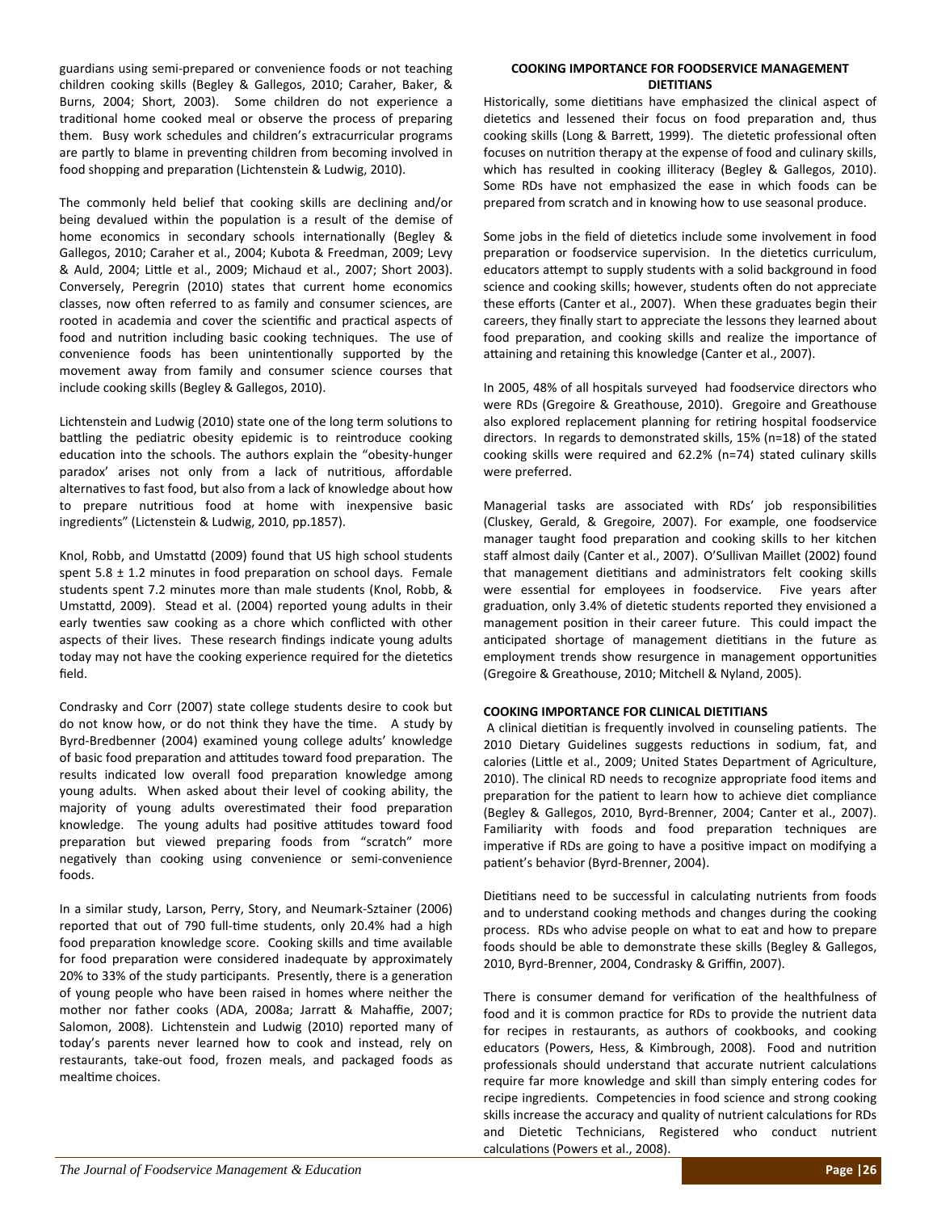guardians using semi-prepared or convenience foods or not teaching children cooking skills (Begley & Gallegos, 2010; Caraher, Baker, & Burns, 2004; Short, 2003). Some children do not experience a traditional home cooked meal or observe the process of preparing them. Busy work schedules and children's extracurricular programs are partly to blame in preventing children from becoming involved in food shopping and preparation (Lichtenstein & Ludwig, 2010).

The commonly held belief that cooking skills are declining and/or being devalued within the population is a result of the demise of home economics in secondary schools internationally (Begley & Gallegos, 2010; Caraher et al., 2004; Kubota & Freedman, 2009; Levy & Auld, 2004; Little et al., 2009; Michaud et al., 2007; Short 2003). Conversely, Peregrin (2010) states that current home economics classes, now often referred to as family and consumer sciences, are rooted in academia and cover the scientific and practical aspects of food and nutrition including basic cooking techniques. The use of convenience foods has been unintentionally supported by the movement away from family and consumer science courses that include cooking skills (Begley & Gallegos, 2010).

Lichtenstein and Ludwig (2010) state one of the long term solutions to battling the pediatric obesity epidemic is to reintroduce cooking education into the schools. The authors explain the "obesity-hunger paradox' arises not only from a lack of nutritious, affordable alternatives to fast food, but also from a lack of knowledge about how to prepare nutritious food at home with inexpensive basic ingredients" (Lictenstein & Ludwig, 2010, pp.1857).

Knol, Robb, and Umstattd (2009) found that US high school students spent 5.8 ± 1.2 minutes in food preparation on school days. Female students spent 7.2 minutes more than male students (Knol, Robb, & Umstattd, 2009). Stead et al. (2004) reported young adults in their early twenties saw cooking as a chore which conflicted with other aspects of their lives. These research findings indicate young adults today may not have the cooking experience required for the dietetics field.

Condrasky and Corr (2007) state college students desire to cook but do not know how, or do not think they have the time. A study by Byrd-Bredbenner (2004) examined young college adults' knowledge of basic food preparation and attitudes toward food preparation. The results indicated low overall food preparation knowledge among young adults. When asked about their level of cooking ability, the majority of young adults overestimated their food preparation knowledge. The young adults had positive attitudes toward food preparation but viewed preparing foods from "scratch" more negatively than cooking using convenience or semi-convenience foods.

In a similar study, Larson, Perry, Story, and Neumark-Sztainer (2006) reported that out of 790 full-time students, only 20.4% had a high food preparation knowledge score. Cooking skills and time available for food preparation were considered inadequate by approximately 20% to 33% of the study participants. Presently, there is a generation of young people who have been raised in homes where neither the mother nor father cooks (ADA, 2008a; Jarratt & Mahaffie, 2007; Salomon, 2008). Lichtenstein and Ludwig (2010) reported many of today's parents never learned how to cook and instead, rely on restaurants, take-out food, frozen meals, and packaged foods as mealtime choices.

## COOKING IMPORTANCE FOR FOODSERVICE MANAGEMENT DIETITIANS

Historically, some dietitians have emphasized the clinical aspect of dietetics and lessened their focus on food preparation and, thus cooking skills (Long & Barrett, 1999). The dietetic professional often focuses on nutrition therapy at the expense of food and culinary skills, which has resulted in cooking illiteracy (Begley & Gallegos, 2010). Some RDs have not emphasized the ease in which foods can be prepared from scratch and in knowing how to use seasonal produce.

Some jobs in the field of dietetics include some involvement in food preparation or foodservice supervision. In the dietetics curriculum, educators attempt to supply students with a solid background in food science and cooking skills; however, students often do not appreciate these efforts (Canter et al., 2007). When these graduates begin their careers, they finally start to appreciate the lessons they learned about food preparation, and cooking skills and realize the importance of attaining and retaining this knowledge (Canter et al., 2007).

In 2005, 48% of all hospitals surveyed had foodservice directors who were RDs (Gregoire & Greathouse, 2010). Gregoire and Greathouse also explored replacement planning for retiring hospital foodservice directors. In regards to demonstrated skills, 15% (n=18) of the stated cooking skills were required and 62.2% (n=74) stated culinary skills were preferred.

Managerial tasks are associated with RDs' job responsibilities (Cluskey, Gerald, & Gregoire, 2007). For example, one foodservice manager taught food preparation and cooking skills to her kitchen staff almost daily (Canter et al., 2007). O'Sullivan Maillet (2002) found that management dietitians and administrators felt cooking skills were essential for employees in foodservice. Five years after graduation, only 3.4% of dietetic students reported they envisioned a management position in their career future. This could impact the anticipated shortage of management dietitians in the future as employment trends show resurgence in management opportunities (Gregoire & Greathouse, 2010; Mitchell & Nyland, 2005).

## COOKING IMPORTANCE FOR CLINICAL DIETITIANS

A clinical dietitian is frequently involved in counseling patients. The 2010 Dietary Guidelines suggests reductions in sodium, fat, and calories (Little et al., 2009; United States Department of Agriculture, 2010). The clinical RD needs to recognize appropriate food items and preparation for the patient to learn how to achieve diet compliance (Begley & Gallegos, 2010, Byrd-Brenner, 2004; Canter et al., 2007). Familiarity with foods and food preparation techniques are imperative if RDs are going to have a positive impact on modifying a patient's behavior (Byrd-Brenner, 2004).

Dietitians need to be successful in calculating nutrients from foods and to understand cooking methods and changes during the cooking process. RDs who advise people on what to eat and how to prepare foods should be able to demonstrate these skills (Begley & Gallegos, 2010, Byrd-Brenner, 2004, Condrasky & Griffin, 2007).

There is consumer demand for verification of the healthfulness of food and it is common practice for RDs to provide the nutrient data for recipes in restaurants, as authors of cookbooks, and cooking educators (Powers, Hess, & Kimbrough, 2008). Food and nutrition professionals should understand that accurate nutrient calculations require far more knowledge and skill than simply entering codes for recipe ingredients. Competencies in food science and strong cooking skills increase the accuracy and quality of nutrient calculations for RDs and Dietetic Technicians, Registered who conduct nutrient calculations (Powers et al., 2008).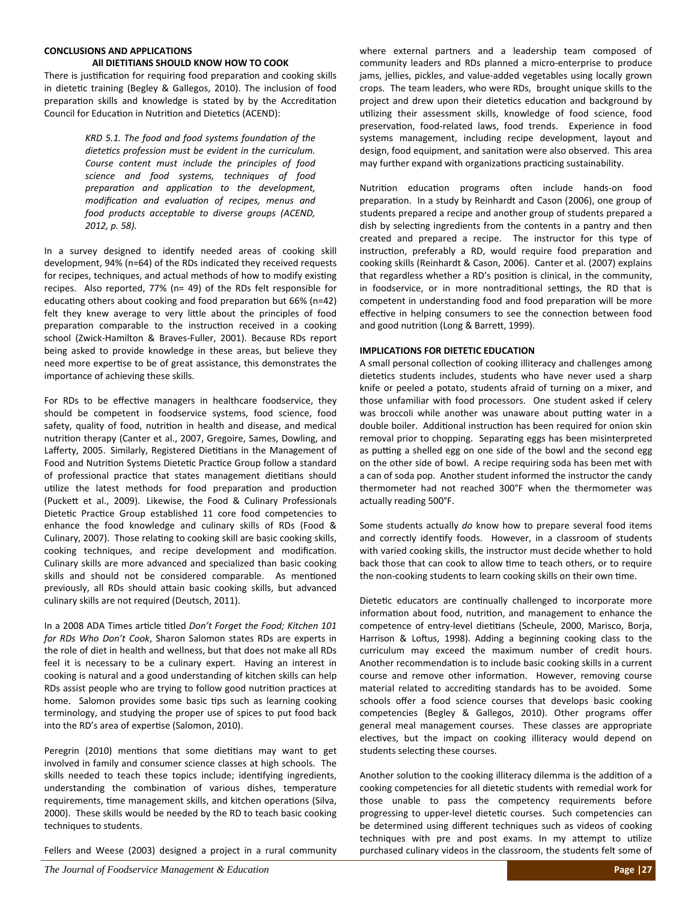## CONCLUSIONS AND APPLICATIONS

### All DIETITIANS SHOULD KNOW HOW TO COOK

There is justification for requiring food preparation and cooking skills in dietetic training (Begley & Gallegos, 2010). The inclusion of food preparation skills and knowledge is stated by by the Accreditation Council for Education in Nutrition and Dietetics (ACEND):

> *KRD 5.1. The food and food systems foundation of the dietetics profession must be evident in the curriculum. Course content must include the principles of food science and food systems, techniques of food preparation and application to the development, modification and evaluation of recipes, menus and food products acceptable to diverse groups (ACEND, 2012, p. 58).*

In a survey designed to identify needed areas of cooking skill development, 94% (n=64) of the RDs indicated they received requests for recipes, techniques, and actual methods of how to modify existing recipes. Also reported, 77% (n= 49) of the RDs felt responsible for educating others about cooking and food preparation but 66% (n=42) felt they knew average to very little about the principles of food preparation comparable to the instruction received in a cooking school (Zwick-Hamilton & Braves-Fuller, 2001). Because RDs report being asked to provide knowledge in these areas, but believe they need more expertise to be of great assistance, this demonstrates the importance of achieving these skills.

For RDs to be effective managers in healthcare foodservice, they should be competent in foodservice systems, food science, food safety, quality of food, nutrition in health and disease, and medical nutrition therapy (Canter et al., 2007, Gregoire, Sames, Dowling, and Lafferty, 2005. Similarly, Registered Dietitians in the Management of Food and Nutrition Systems Dietetic Practice Group follow a standard of professional practice that states management dietitians should utilize the latest methods for food preparation and production (Puckett et al., 2009). Likewise, the Food & Culinary Professionals Dietetic Practice Group established 11 core food competencies to enhance the food knowledge and culinary skills of RDs (Food & Culinary, 2007). Those relating to cooking skill are basic cooking skills, cooking techniques, and recipe development and modification. Culinary skills are more advanced and specialized than basic cooking skills and should not be considered comparable. As mentioned previously, all RDs should attain basic cooking skills, but advanced culinary skills are not required (Deutsch, 2011).

In a 2008 ADA Times article titled *Don't Forget the Food; Kitchen 101 for RDs Who Don't Cook*, Sharon Salomon states RDs are experts in the role of diet in health and wellness, but that does not make all RDs feel it is necessary to be a culinary expert. Having an interest in cooking is natural and a good understanding of kitchen skills can help RDs assist people who are trying to follow good nutrition practices at home. Salomon provides some basic tips such as learning cooking terminology, and studying the proper use of spices to put food back into the RD's area of expertise (Salomon, 2010).

Peregrin (2010) mentions that some dietitians may want to get involved in family and consumer science classes at high schools. The skills needed to teach these topics include; identifying ingredients, understanding the combination of various dishes, temperature requirements, time management skills, and kitchen operations (Silva, 2000). These skills would be needed by the RD to teach basic cooking techniques to students.

Fellers and Weese (2003) designed a project in a rural community where external partners and a leadership team composed of community leaders and RDs planned a micro-enterprise to produce jams, jellies, pickles, and value-added vegetables using locally grown crops. The team leaders, who were RDs, brought unique skills to the project and drew upon their dietetics education and background by utilizing their assessment skills, knowledge of food science, food preservation, food-related laws, food trends. Experience in food systems management, including recipe development, layout and design, food equipment, and sanitation were also observed. This area may further expand with organizations practicing sustainability.

Nutrition education programs often include hands-on food preparation. In a study by Reinhardt and Cason (2006), one group of students prepared a recipe and another group of students prepared a dish by selecting ingredients from the contents in a pantry and then created and prepared a recipe. The instructor for this type of instruction, preferably a RD, would require food preparation and cooking skills (Reinhardt & Cason, 2006). Canter et al. (2007) explains that regardless whether a RD's position is clinical, in the community, in foodservice, or in more nontraditional settings, the RD that is competent in understanding food and food preparation will be more effective in helping consumers to see the connection between food and good nutrition (Long & Barrett, 1999).

## IMPLICATIONS FOR DIETETIC EDUCATION

A small personal collection of cooking illiteracy and challenges among dietetics students includes, students who have never used a sharp knife or peeled a potato, students afraid of turning on a mixer, and those unfamiliar with food processors. One student asked if celery was broccoli while another was unaware about putting water in a double boiler. Additional instruction has been required for onion skin removal prior to chopping. Separating eggs has been misinterpreted as putting a shelled egg on one side of the bowl and the second egg on the other side of bowl. A recipe requiring soda has been met with a can of soda pop. Another student informed the instructor the candy thermometer had not reached 300°F when the thermometer was actually reading 500°F.

Some students actually *do* know how to prepare several food items and correctly identify foods. However, in a classroom of students with varied cooking skills, the instructor must decide whether to hold back those that can cook to allow time to teach others, or to require the non-cooking students to learn cooking skills on their own time.

Dietetic educators are continually challenged to incorporate more information about food, nutrition, and management to enhance the competence of entry-level dietitians (Scheule, 2000, Marisco, Borja, Harrison & Loftus, 1998). Adding a beginning cooking class to the curriculum may exceed the maximum number of credit hours. Another recommendation is to include basic cooking skills in a current course and remove other information. However, removing course material related to accrediting standards has to be avoided. Some schools offer a food science courses that develops basic cooking competencies (Begley & Gallegos, 2010). Other programs offer general meal management courses. These classes are appropriate electives, but the impact on cooking illiteracy would depend on students selecting these courses.

Another solution to the cooking illiteracy dilemma is the addition of a cooking competencies for all dietetic students with remedial work for those unable to pass the competency requirements before progressing to upper-level dietetic courses. Such competencies can be determined using different techniques such as videos of cooking techniques with pre and post exams. In my attempt to utilize purchased culinary videos in the classroom, the students felt some of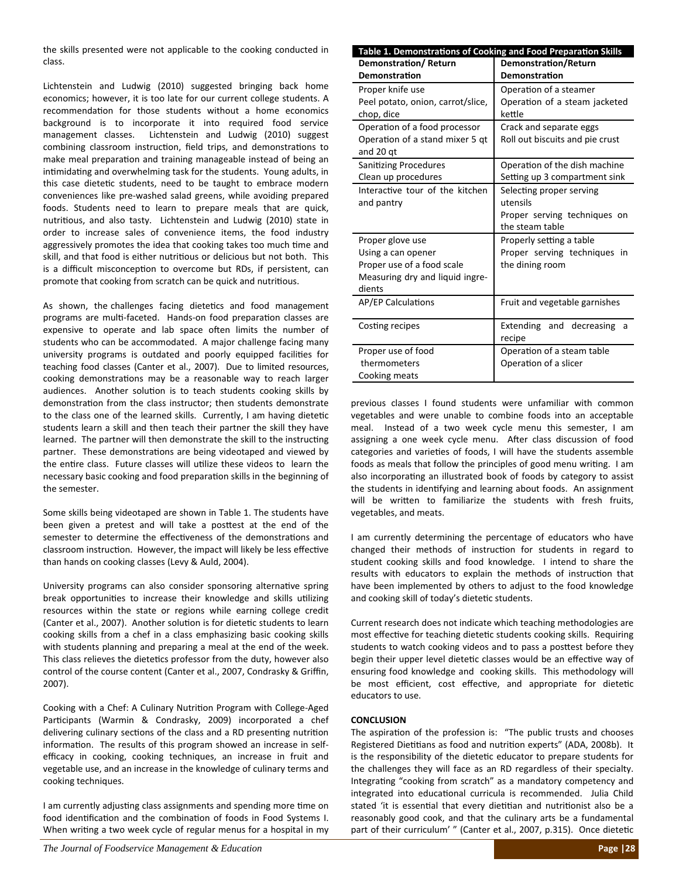the skills presented were not applicable to the cooking conducted in class.

Lichtenstein and Ludwig (2010) suggested bringing back home economics; however, it is too late for our current college students. A recommendation for those students without a home economics background is to incorporate it into required food service management classes. Lichtenstein and Ludwig (2010) suggest combining classroom instruction, field trips, and demonstrations to make meal preparation and training manageable instead of being an intimidating and overwhelming task for the students. Young adults, in this case dietetic students, need to be taught to embrace modern conveniences like pre-washed salad greens, while avoiding prepared foods. Students need to learn to prepare meals that are quick, nutritious, and also tasty. Lichtenstein and Ludwig (2010) state in order to increase sales of convenience items, the food industry aggressively promotes the idea that cooking takes too much time and skill, and that food is either nutritious or delicious but not both. This is a difficult misconception to overcome but RDs, if persistent, can promote that cooking from scratch can be quick and nutritious.

As shown, the challenges facing dietetics and food management programs are multi-faceted. Hands-on food preparation classes are expensive to operate and lab space often limits the number of students who can be accommodated. A major challenge facing many university programs is outdated and poorly equipped facilities for teaching food classes (Canter et al., 2007). Due to limited resources, cooking demonstrations may be a reasonable way to reach larger audiences. Another solution is to teach students cooking skills by demonstration from the class instructor; then students demonstrate to the class one of the learned skills. Currently, I am having dietetic students learn a skill and then teach their partner the skill they have learned. The partner will then demonstrate the skill to the instructing partner. These demonstrations are being videotaped and viewed by the entire class. Future classes will utilize these videos to learn the necessary basic cooking and food preparation skills in the beginning of the semester.

Some skills being videotaped are shown in Table 1. The students have been given a pretest and will take a posttest at the end of the semester to determine the effectiveness of the demonstrations and classroom instruction. However, the impact will likely be less effective than hands on cooking classes (Levy & Auld, 2004).

University programs can also consider sponsoring alternative spring break opportunities to increase their knowledge and skills utilizing resources within the state or regions while earning college credit (Canter et al., 2007). Another solution is for dietetic students to learn cooking skills from a chef in a class emphasizing basic cooking skills with students planning and preparing a meal at the end of the week. This class relieves the dietetics professor from the duty, however also control of the course content (Canter et al., 2007, Condrasky & Griffin, 2007).

Cooking with a Chef: A Culinary Nutrition Program with College-Aged Participants (Warmin & Condrasky, 2009) incorporated a chef delivering culinary sections of the class and a RD presenting nutrition information. The results of this program showed an increase in self-efficacy in cooking, cooking techniques, an increase in fruit and vegetable use, and an increase in the knowledge of culinary terms and cooking techniques.

I am currently adjusting class assignments and spending more time on food identification and the combination of foods in Food Systems I. When writing a two week cycle of regular menus for a hospital in my previous classes I found students were unfamiliar with common vegetables and were unable to combine foods into an acceptable meal. Instead of a two week cycle menu this semester, I am assigning a one week cycle menu. After class discussion of food categories and varieties of foods, I will have the students assemble foods as meals that follow the principles of good menu writing. I am also incorporating an illustrated book of foods by category to assist the students in identifying and learning about foods. An assignment will be written to familiarize the students with fresh fruits, vegetables, and meats.

**Table 1. Demonstrations of Cooking and Food Preparation Skills**

| Demonstration/ Return Demonstration | Demonstration/Return Demonstration |
|---|---|
| Proper knife use<br>Peel potato, onion, carrot/slice, chop, dice | Operation of a steamer<br>Operation of a steam jacketed kettle |
| Operation of a food processor<br>Operation of a stand mixer 5 qt and 20 qt | Crack and separate eggs<br>Roll out biscuits and pie crust |
| Sanitizing Procedures<br>Clean up procedures | Operation of the dish machine<br>Setting up 3 compartment sink |
| Interactive tour of the kitchen and pantry | Selecting proper serving utensils<br>Proper serving techniques on the steam table |
| Proper glove use<br>Using a can opener<br>Proper use of a food scale<br>Measuring dry and liquid ingredients | Properly setting a table<br>Proper serving techniques in the dining room |
| AP/EP Calculations | Fruit and vegetable garnishes |
| Costing recipes | Extending and decreasing a recipe |
| Proper use of food thermometers<br>Cooking meats | Operation of a steam table<br>Operation of a slicer |

I am currently determining the percentage of educators who have changed their methods of instruction for students in regard to student cooking skills and food knowledge. I intend to share the results with educators to explain the methods of instruction that have been implemented by others to adjust to the food knowledge and cooking skill of today's dietetic students.

Current research does not indicate which teaching methodologies are most effective for teaching dietetic students cooking skills. Requiring students to watch cooking videos and to pass a posttest before they begin their upper level dietetic classes would be an effective way of ensuring food knowledge and cooking skills. This methodology will be most efficient, cost effective, and appropriate for dietetic educators to use.

## CONCLUSION

The aspiration of the profession is: "The public trusts and chooses Registered Dietitians as food and nutrition experts" (ADA, 2008b). It is the responsibility of the dietetic educator to prepare students for the challenges they will face as an RD regardless of their specialty. Integrating "cooking from scratch" as a mandatory competency and integrated into educational curricula is recommended. Julia Child stated 'it is essential that every dietitian and nutritionist also be a reasonably good cook, and that the culinary arts be a fundamental part of their curriculum' " (Canter et al., 2007, p.315). Once dietetic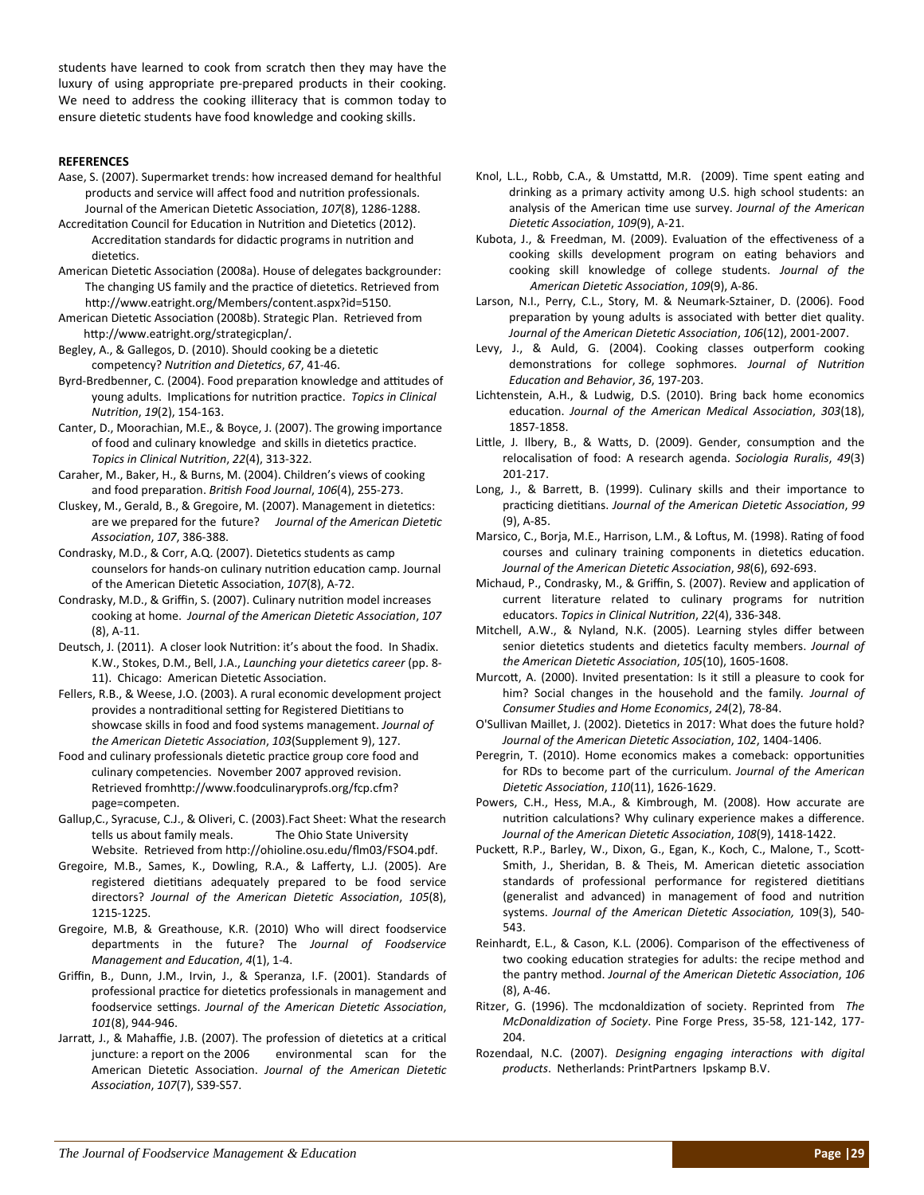students have learned to cook from scratch then they may have the luxury of using appropriate pre-prepared products in their cooking. We need to address the cooking illiteracy that is common today to ensure dietetic students have food knowledge and cooking skills.

**REFERENCES**

Aase, S. (2007). Supermarket trends: how increased demand for healthful products and service will affect food and nutrition professionals. Journal of the American Dietetic Association, *107*(8), 1286-1288.

Accreditation Council for Education in Nutrition and Dietetics (2012). Accreditation standards for didactic programs in nutrition and dietetics.

American Dietetic Association (2008a). House of delegates backgrounder: The changing US family and the practice of dietetics. Retrieved from http://www.eatright.org/Members/content.aspx?id=5150.

American Dietetic Association (2008b). Strategic Plan. Retrieved from http://www.eatright.org/strategicplan/.

Begley, A., & Gallegos, D. (2010). Should cooking be a dietetic competency? *Nutrition and Dietetics*, *67*, 41-46.

Byrd-Bredbenner, C. (2004). Food preparation knowledge and attitudes of young adults. Implications for nutrition practice. *Topics in Clinical Nutrition*, *19*(2), 154-163.

Canter, D., Moorachian, M.E., & Boyce, J. (2007). The growing importance of food and culinary knowledge and skills in dietetics practice. *Topics in Clinical Nutrition*, *22*(4), 313-322.

Caraher, M., Baker, H., & Burns, M. (2004). Children's views of cooking and food preparation. *British Food Journal*, *106*(4), 255-273.

Cluskey, M., Gerald, B., & Gregoire, M. (2007). Management in dietetics: are we prepared for the future? *Journal of the American Dietetic Association*, *107*, 386-388.

Condrasky, M.D., & Corr, A.Q. (2007). Dietetics students as camp counselors for hands-on culinary nutrition education camp. Journal of the American Dietetic Association, *107*(8), A-72.

Condrasky, M.D., & Griffin, S. (2007). Culinary nutrition model increases cooking at home. *Journal of the American Dietetic Association*, *107* (8), A-11.

Deutsch, J. (2011). A closer look Nutrition: it's about the food. In Shadix. K.W., Stokes, D.M., Bell, J.A., *Launching your dietetics career* (pp. 8-11). Chicago: American Dietetic Association.

Fellers, R.B., & Weese, J.O. (2003). A rural economic development project provides a nontraditional setting for Registered Dietitians to showcase skills in food and food systems management. *Journal of the American Dietetic Association*, *103*(Supplement 9), 127.

Food and culinary professionals dietetic practice group core food and culinary competencies. November 2007 approved revision. Retrieved fromhttp://www.foodculinaryprofs.org/fcp.cfm?page=competen.

Gallup,C., Syracuse, C.J., & Oliveri, C. (2003).Fact Sheet: What the research tells us about family meals. The Ohio State University Website. Retrieved from http://ohioline.osu.edu/flm03/FSO4.pdf.

Gregoire, M.B., Sames, K., Dowling, R.A., & Lafferty, L.J. (2005). Are registered dietitians adequately prepared to be food service directors? *Journal of the American Dietetic Association*, *105*(8), 1215-1225.

Gregoire, M.B, & Greathouse, K.R. (2010) Who will direct foodservice departments in the future? The *Journal of Foodservice Management and Education*, *4*(1), 1-4.

Griffin, B., Dunn, J.M., Irvin, J., & Speranza, I.F. (2001). Standards of professional practice for dietetics professionals in management and foodservice settings. *Journal of the American Dietetic Association*, *101*(8), 944-946.

Jarratt, J., & Mahaffie, J.B. (2007). The profession of dietetics at a critical juncture: a report on the 2006 environmental scan for the American Dietetic Association. *Journal of the American Dietetic Association*, *107*(7), S39-S57.

Knol, L.L., Robb, C.A., & Umstattd, M.R. (2009). Time spent eating and drinking as a primary activity among U.S. high school students: an analysis of the American time use survey. *Journal of the American Dietetic Association*, *109*(9), A-21.

Kubota, J., & Freedman, M. (2009). Evaluation of the effectiveness of a cooking skills development program on eating behaviors and cooking skill knowledge of college students. *Journal of the American Dietetic Association*, *109*(9), A-86.

Larson, N.I., Perry, C.L., Story, M. & Neumark-Sztainer, D. (2006). Food preparation by young adults is associated with better diet quality. *Journal of the American Dietetic Association*, *106*(12), 2001-2007.

Levy, J., & Auld, G. (2004). Cooking classes outperform cooking demonstrations for college sophmores. *Journal of Nutrition Education and Behavior*, *36*, 197-203.

Lichtenstein, A.H., & Ludwig, D.S. (2010). Bring back home economics education. *Journal of the American Medical Association*, *303*(18), 1857-1858.

Little, J. Ilbery, B., & Watts, D. (2009). Gender, consumption and the relocalisation of food: A research agenda. *Sociologia Ruralis*, *49*(3) 201-217.

Long, J., & Barrett, B. (1999). Culinary skills and their importance to practicing dietitians. *Journal of the American Dietetic Association*, *99* (9), A-85.

Marsico, C., Borja, M.E., Harrison, L.M., & Loftus, M. (1998). Rating of food courses and culinary training components in dietetics education. *Journal of the American Dietetic Association*, *98*(6), 692-693.

Michaud, P., Condrasky, M., & Griffin, S. (2007). Review and application of current literature related to culinary programs for nutrition educators. *Topics in Clinical Nutrition*, *22*(4), 336-348.

Mitchell, A.W., & Nyland, N.K. (2005). Learning styles differ between senior dietetics students and dietetics faculty members. *Journal of the American Dietetic Association*, *105*(10), 1605-1608.

Murcott, A. (2000). Invited presentation: Is it still a pleasure to cook for him? Social changes in the household and the family. *Journal of Consumer Studies and Home Economics*, *24*(2), 78-84.

O'Sullivan Maillet, J. (2002). Dietetics in 2017: What does the future hold? *Journal of the American Dietetic Association*, *102*, 1404-1406.

Peregrin, T. (2010). Home economics makes a comeback: opportunities for RDs to become part of the curriculum. *Journal of the American Dietetic Association*, *110*(11), 1626-1629.

Powers, C.H., Hess, M.A., & Kimbrough, M. (2008). How accurate are nutrition calculations? Why culinary experience makes a difference. *Journal of the American Dietetic Association*, *108*(9), 1418-1422.

Puckett, R.P., Barley, W., Dixon, G., Egan, K., Koch, C., Malone, T., Scott-Smith, J., Sheridan, B. & Theis, M. American dietetic association standards of professional performance for registered dietitians (generalist and advanced) in management of food and nutrition systems. *Journal of the American Dietetic Association,* 109(3), 540-543.

Reinhardt, E.L., & Cason, K.L. (2006). Comparison of the effectiveness of two cooking education strategies for adults: the recipe method and the pantry method. *Journal of the American Dietetic Association*, *106* (8), A-46.

Ritzer, G. (1996). The mcdonaldization of society. Reprinted from *The McDonaldization of Society*. Pine Forge Press, 35-58, 121-142, 177-204.

Rozendaal, N.C. (2007). *Designing engaging interactions with digital products*. Netherlands: PrintPartners Ipskamp B.V.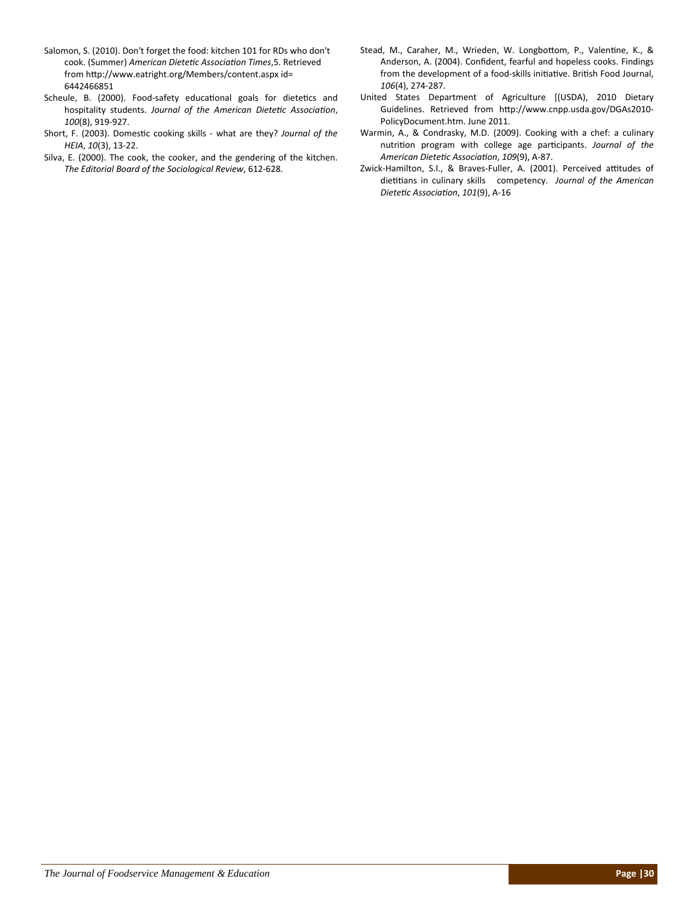Salomon, S. (2010). Don't forget the food: kitchen 101 for RDs who don't cook. (Summer) *American Dietetic Association Times*,5. Retrieved from http://www.eatright.org/Members/content.aspx id= 6442466851

Scheule, B. (2000). Food-safety educational goals for dietetics and hospitality students. *Journal of the American Dietetic Association*, *100*(8), 919-927.

Short, F. (2003). Domestic cooking skills - what are they? *Journal of the HEIA*, *10*(3), 13-22.

Silva, E. (2000). The cook, the cooker, and the gendering of the kitchen. *The Editorial Board of the Sociological Review*, 612-628.

Stead, M., Caraher, M., Wrieden, W. Longbottom, P., Valentine, K., & Anderson, A. (2004). Confident, fearful and hopeless cooks. Findings from the development of a food-skills initiative. British Food Journal, *106*(4), 274-287.

United States Department of Agriculture [(USDA), 2010 Dietary Guidelines. Retrieved from http://www.cnpp.usda.gov/DGAs2010-PolicyDocument.htm. June 2011.

Warmin, A., & Condrasky, M.D. (2009). Cooking with a chef: a culinary nutrition program with college age participants. *Journal of the American Dietetic Association*, *109*(9), A-87.

Zwick-Hamilton, S.I., & Braves-Fuller, A. (2001). Perceived attitudes of dietitians in culinary skills competency. *Journal of the American Dietetic Association*, *101*(9), A-16